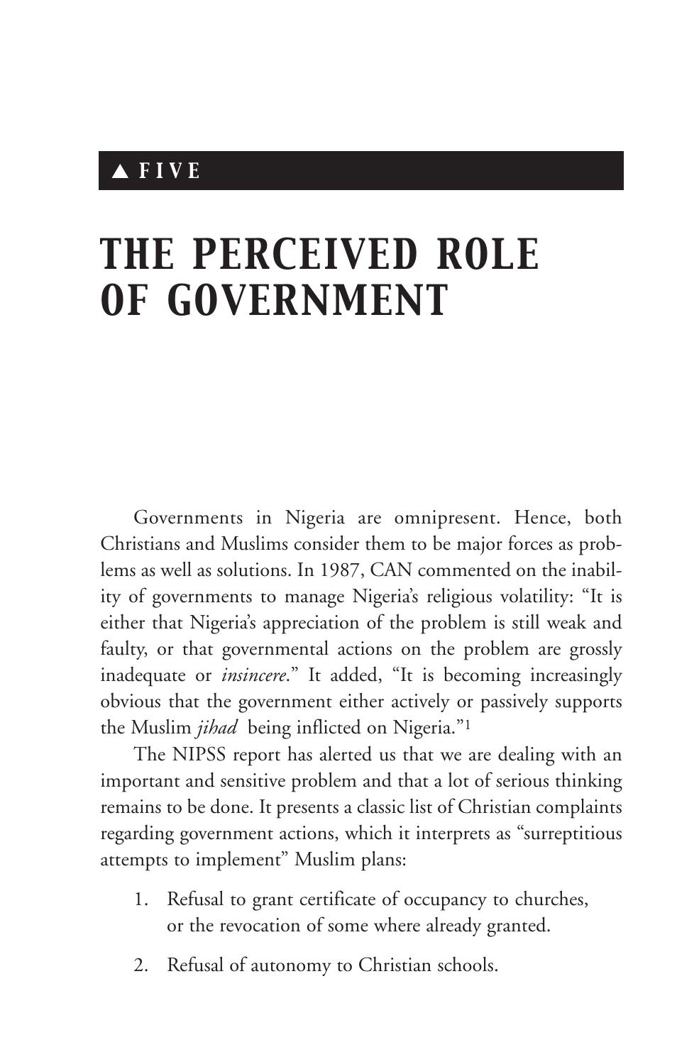▲ FIVE

# THE PERCEIVED ROLE OF GOVERNMENT

Governments in Nigeria are omnipresent. Hence, both Christians and Muslims consider them to be major forces as problems as well as solutions. In 1987, CAN commented on the inability of governments to manage Nigeria's religious volatility: "It is either that Nigeria's appreciation of the problem is still weak and faulty, or that governmental actions on the problem are grossly inadequate or *insincere*." It added, "It is becoming increasingly obvious that the government either actively or passively supports the Muslim *jihad* being inflicted on Nigeria."[1]

The NIPSS report has alerted us that we are dealing with an important and sensitive problem and that a lot of serious thinking remains to be done. It presents a classic list of Christian complaints regarding government actions, which it interprets as "surreptitious attempts to implement" Muslim plans:

1. Refusal to grant certificate of occupancy to churches, or the revocation of some where already granted.
2. Refusal of autonomy to Christian schools.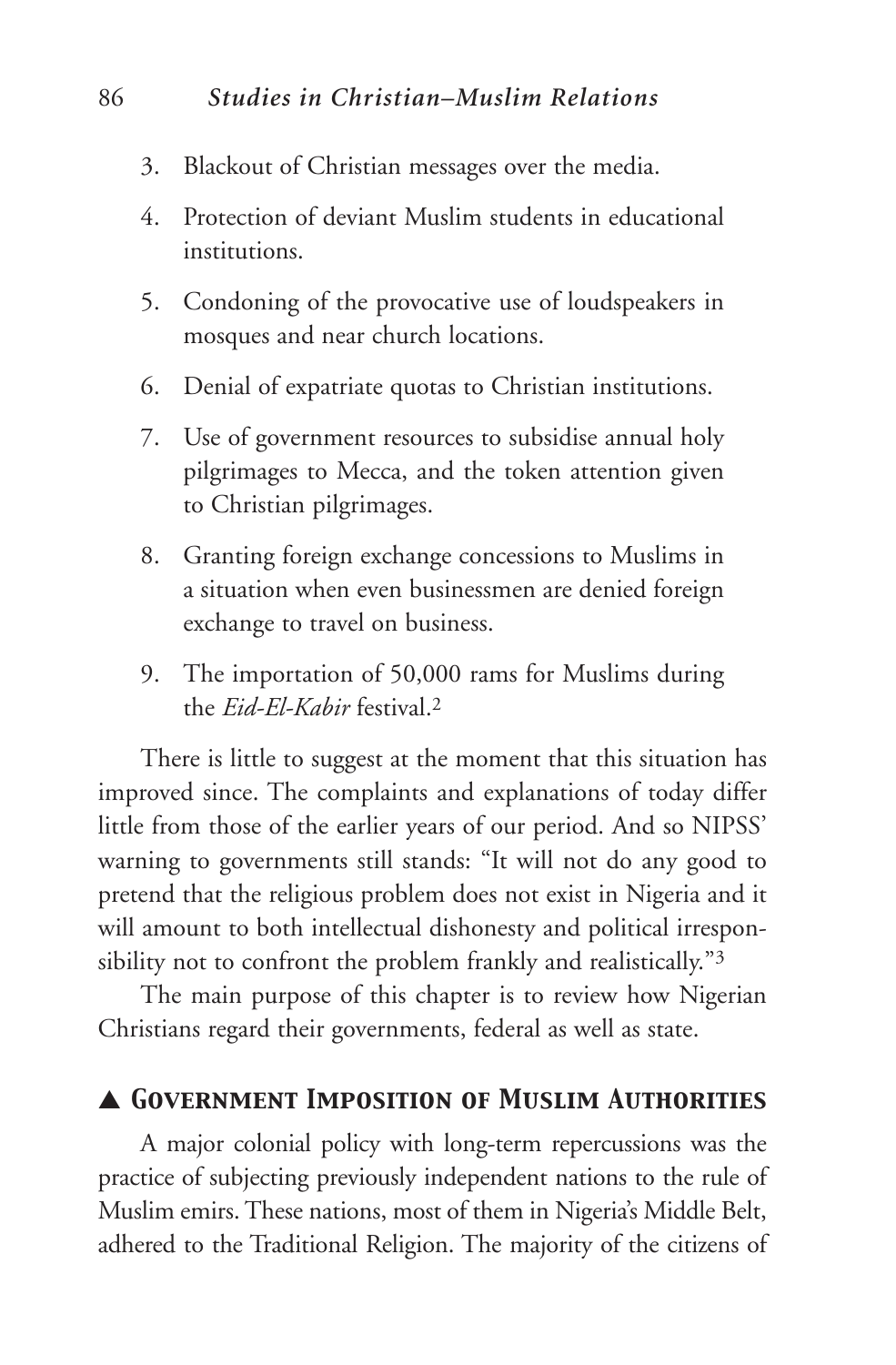3. Blackout of Christian messages over the media.
4. Protection of deviant Muslim students in educational institutions.
5. Condoning of the provocative use of loudspeakers in mosques and near church locations.
6. Denial of expatriate quotas to Christian institutions.
7. Use of government resources to subsidise annual holy pilgrimages to Mecca, and the token attention given to Christian pilgrimages.
8. Granting foreign exchange concessions to Muslims in a situation when even businessmen are denied foreign exchange to travel on business.
9. The importation of 50,000 rams for Muslims during the *Eid-El-Kabir* festival.[2]

There is little to suggest at the moment that this situation has improved since. The complaints and explanations of today differ little from those of the earlier years of our period. And so NIPSS' warning to governments still stands: "It will not do any good to pretend that the religious problem does not exist in Nigeria and it will amount to both intellectual dishonesty and political irresponsibility not to confront the problem frankly and realistically."[3]

The main purpose of this chapter is to review how Nigerian Christians regard their governments, federal as well as state.

## ▲ Government Imposition of Muslim Authorities

A major colonial policy with long-term repercussions was the practice of subjecting previously independent nations to the rule of Muslim emirs. These nations, most of them in Nigeria's Middle Belt, adhered to the Traditional Religion. The majority of the citizens of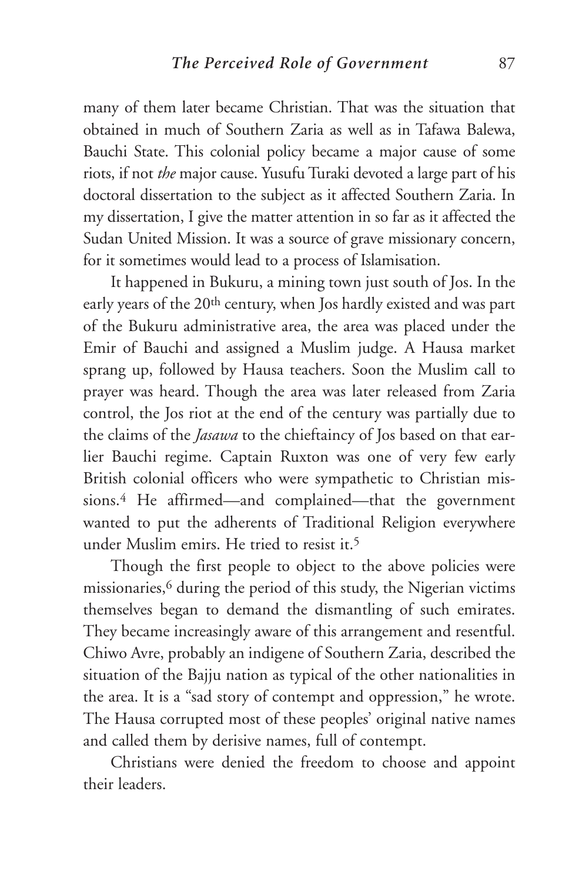many of them later became Christian. That was the situation that obtained in much of Southern Zaria as well as in Tafawa Balewa, Bauchi State. This colonial policy became a major cause of some riots, if not *the* major cause. Yusufu Turaki devoted a large part of his doctoral dissertation to the subject as it affected Southern Zaria. In my dissertation, I give the matter attention in so far as it affected the Sudan United Mission. It was a source of grave missionary concern, for it sometimes would lead to a process of Islamisation.

It happened in Bukuru, a mining town just south of Jos. In the early years of the 20th century, when Jos hardly existed and was part of the Bukuru administrative area, the area was placed under the Emir of Bauchi and assigned a Muslim judge. A Hausa market sprang up, followed by Hausa teachers. Soon the Muslim call to prayer was heard. Though the area was later released from Zaria control, the Jos riot at the end of the century was partially due to the claims of the *Jasawa* to the chieftaincy of Jos based on that earlier Bauchi regime. Captain Ruxton was one of very few early British colonial officers who were sympathetic to Christian missions.[4] He affirmed—and complained—that the government wanted to put the adherents of Traditional Religion everywhere under Muslim emirs. He tried to resist it.[5]

Though the first people to object to the above policies were missionaries,[6] during the period of this study, the Nigerian victims themselves began to demand the dismantling of such emirates. They became increasingly aware of this arrangement and resentful. Chiwo Avre, probably an indigene of Southern Zaria, described the situation of the Bajju nation as typical of the other nationalities in the area. It is a "sad story of contempt and oppression," he wrote. The Hausa corrupted most of these peoples' original native names and called them by derisive names, full of contempt.

Christians were denied the freedom to choose and appoint their leaders.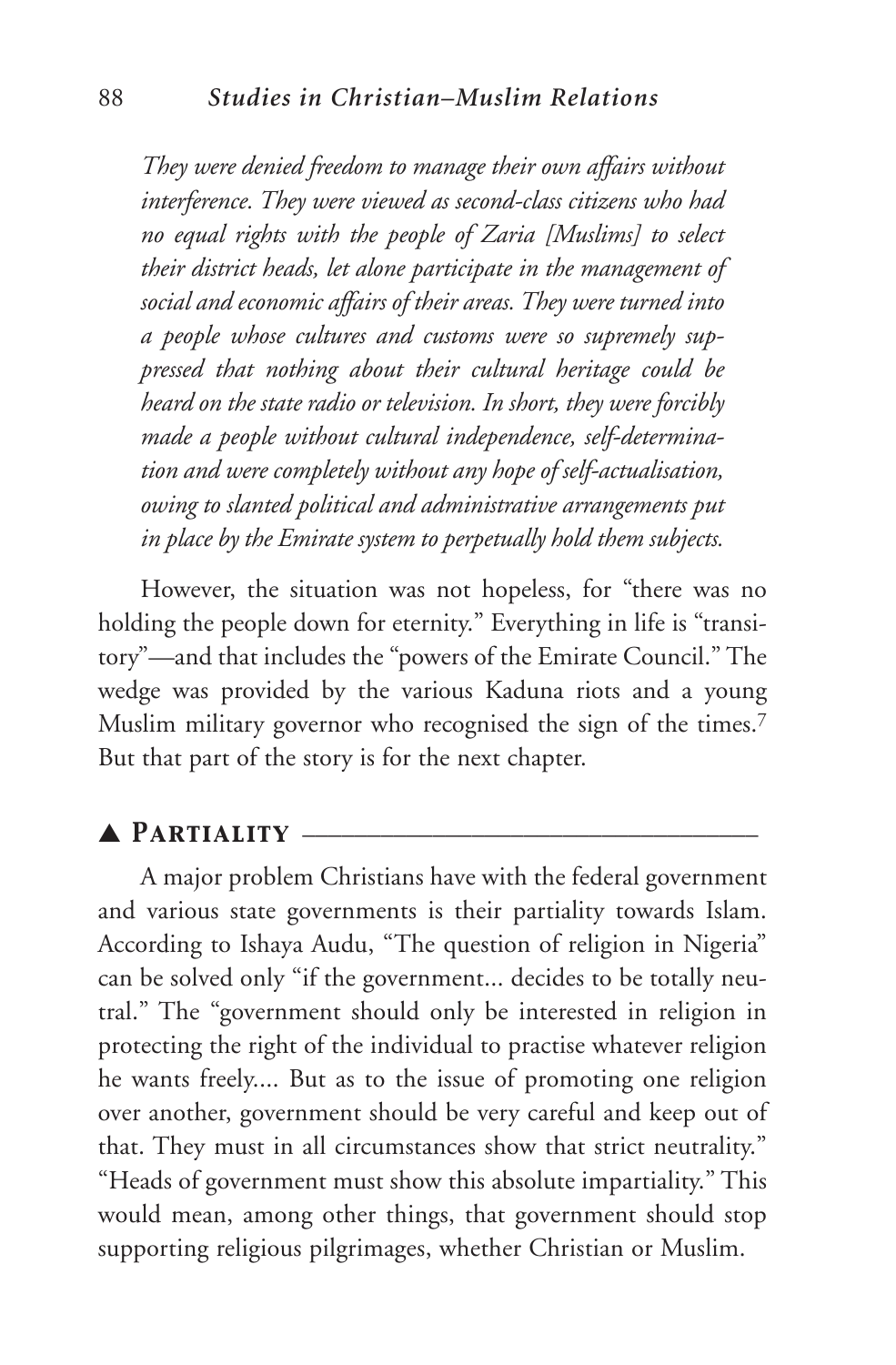*They were denied freedom to manage their own affairs without interference. They were viewed as second-class citizens who had no equal rights with the people of Zaria [Muslims] to select their district heads, let alone participate in the management of social and economic affairs of their areas. They were turned into a people whose cultures and customs were so supremely suppressed that nothing about their cultural heritage could be heard on the state radio or television. In short, they were forcibly made a people without cultural independence, self-determination and were completely without any hope of self-actualisation, owing to slanted political and administrative arrangements put in place by the Emirate system to perpetually hold them subjects.*

However, the situation was not hopeless, for "there was no holding the people down for eternity." Everything in life is "transitory"—and that includes the "powers of the Emirate Council." The wedge was provided by the various Kaduna riots and a young Muslim military governor who recognised the sign of the times.[7] But that part of the story is for the next chapter.

## ▲ Partiality

A major problem Christians have with the federal government and various state governments is their partiality towards Islam. According to Ishaya Audu, "The question of religion in Nigeria" can be solved only "if the government... decides to be totally neutral." The "government should only be interested in religion in protecting the right of the individual to practise whatever religion he wants freely.... But as to the issue of promoting one religion over another, government should be very careful and keep out of that. They must in all circumstances show that strict neutrality." "Heads of government must show this absolute impartiality." This would mean, among other things, that government should stop supporting religious pilgrimages, whether Christian or Muslim.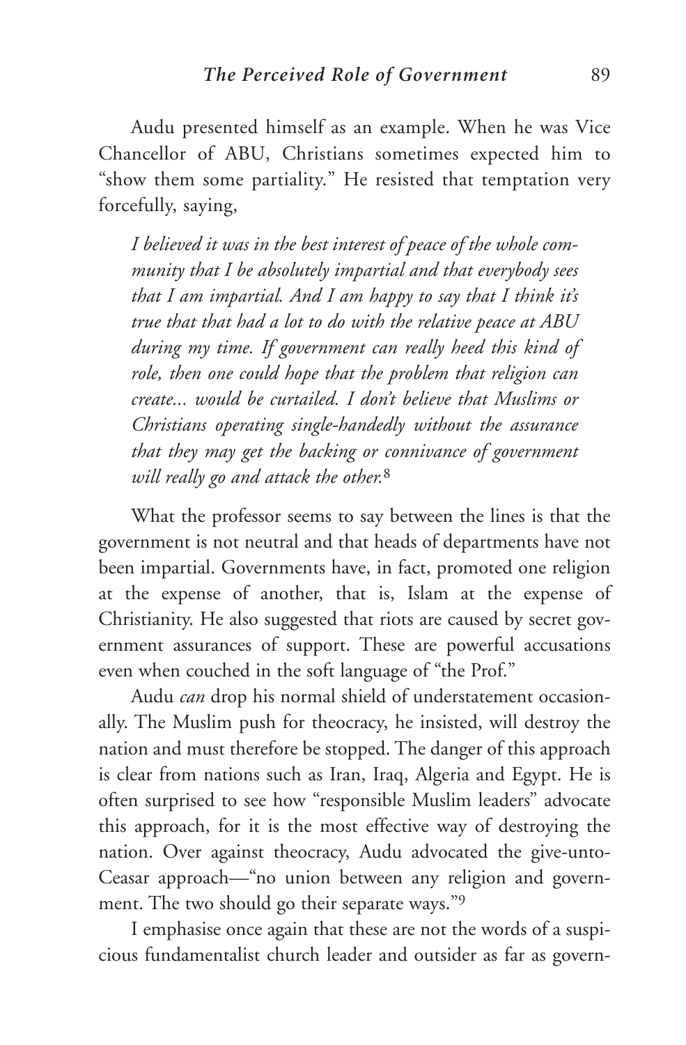Audu presented himself as an example. When he was Vice Chancellor of ABU, Christians sometimes expected him to "show them some partiality." He resisted that temptation very forcefully, saying,

> *I believed it was in the best interest of peace of the whole community that I be absolutely impartial and that everybody sees that I am impartial. And I am happy to say that I think it's true that that had a lot to do with the relative peace at ABU during my time. If government can really heed this kind of role, then one could hope that the problem that religion can create... would be curtailed. I don't believe that Muslims or Christians operating single-handedly without the assurance that they may get the backing or connivance of government will really go and attack the other.*[8]

What the professor seems to say between the lines is that the government is not neutral and that heads of departments have not been impartial. Governments have, in fact, promoted one religion at the expense of another, that is, Islam at the expense of Christianity. He also suggested that riots are caused by secret government assurances of support. These are powerful accusations even when couched in the soft language of "the Prof."

Audu *can* drop his normal shield of understatement occasionally. The Muslim push for theocracy, he insisted, will destroy the nation and must therefore be stopped. The danger of this approach is clear from nations such as Iran, Iraq, Algeria and Egypt. He is often surprised to see how "responsible Muslim leaders" advocate this approach, for it is the most effective way of destroying the nation. Over against theocracy, Audu advocated the give-unto-Ceasar approach—"no union between any religion and government. The two should go their separate ways."[9]

I emphasise once again that these are not the words of a suspicious fundamentalist church leader and outsider as far as govern-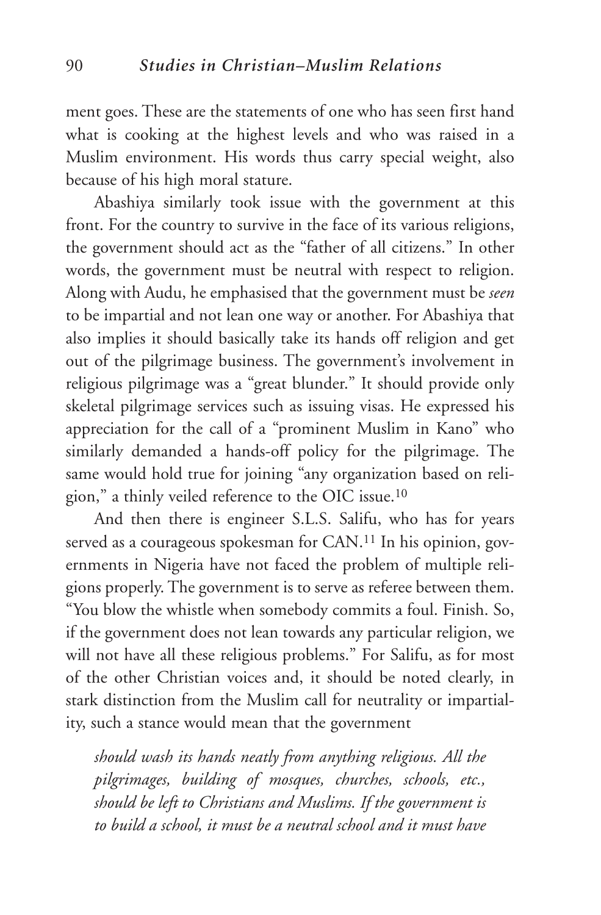ment goes. These are the statements of one who has seen first hand what is cooking at the highest levels and who was raised in a Muslim environment. His words thus carry special weight, also because of his high moral stature.

Abashiya similarly took issue with the government at this front. For the country to survive in the face of its various religions, the government should act as the "father of all citizens." In other words, the government must be neutral with respect to religion. Along with Audu, he emphasised that the government must be *seen* to be impartial and not lean one way or another. For Abashiya that also implies it should basically take its hands off religion and get out of the pilgrimage business. The government's involvement in religious pilgrimage was a "great blunder." It should provide only skeletal pilgrimage services such as issuing visas. He expressed his appreciation for the call of a "prominent Muslim in Kano" who similarly demanded a hands-off policy for the pilgrimage. The same would hold true for joining "any organization based on religion," a thinly veiled reference to the OIC issue.[10]

And then there is engineer S.L.S. Salifu, who has for years served as a courageous spokesman for CAN.[11] In his opinion, governments in Nigeria have not faced the problem of multiple religions properly. The government is to serve as referee between them. "You blow the whistle when somebody commits a foul. Finish. So, if the government does not lean towards any particular religion, we will not have all these religious problems." For Salifu, as for most of the other Christian voices and, it should be noted clearly, in stark distinction from the Muslim call for neutrality or impartiality, such a stance would mean that the government

> *should wash its hands neatly from anything religious. All the pilgrimages, building of mosques, churches, schools, etc., should be left to Christians and Muslims. If the government is to build a school, it must be a neutral school and it must have*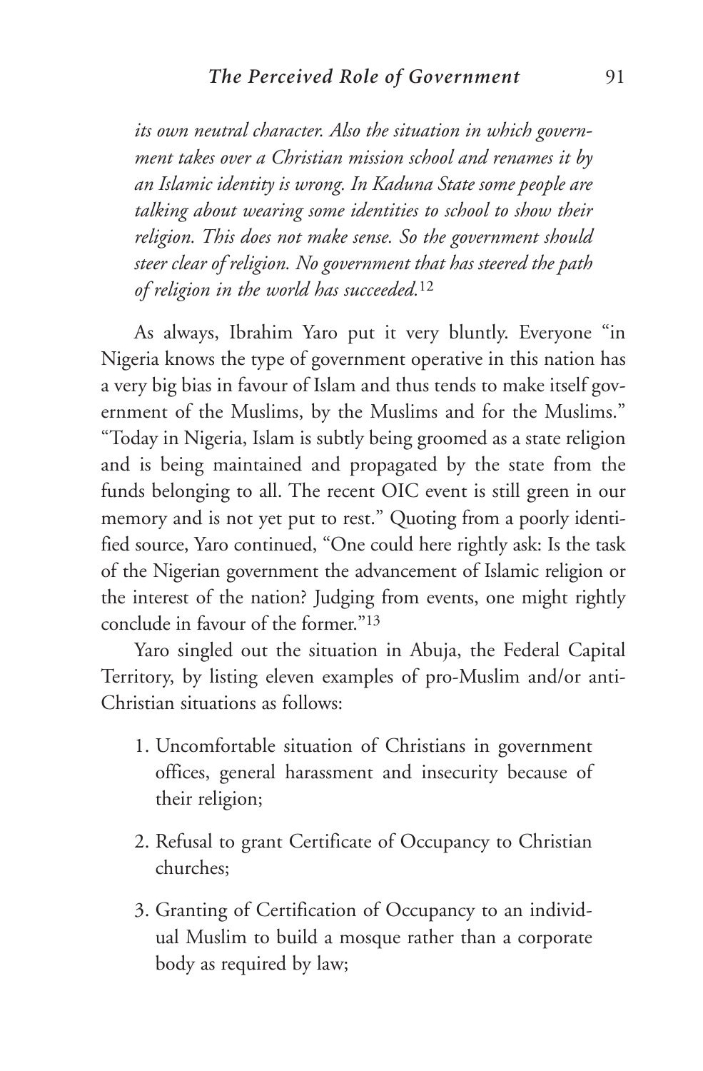*its own neutral character. Also the situation in which government takes over a Christian mission school and renames it by an Islamic identity is wrong. In Kaduna State some people are talking about wearing some identities to school to show their religion. This does not make sense. So the government should steer clear of religion. No government that has steered the path of religion in the world has succeeded.*[12]

As always, Ibrahim Yaro put it very bluntly. Everyone "in Nigeria knows the type of government operative in this nation has a very big bias in favour of Islam and thus tends to make itself government of the Muslims, by the Muslims and for the Muslims." "Today in Nigeria, Islam is subtly being groomed as a state religion and is being maintained and propagated by the state from the funds belonging to all. The recent OIC event is still green in our memory and is not yet put to rest." Quoting from a poorly identified source, Yaro continued, "One could here rightly ask: Is the task of the Nigerian government the advancement of Islamic religion or the interest of the nation? Judging from events, one might rightly conclude in favour of the former."[13]

Yaro singled out the situation in Abuja, the Federal Capital Territory, by listing eleven examples of pro-Muslim and/or anti-Christian situations as follows:

1. Uncomfortable situation of Christians in government offices, general harassment and insecurity because of their religion;
2. Refusal to grant Certificate of Occupancy to Christian churches;
3. Granting of Certification of Occupancy to an individual Muslim to build a mosque rather than a corporate body as required by law;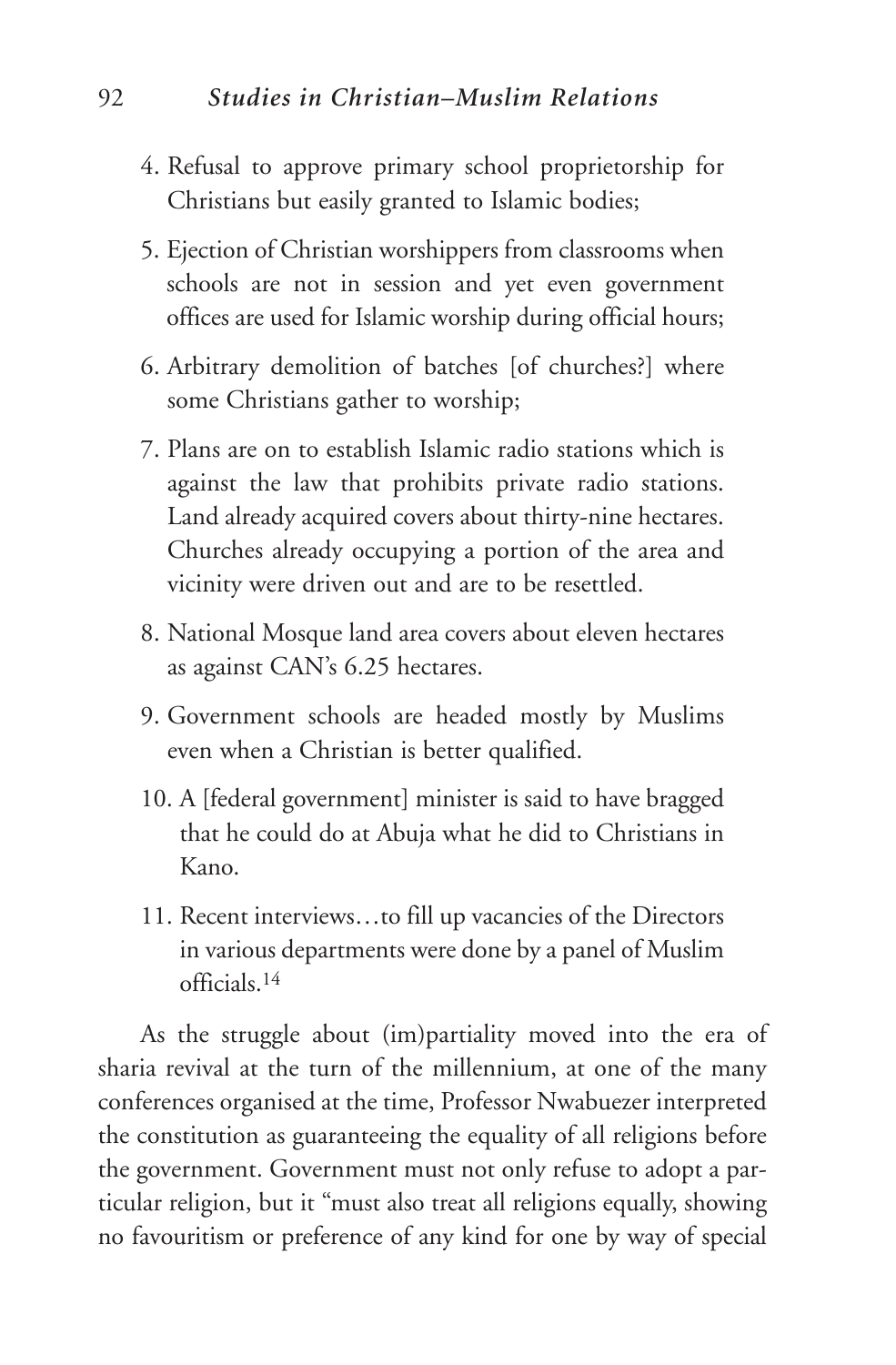4. Refusal to approve primary school proprietorship for Christians but easily granted to Islamic bodies;
5. Ejection of Christian worshippers from classrooms when schools are not in session and yet even government offices are used for Islamic worship during official hours;
6. Arbitrary demolition of batches [of churches?] where some Christians gather to worship;
7. Plans are on to establish Islamic radio stations which is against the law that prohibits private radio stations. Land already acquired covers about thirty-nine hectares. Churches already occupying a portion of the area and vicinity were driven out and are to be resettled.
8. National Mosque land area covers about eleven hectares as against CAN's 6.25 hectares.
9. Government schools are headed mostly by Muslims even when a Christian is better qualified.
10. A [federal government] minister is said to have bragged that he could do at Abuja what he did to Christians in Kano.
11. Recent interviews…to fill up vacancies of the Directors in various departments were done by a panel of Muslim officials.[14]

As the struggle about (im)partiality moved into the era of sharia revival at the turn of the millennium, at one of the many conferences organised at the time, Professor Nwabuezer interpreted the constitution as guaranteeing the equality of all religions before the government. Government must not only refuse to adopt a particular religion, but it "must also treat all religions equally, showing no favouritism or preference of any kind for one by way of special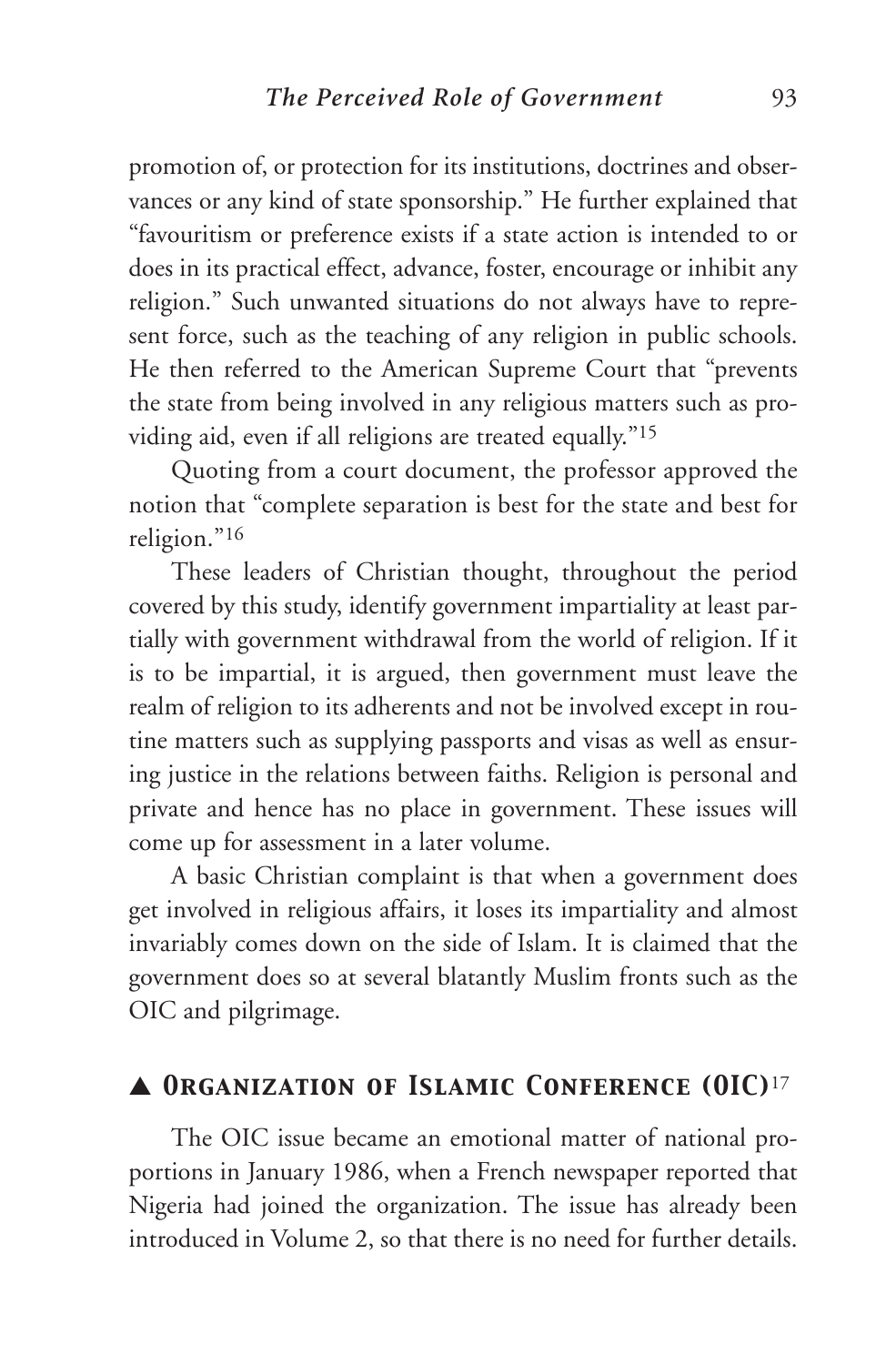promotion of, or protection for its institutions, doctrines and observances or any kind of state sponsorship." He further explained that "favouritism or preference exists if a state action is intended to or does in its practical effect, advance, foster, encourage or inhibit any religion." Such unwanted situations do not always have to represent force, such as the teaching of any religion in public schools. He then referred to the American Supreme Court that "prevents the state from being involved in any religious matters such as providing aid, even if all religions are treated equally."[15]

Quoting from a court document, the professor approved the notion that "complete separation is best for the state and best for religion."[16]

These leaders of Christian thought, throughout the period covered by this study, identify government impartiality at least partially with government withdrawal from the world of religion. If it is to be impartial, it is argued, then government must leave the realm of religion to its adherents and not be involved except in routine matters such as supplying passports and visas as well as ensuring justice in the relations between faiths. Religion is personal and private and hence has no place in government. These issues will come up for assessment in a later volume.

A basic Christian complaint is that when a government does get involved in religious affairs, it loses its impartiality and almost invariably comes down on the side of Islam. It is claimed that the government does so at several blatantly Muslim fronts such as the OIC and pilgrimage.

## ▲ Organization of Islamic Conference (OIC)[17]

The OIC issue became an emotional matter of national proportions in January 1986, when a French newspaper reported that Nigeria had joined the organization. The issue has already been introduced in Volume 2, so that there is no need for further details.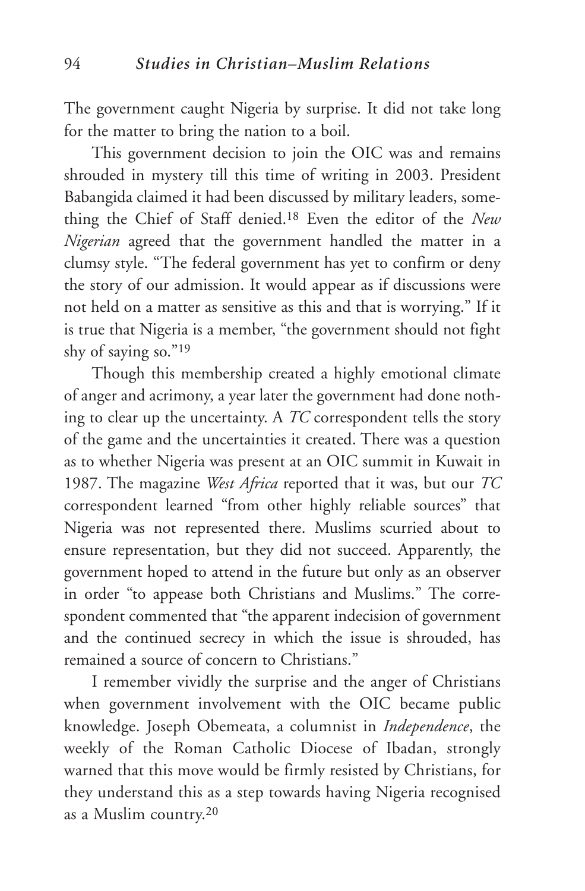The government caught Nigeria by surprise. It did not take long for the matter to bring the nation to a boil.

This government decision to join the OIC was and remains shrouded in mystery till this time of writing in 2003. President Babangida claimed it had been discussed by military leaders, something the Chief of Staff denied.[18] Even the editor of the *New Nigerian* agreed that the government handled the matter in a clumsy style. "The federal government has yet to confirm or deny the story of our admission. It would appear as if discussions were not held on a matter as sensitive as this and that is worrying." If it is true that Nigeria is a member, "the government should not fight shy of saying so."[19]

Though this membership created a highly emotional climate of anger and acrimony, a year later the government had done nothing to clear up the uncertainty. A *TC* correspondent tells the story of the game and the uncertainties it created. There was a question as to whether Nigeria was present at an OIC summit in Kuwait in 1987. The magazine *West Africa* reported that it was, but our *TC* correspondent learned "from other highly reliable sources" that Nigeria was not represented there. Muslims scurried about to ensure representation, but they did not succeed. Apparently, the government hoped to attend in the future but only as an observer in order "to appease both Christians and Muslims." The correspondent commented that "the apparent indecision of government and the continued secrecy in which the issue is shrouded, has remained a source of concern to Christians."

I remember vividly the surprise and the anger of Christians when government involvement with the OIC became public knowledge. Joseph Obemeata, a columnist in *Independence*, the weekly of the Roman Catholic Diocese of Ibadan, strongly warned that this move would be firmly resisted by Christians, for they understand this as a step towards having Nigeria recognised as a Muslim country.[20]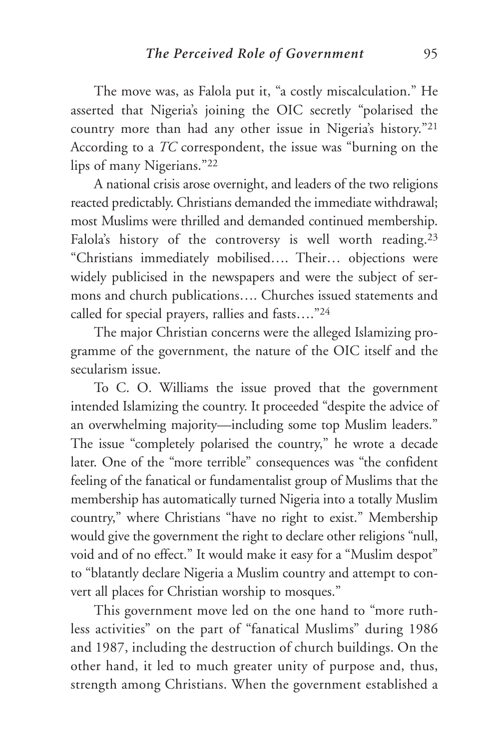The move was, as Falola put it, "a costly miscalculation." He asserted that Nigeria's joining the OIC secretly "polarised the country more than had any other issue in Nigeria's history."[21] According to a *TC* correspondent, the issue was "burning on the lips of many Nigerians."[22]

A national crisis arose overnight, and leaders of the two religions reacted predictably. Christians demanded the immediate withdrawal; most Muslims were thrilled and demanded continued membership. Falola's history of the controversy is well worth reading.[23] "Christians immediately mobilised…. Their… objections were widely publicised in the newspapers and were the subject of sermons and church publications…. Churches issued statements and called for special prayers, rallies and fasts…."[24]

The major Christian concerns were the alleged Islamizing programme of the government, the nature of the OIC itself and the secularism issue.

To C. O. Williams the issue proved that the government intended Islamizing the country. It proceeded "despite the advice of an overwhelming majority—including some top Muslim leaders." The issue "completely polarised the country," he wrote a decade later. One of the "more terrible" consequences was "the confident feeling of the fanatical or fundamentalist group of Muslims that the membership has automatically turned Nigeria into a totally Muslim country," where Christians "have no right to exist." Membership would give the government the right to declare other religions "null, void and of no effect." It would make it easy for a "Muslim despot" to "blatantly declare Nigeria a Muslim country and attempt to convert all places for Christian worship to mosques."

This government move led on the one hand to "more ruthless activities" on the part of "fanatical Muslims" during 1986 and 1987, including the destruction of church buildings. On the other hand, it led to much greater unity of purpose and, thus, strength among Christians. When the government established a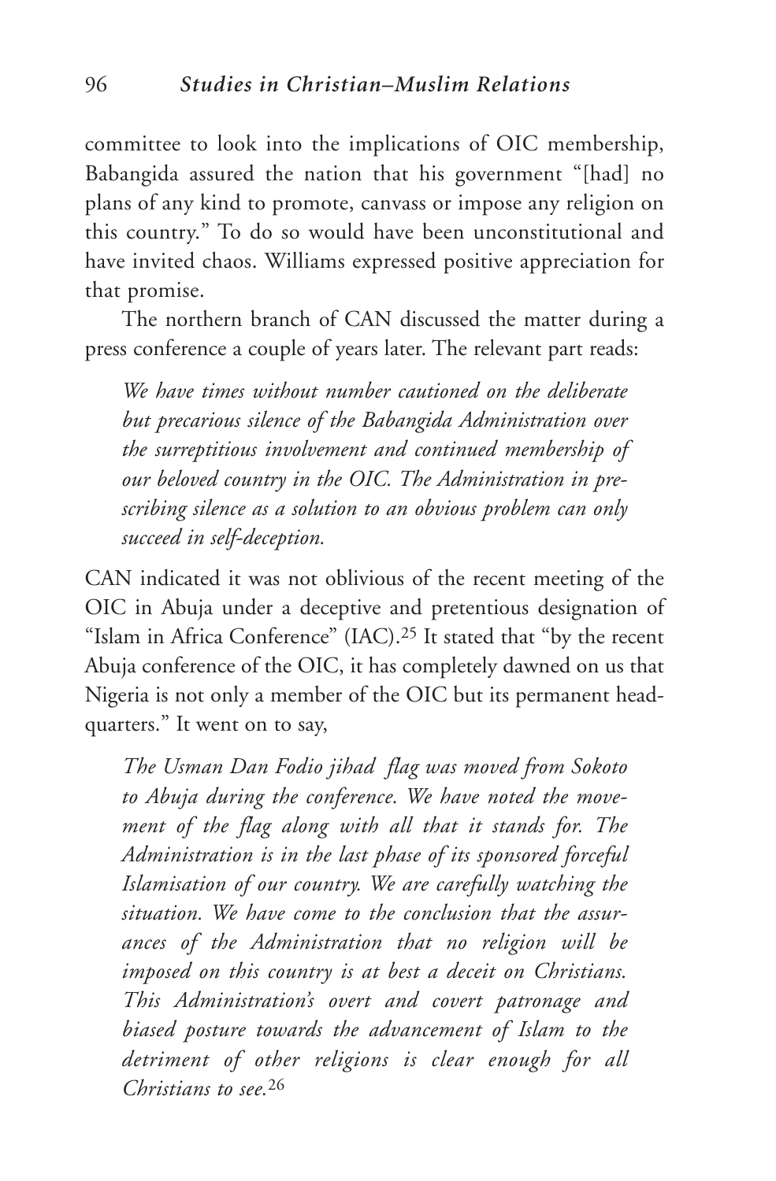committee to look into the implications of OIC membership, Babangida assured the nation that his government "[had] no plans of any kind to promote, canvass or impose any religion on this country." To do so would have been unconstitutional and have invited chaos. Williams expressed positive appreciation for that promise.

The northern branch of CAN discussed the matter during a press conference a couple of years later. The relevant part reads:

> *We have times without number cautioned on the deliberate but precarious silence of the Babangida Administration over the surreptitious involvement and continued membership of our beloved country in the OIC. The Administration in prescribing silence as a solution to an obvious problem can only succeed in self-deception.*

CAN indicated it was not oblivious of the recent meeting of the OIC in Abuja under a deceptive and pretentious designation of "Islam in Africa Conference" (IAC).[25] It stated that "by the recent Abuja conference of the OIC, it has completely dawned on us that Nigeria is not only a member of the OIC but its permanent headquarters." It went on to say,

> *The Usman Dan Fodio jihad flag was moved from Sokoto to Abuja during the conference. We have noted the movement of the flag along with all that it stands for. The Administration is in the last phase of its sponsored forceful Islamisation of our country. We are carefully watching the situation. We have come to the conclusion that the assurances of the Administration that no religion will be imposed on this country is at best a deceit on Christians. This Administration's overt and covert patronage and biased posture towards the advancement of Islam to the detriment of other religions is clear enough for all Christians to see.*[26]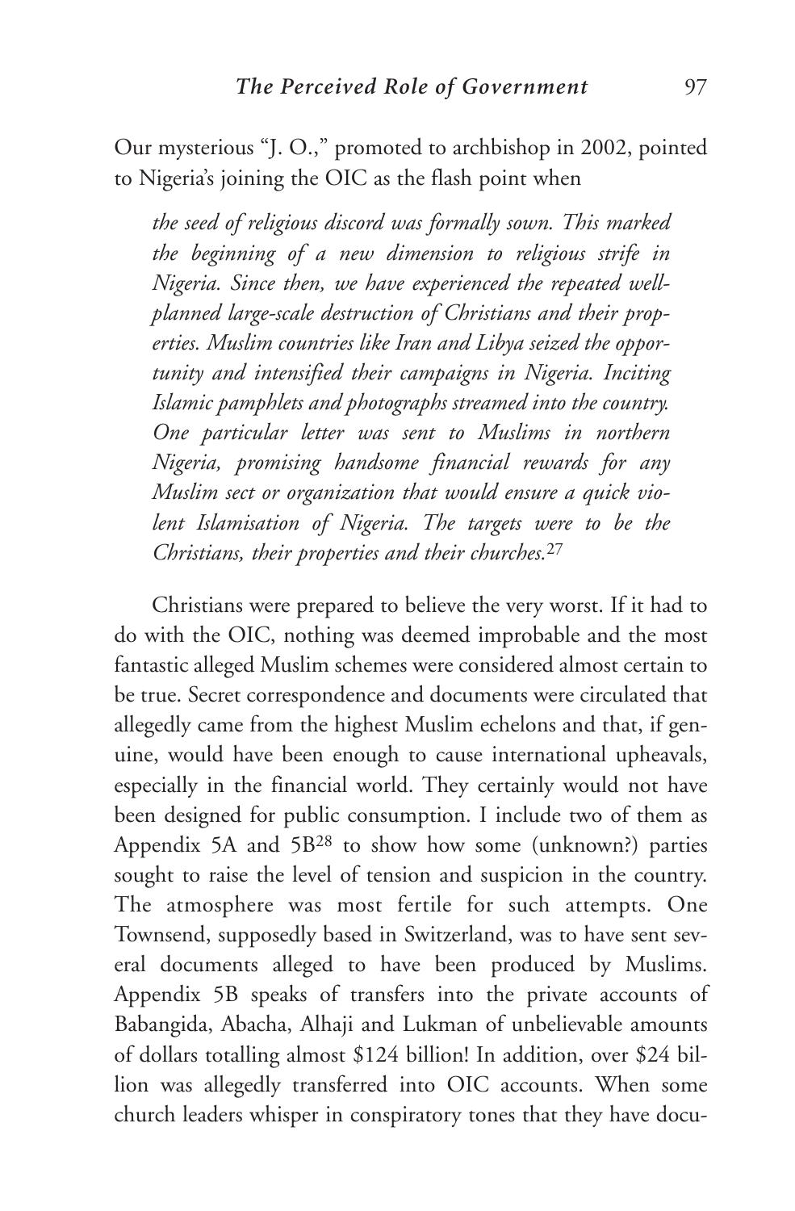Our mysterious "J. O.," promoted to archbishop in 2002, pointed to Nigeria's joining the OIC as the flash point when

> *the seed of religious discord was formally sown. This marked the beginning of a new dimension to religious strife in Nigeria. Since then, we have experienced the repeated well-planned large-scale destruction of Christians and their properties. Muslim countries like Iran and Libya seized the opportunity and intensified their campaigns in Nigeria. Inciting Islamic pamphlets and photographs streamed into the country. One particular letter was sent to Muslims in northern Nigeria, promising handsome financial rewards for any Muslim sect or organization that would ensure a quick violent Islamisation of Nigeria. The targets were to be the Christians, their properties and their churches.*[27]

Christians were prepared to believe the very worst. If it had to do with the OIC, nothing was deemed improbable and the most fantastic alleged Muslim schemes were considered almost certain to be true. Secret correspondence and documents were circulated that allegedly came from the highest Muslim echelons and that, if genuine, would have been enough to cause international upheavals, especially in the financial world. They certainly would not have been designed for public consumption. I include two of them as Appendix 5A and 5B[28] to show how some (unknown?) parties sought to raise the level of tension and suspicion in the country. The atmosphere was most fertile for such attempts. One Townsend, supposedly based in Switzerland, was to have sent several documents alleged to have been produced by Muslims. Appendix 5B speaks of transfers into the private accounts of Babangida, Abacha, Alhaji and Lukman of unbelievable amounts of dollars totalling almost \$124 billion! In addition, over \$24 billion was allegedly transferred into OIC accounts. When some church leaders whisper in conspiratory tones that they have docu-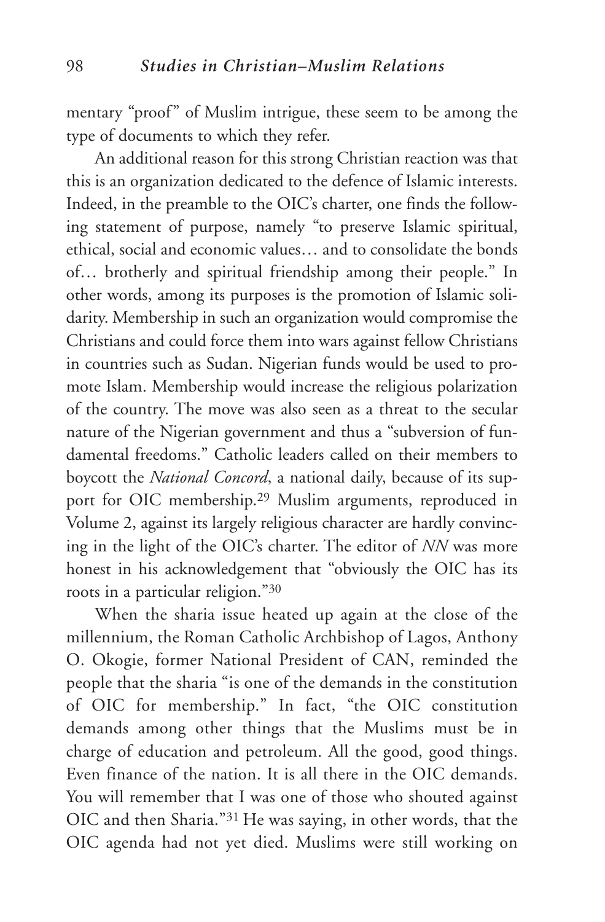mentary "proof" of Muslim intrigue, these seem to be among the type of documents to which they refer.

An additional reason for this strong Christian reaction was that this is an organization dedicated to the defence of Islamic interests. Indeed, in the preamble to the OIC's charter, one finds the following statement of purpose, namely "to preserve Islamic spiritual, ethical, social and economic values… and to consolidate the bonds of… brotherly and spiritual friendship among their people." In other words, among its purposes is the promotion of Islamic solidarity. Membership in such an organization would compromise the Christians and could force them into wars against fellow Christians in countries such as Sudan. Nigerian funds would be used to promote Islam. Membership would increase the religious polarization of the country. The move was also seen as a threat to the secular nature of the Nigerian government and thus a "subversion of fundamental freedoms." Catholic leaders called on their members to boycott the *National Concord*, a national daily, because of its support for OIC membership.[29] Muslim arguments, reproduced in Volume 2, against its largely religious character are hardly convincing in the light of the OIC's charter. The editor of *NN* was more honest in his acknowledgement that "obviously the OIC has its roots in a particular religion."[30]

When the sharia issue heated up again at the close of the millennium, the Roman Catholic Archbishop of Lagos, Anthony O. Okogie, former National President of CAN, reminded the people that the sharia "is one of the demands in the constitution of OIC for membership." In fact, "the OIC constitution demands among other things that the Muslims must be in charge of education and petroleum. All the good, good things. Even finance of the nation. It is all there in the OIC demands. You will remember that I was one of those who shouted against OIC and then Sharia."[31] He was saying, in other words, that the OIC agenda had not yet died. Muslims were still working on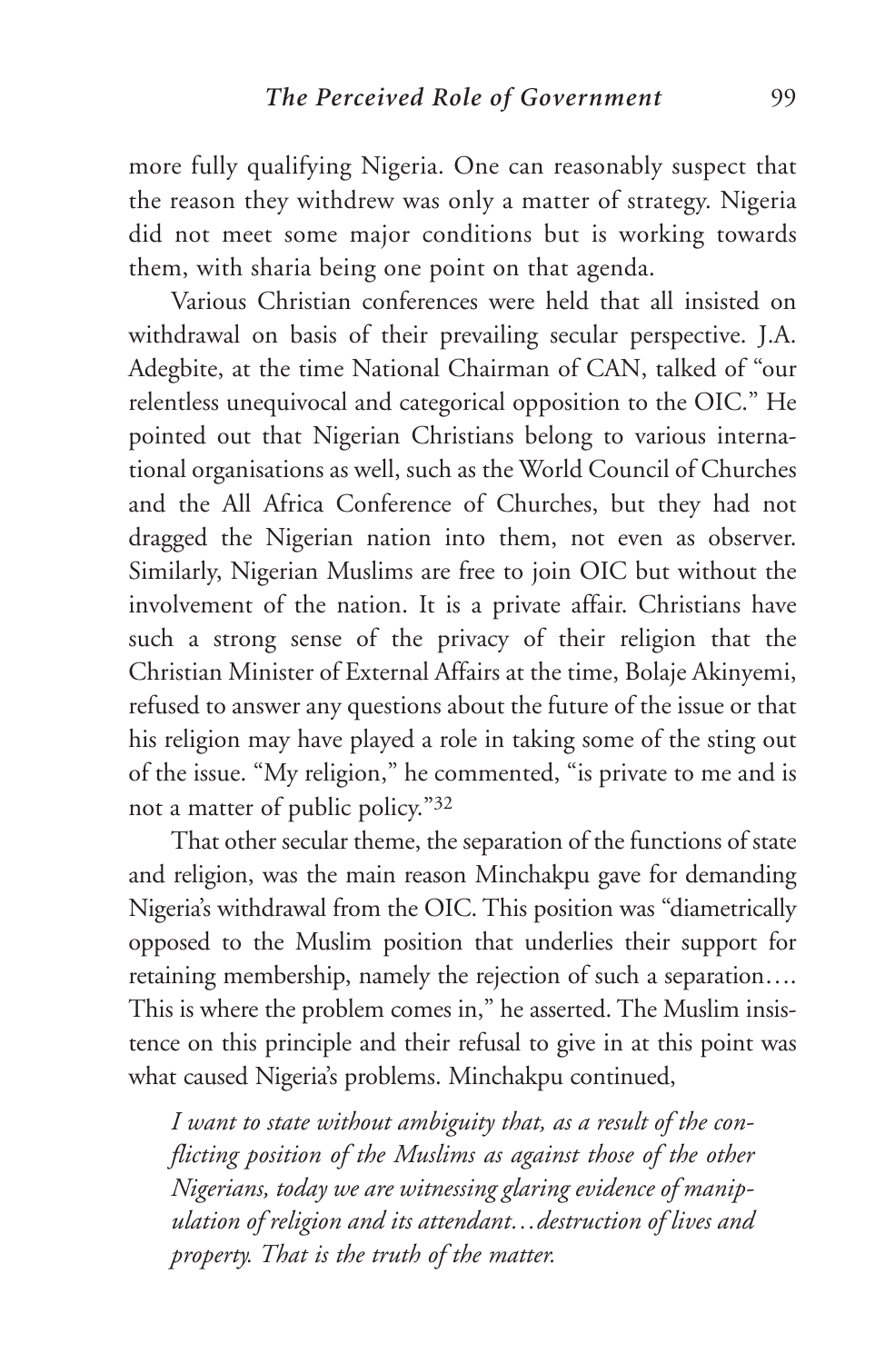more fully qualifying Nigeria. One can reasonably suspect that the reason they withdrew was only a matter of strategy. Nigeria did not meet some major conditions but is working towards them, with sharia being one point on that agenda.

Various Christian conferences were held that all insisted on withdrawal on basis of their prevailing secular perspective. J.A. Adegbite, at the time National Chairman of CAN, talked of "our relentless unequivocal and categorical opposition to the OIC." He pointed out that Nigerian Christians belong to various international organisations as well, such as the World Council of Churches and the All Africa Conference of Churches, but they had not dragged the Nigerian nation into them, not even as observer. Similarly, Nigerian Muslims are free to join OIC but without the involvement of the nation. It is a private affair. Christians have such a strong sense of the privacy of their religion that the Christian Minister of External Affairs at the time, Bolaje Akinyemi, refused to answer any questions about the future of the issue or that his religion may have played a role in taking some of the sting out of the issue. "My religion," he commented, "is private to me and is not a matter of public policy."[32]

That other secular theme, the separation of the functions of state and religion, was the main reason Minchakpu gave for demanding Nigeria's withdrawal from the OIC. This position was "diametrically opposed to the Muslim position that underlies their support for retaining membership, namely the rejection of such a separation…. This is where the problem comes in," he asserted. The Muslim insistence on this principle and their refusal to give in at this point was what caused Nigeria's problems. Minchakpu continued,

> *I want to state without ambiguity that, as a result of the conflicting position of the Muslims as against those of the other Nigerians, today we are witnessing glaring evidence of manipulation of religion and its attendant…destruction of lives and property. That is the truth of the matter.*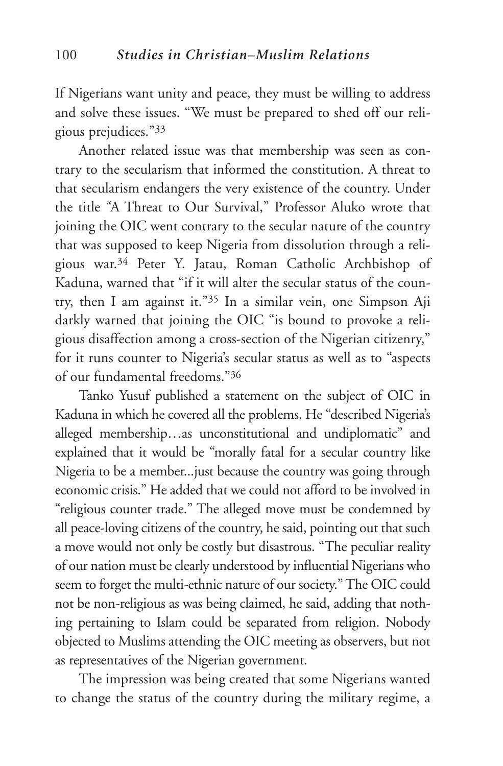If Nigerians want unity and peace, they must be willing to address and solve these issues. "We must be prepared to shed off our religious prejudices."[33]

Another related issue was that membership was seen as contrary to the secularism that informed the constitution. A threat to that secularism endangers the very existence of the country. Under the title "A Threat to Our Survival," Professor Aluko wrote that joining the OIC went contrary to the secular nature of the country that was supposed to keep Nigeria from dissolution through a religious war.[34] Peter Y. Jatau, Roman Catholic Archbishop of Kaduna, warned that "if it will alter the secular status of the country, then I am against it."[35] In a similar vein, one Simpson Aji darkly warned that joining the OIC "is bound to provoke a religious disaffection among a cross-section of the Nigerian citizenry," for it runs counter to Nigeria's secular status as well as to "aspects of our fundamental freedoms."[36]

Tanko Yusuf published a statement on the subject of OIC in Kaduna in which he covered all the problems. He "described Nigeria's alleged membership…as unconstitutional and undiplomatic" and explained that it would be "morally fatal for a secular country like Nigeria to be a member...just because the country was going through economic crisis." He added that we could not afford to be involved in "religious counter trade." The alleged move must be condemned by all peace-loving citizens of the country, he said, pointing out that such a move would not only be costly but disastrous. "The peculiar reality of our nation must be clearly understood by influential Nigerians who seem to forget the multi-ethnic nature of our society." The OIC could not be non-religious as was being claimed, he said, adding that nothing pertaining to Islam could be separated from religion. Nobody objected to Muslims attending the OIC meeting as observers, but not as representatives of the Nigerian government.

The impression was being created that some Nigerians wanted to change the status of the country during the military regime, a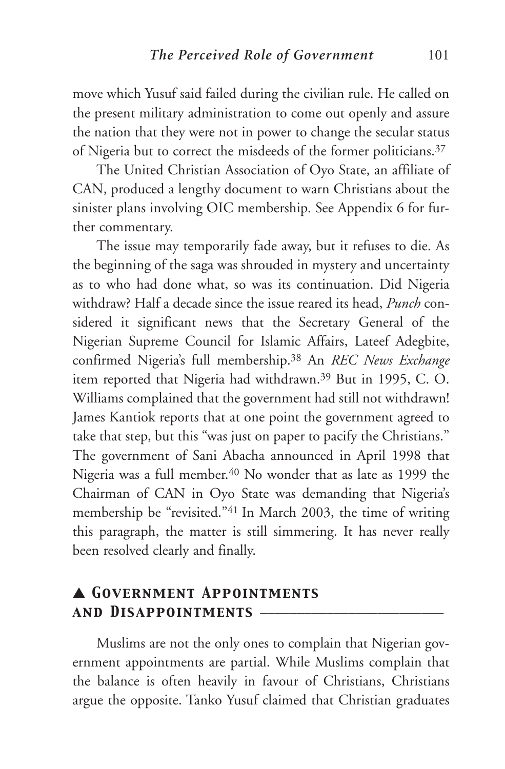move which Yusuf said failed during the civilian rule. He called on the present military administration to come out openly and assure the nation that they were not in power to change the secular status of Nigeria but to correct the misdeeds of the former politicians.[37]

The United Christian Association of Oyo State, an affiliate of CAN, produced a lengthy document to warn Christians about the sinister plans involving OIC membership. See Appendix 6 for further commentary.

The issue may temporarily fade away, but it refuses to die. As the beginning of the saga was shrouded in mystery and uncertainty as to who had done what, so was its continuation. Did Nigeria withdraw? Half a decade since the issue reared its head, *Punch* considered it significant news that the Secretary General of the Nigerian Supreme Council for Islamic Affairs, Lateef Adegbite, confirmed Nigeria's full membership.[38] An *REC News Exchange* item reported that Nigeria had withdrawn.[39] But in 1995, C. O. Williams complained that the government had still not withdrawn! James Kantiok reports that at one point the government agreed to take that step, but this "was just on paper to pacify the Christians." The government of Sani Abacha announced in April 1998 that Nigeria was a full member.[40] No wonder that as late as 1999 the Chairman of CAN in Oyo State was demanding that Nigeria's membership be "revisited."[41] In March 2003, the time of writing this paragraph, the matter is still simmering. It has never really been resolved clearly and finally.

## ▲ Government Appointments and Disappointments

Muslims are not the only ones to complain that Nigerian government appointments are partial. While Muslims complain that the balance is often heavily in favour of Christians, Christians argue the opposite. Tanko Yusuf claimed that Christian graduates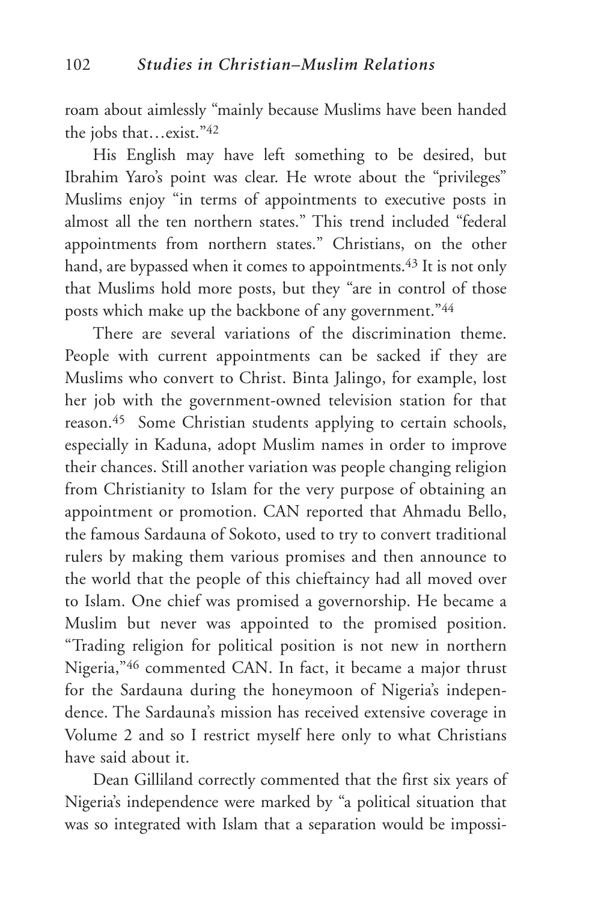roam about aimlessly "mainly because Muslims have been handed the jobs that…exist."[42]

His English may have left something to be desired, but Ibrahim Yaro's point was clear. He wrote about the "privileges" Muslims enjoy "in terms of appointments to executive posts in almost all the ten northern states." This trend included "federal appointments from northern states." Christians, on the other hand, are bypassed when it comes to appointments.[43] It is not only that Muslims hold more posts, but they "are in control of those posts which make up the backbone of any government."[44]

There are several variations of the discrimination theme. People with current appointments can be sacked if they are Muslims who convert to Christ. Binta Jalingo, for example, lost her job with the government-owned television station for that reason.[45] Some Christian students applying to certain schools, especially in Kaduna, adopt Muslim names in order to improve their chances. Still another variation was people changing religion from Christianity to Islam for the very purpose of obtaining an appointment or promotion. CAN reported that Ahmadu Bello, the famous Sardauna of Sokoto, used to try to convert traditional rulers by making them various promises and then announce to the world that the people of this chieftaincy had all moved over to Islam. One chief was promised a governorship. He became a Muslim but never was appointed to the promised position. "Trading religion for political position is not new in northern Nigeria,"[46] commented CAN. In fact, it became a major thrust for the Sardauna during the honeymoon of Nigeria's independence. The Sardauna's mission has received extensive coverage in Volume 2 and so I restrict myself here only to what Christians have said about it.

Dean Gilliland correctly commented that the first six years of Nigeria's independence were marked by "a political situation that was so integrated with Islam that a separation would be impossi-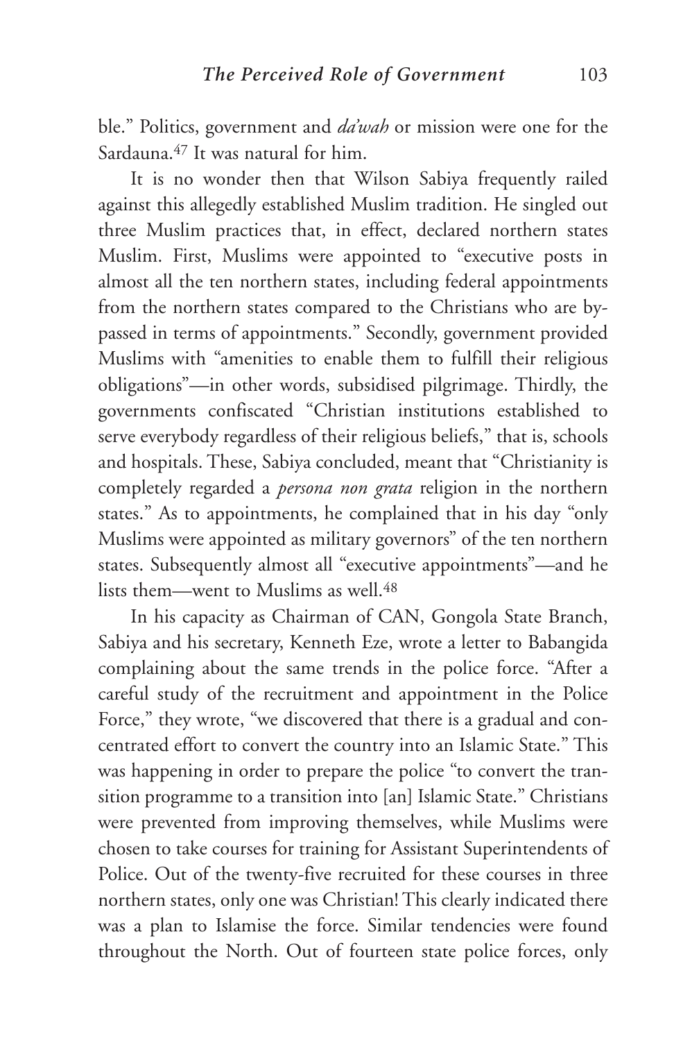ble." Politics, government and *da'wah* or mission were one for the Sardauna.[47] It was natural for him.

It is no wonder then that Wilson Sabiya frequently railed against this allegedly established Muslim tradition. He singled out three Muslim practices that, in effect, declared northern states Muslim. First, Muslims were appointed to "executive posts in almost all the ten northern states, including federal appointments from the northern states compared to the Christians who are bypassed in terms of appointments." Secondly, government provided Muslims with "amenities to enable them to fulfill their religious obligations"—in other words, subsidised pilgrimage. Thirdly, the governments confiscated "Christian institutions established to serve everybody regardless of their religious beliefs," that is, schools and hospitals. These, Sabiya concluded, meant that "Christianity is completely regarded a *persona non grata* religion in the northern states." As to appointments, he complained that in his day "only Muslims were appointed as military governors" of the ten northern states. Subsequently almost all "executive appointments"—and he lists them—went to Muslims as well.[48]

In his capacity as Chairman of CAN, Gongola State Branch, Sabiya and his secretary, Kenneth Eze, wrote a letter to Babangida complaining about the same trends in the police force. "After a careful study of the recruitment and appointment in the Police Force," they wrote, "we discovered that there is a gradual and concentrated effort to convert the country into an Islamic State." This was happening in order to prepare the police "to convert the transition programme to a transition into [an] Islamic State." Christians were prevented from improving themselves, while Muslims were chosen to take courses for training for Assistant Superintendents of Police. Out of the twenty-five recruited for these courses in three northern states, only one was Christian! This clearly indicated there was a plan to Islamise the force. Similar tendencies were found throughout the North. Out of fourteen state police forces, only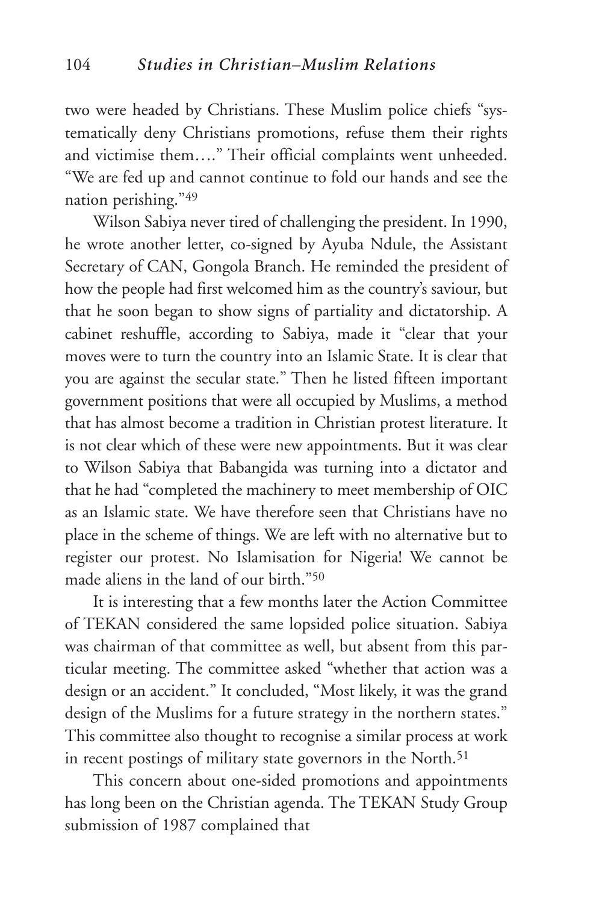two were headed by Christians. These Muslim police chiefs "systematically deny Christians promotions, refuse them their rights and victimise them…." Their official complaints went unheeded. "We are fed up and cannot continue to fold our hands and see the nation perishing."[49]

Wilson Sabiya never tired of challenging the president. In 1990, he wrote another letter, co-signed by Ayuba Ndule, the Assistant Secretary of CAN, Gongola Branch. He reminded the president of how the people had first welcomed him as the country's saviour, but that he soon began to show signs of partiality and dictatorship. A cabinet reshuffle, according to Sabiya, made it "clear that your moves were to turn the country into an Islamic State. It is clear that you are against the secular state." Then he listed fifteen important government positions that were all occupied by Muslims, a method that has almost become a tradition in Christian protest literature. It is not clear which of these were new appointments. But it was clear to Wilson Sabiya that Babangida was turning into a dictator and that he had "completed the machinery to meet membership of OIC as an Islamic state. We have therefore seen that Christians have no place in the scheme of things. We are left with no alternative but to register our protest. No Islamisation for Nigeria! We cannot be made aliens in the land of our birth."[50]

It is interesting that a few months later the Action Committee of TEKAN considered the same lopsided police situation. Sabiya was chairman of that committee as well, but absent from this particular meeting. The committee asked "whether that action was a design or an accident." It concluded, "Most likely, it was the grand design of the Muslims for a future strategy in the northern states." This committee also thought to recognise a similar process at work in recent postings of military state governors in the North.[51]

This concern about one-sided promotions and appointments has long been on the Christian agenda. The TEKAN Study Group submission of 1987 complained that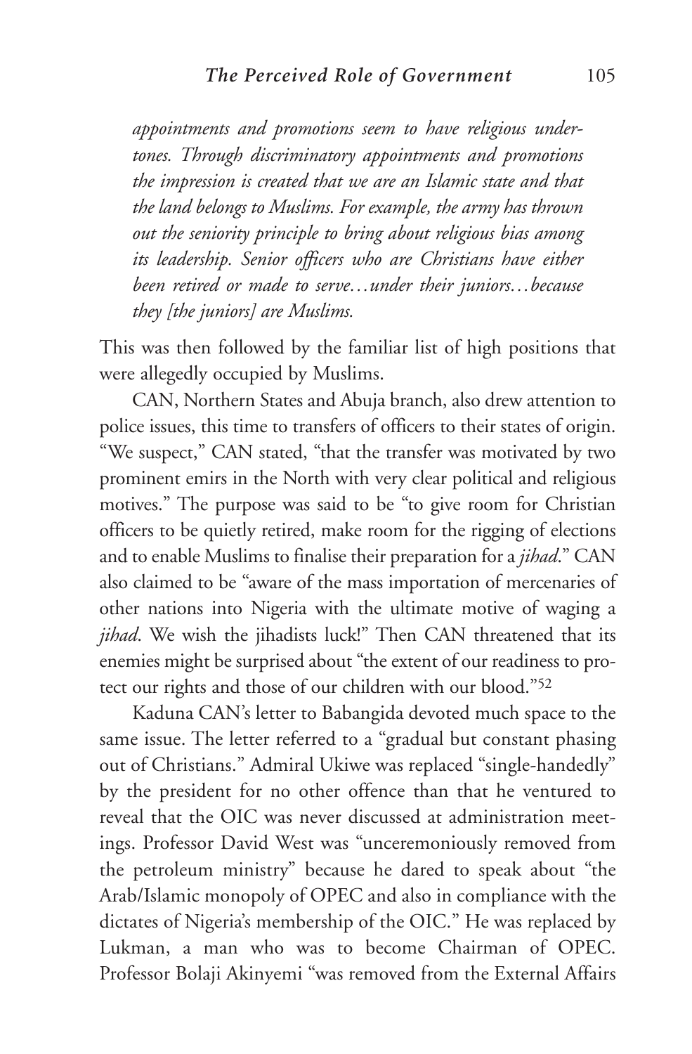*appointments and promotions seem to have religious undertones. Through discriminatory appointments and promotions the impression is created that we are an Islamic state and that the land belongs to Muslims. For example, the army has thrown out the seniority principle to bring about religious bias among its leadership. Senior officers who are Christians have either been retired or made to serve…under their juniors…because they [the juniors] are Muslims.*

This was then followed by the familiar list of high positions that were allegedly occupied by Muslims.

CAN, Northern States and Abuja branch, also drew attention to police issues, this time to transfers of officers to their states of origin. "We suspect," CAN stated, "that the transfer was motivated by two prominent emirs in the North with very clear political and religious motives." The purpose was said to be "to give room for Christian officers to be quietly retired, make room for the rigging of elections and to enable Muslims to finalise their preparation for a *jihad*." CAN also claimed to be "aware of the mass importation of mercenaries of other nations into Nigeria with the ultimate motive of waging a *jihad*. We wish the jihadists luck!" Then CAN threatened that its enemies might be surprised about "the extent of our readiness to protect our rights and those of our children with our blood."[52]

Kaduna CAN's letter to Babangida devoted much space to the same issue. The letter referred to a "gradual but constant phasing out of Christians." Admiral Ukiwe was replaced "single-handedly" by the president for no other offence than that he ventured to reveal that the OIC was never discussed at administration meetings. Professor David West was "unceremoniously removed from the petroleum ministry" because he dared to speak about "the Arab/Islamic monopoly of OPEC and also in compliance with the dictates of Nigeria's membership of the OIC." He was replaced by Lukman, a man who was to become Chairman of OPEC. Professor Bolaji Akinyemi "was removed from the External Affairs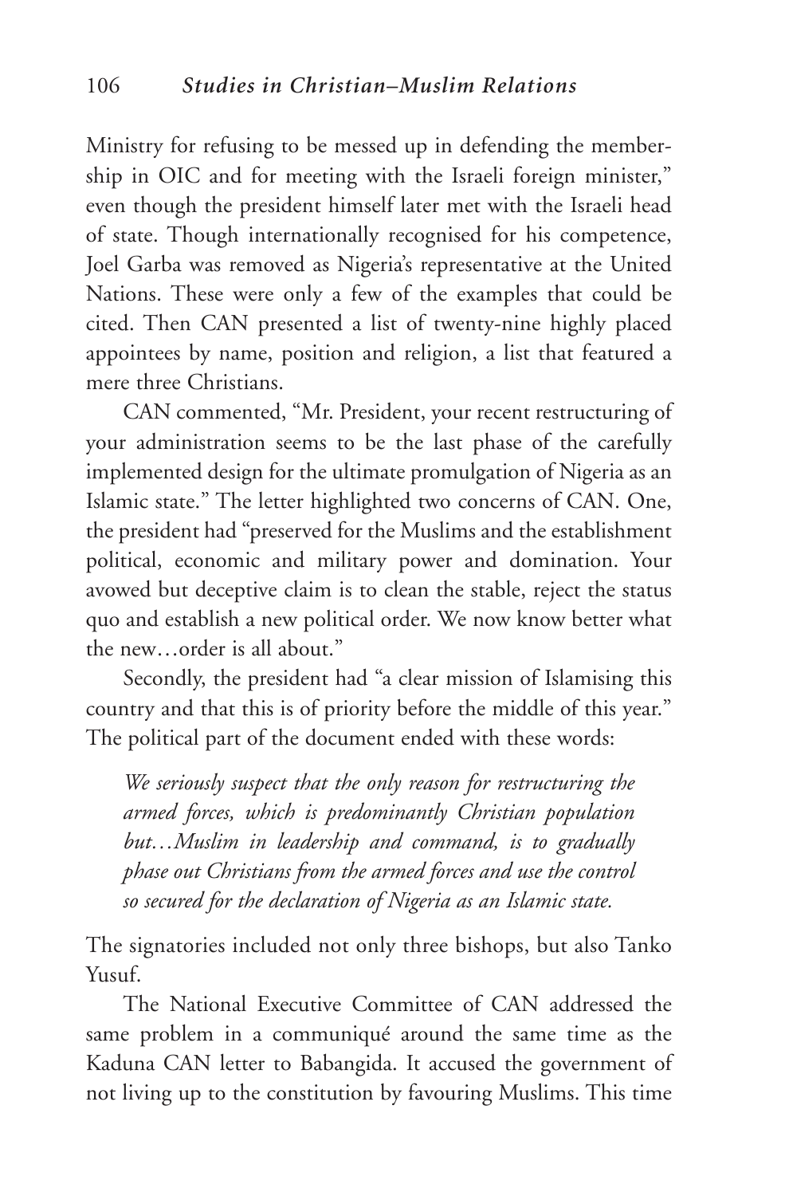Ministry for refusing to be messed up in defending the membership in OIC and for meeting with the Israeli foreign minister," even though the president himself later met with the Israeli head of state. Though internationally recognised for his competence, Joel Garba was removed as Nigeria's representative at the United Nations. These were only a few of the examples that could be cited. Then CAN presented a list of twenty-nine highly placed appointees by name, position and religion, a list that featured a mere three Christians.

CAN commented, "Mr. President, your recent restructuring of your administration seems to be the last phase of the carefully implemented design for the ultimate promulgation of Nigeria as an Islamic state." The letter highlighted two concerns of CAN. One, the president had "preserved for the Muslims and the establishment political, economic and military power and domination. Your avowed but deceptive claim is to clean the stable, reject the status quo and establish a new political order. We now know better what the new…order is all about."

Secondly, the president had "a clear mission of Islamising this country and that this is of priority before the middle of this year." The political part of the document ended with these words:

> *We seriously suspect that the only reason for restructuring the armed forces, which is predominantly Christian population but…Muslim in leadership and command, is to gradually phase out Christians from the armed forces and use the control so secured for the declaration of Nigeria as an Islamic state.*

The signatories included not only three bishops, but also Tanko Yusuf.

The National Executive Committee of CAN addressed the same problem in a communiqué around the same time as the Kaduna CAN letter to Babangida. It accused the government of not living up to the constitution by favouring Muslims. This time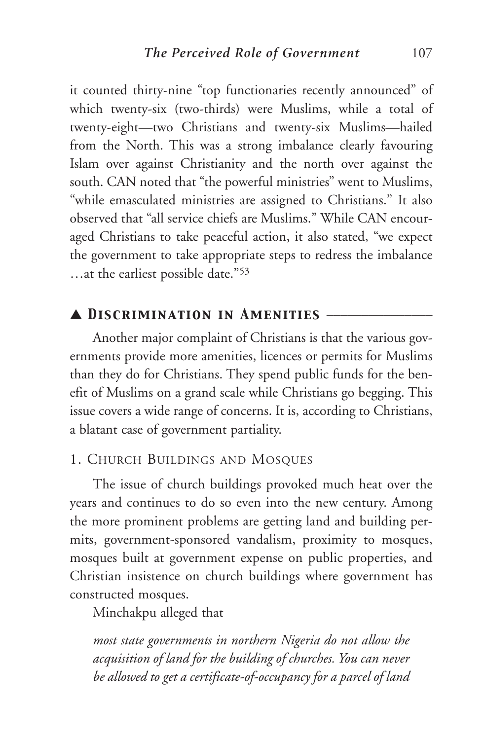it counted thirty-nine "top functionaries recently announced" of which twenty-six (two-thirds) were Muslims, while a total of twenty-eight—two Christians and twenty-six Muslims—hailed from the North. This was a strong imbalance clearly favouring Islam over against Christianity and the north over against the south. CAN noted that "the powerful ministries" went to Muslims, "while emasculated ministries are assigned to Christians." It also observed that "all service chiefs are Muslims." While CAN encouraged Christians to take peaceful action, it also stated, "we expect the government to take appropriate steps to redress the imbalance …at the earliest possible date."[53]

## ▲ *Discrimination in Amenities*

Another major complaint of Christians is that the various governments provide more amenities, licences or permits for Muslims than they do for Christians. They spend public funds for the benefit of Muslims on a grand scale while Christians go begging. This issue covers a wide range of concerns. It is, according to Christians, a blatant case of government partiality.

### 1. Church Buildings and Mosques

The issue of church buildings provoked much heat over the years and continues to do so even into the new century. Among the more prominent problems are getting land and building permits, government-sponsored vandalism, proximity to mosques, mosques built at government expense on public properties, and Christian insistence on church buildings where government has constructed mosques.

Minchakpu alleged that

> *most state governments in northern Nigeria do not allow the acquisition of land for the building of churches. You can never be allowed to get a certificate-of-occupancy for a parcel of land*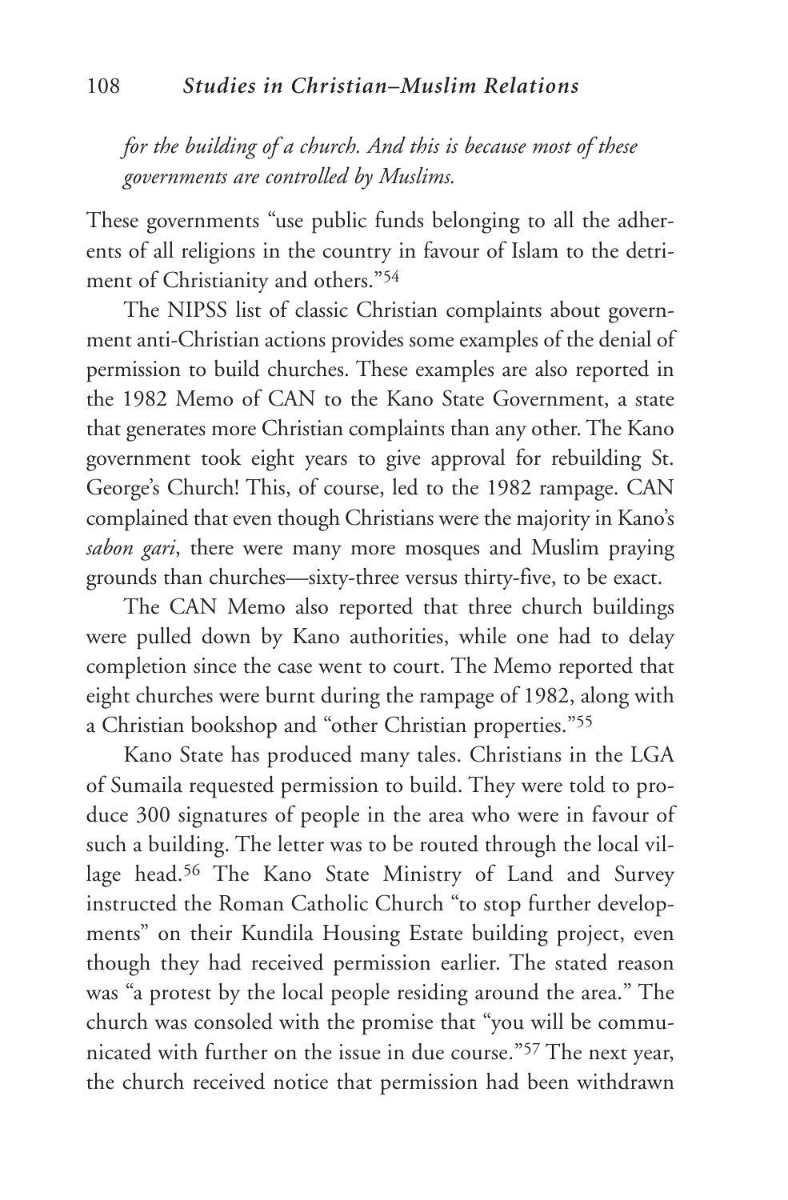*for the building of a church. And this is because most of these governments are controlled by Muslims.*

These governments "use public funds belonging to all the adherents of all religions in the country in favour of Islam to the detriment of Christianity and others."[54]

The NIPSS list of classic Christian complaints about government anti-Christian actions provides some examples of the denial of permission to build churches. These examples are also reported in the 1982 Memo of CAN to the Kano State Government, a state that generates more Christian complaints than any other. The Kano government took eight years to give approval for rebuilding St. George's Church! This, of course, led to the 1982 rampage. CAN complained that even though Christians were the majority in Kano's *sabon gari*, there were many more mosques and Muslim praying grounds than churches—sixty-three versus thirty-five, to be exact.

The CAN Memo also reported that three church buildings were pulled down by Kano authorities, while one had to delay completion since the case went to court. The Memo reported that eight churches were burnt during the rampage of 1982, along with a Christian bookshop and "other Christian properties."[55]

Kano State has produced many tales. Christians in the LGA of Sumaila requested permission to build. They were told to produce 300 signatures of people in the area who were in favour of such a building. The letter was to be routed through the local village head.[56] The Kano State Ministry of Land and Survey instructed the Roman Catholic Church "to stop further developments" on their Kundila Housing Estate building project, even though they had received permission earlier. The stated reason was "a protest by the local people residing around the area." The church was consoled with the promise that "you will be communicated with further on the issue in due course."[57] The next year, the church received notice that permission had been withdrawn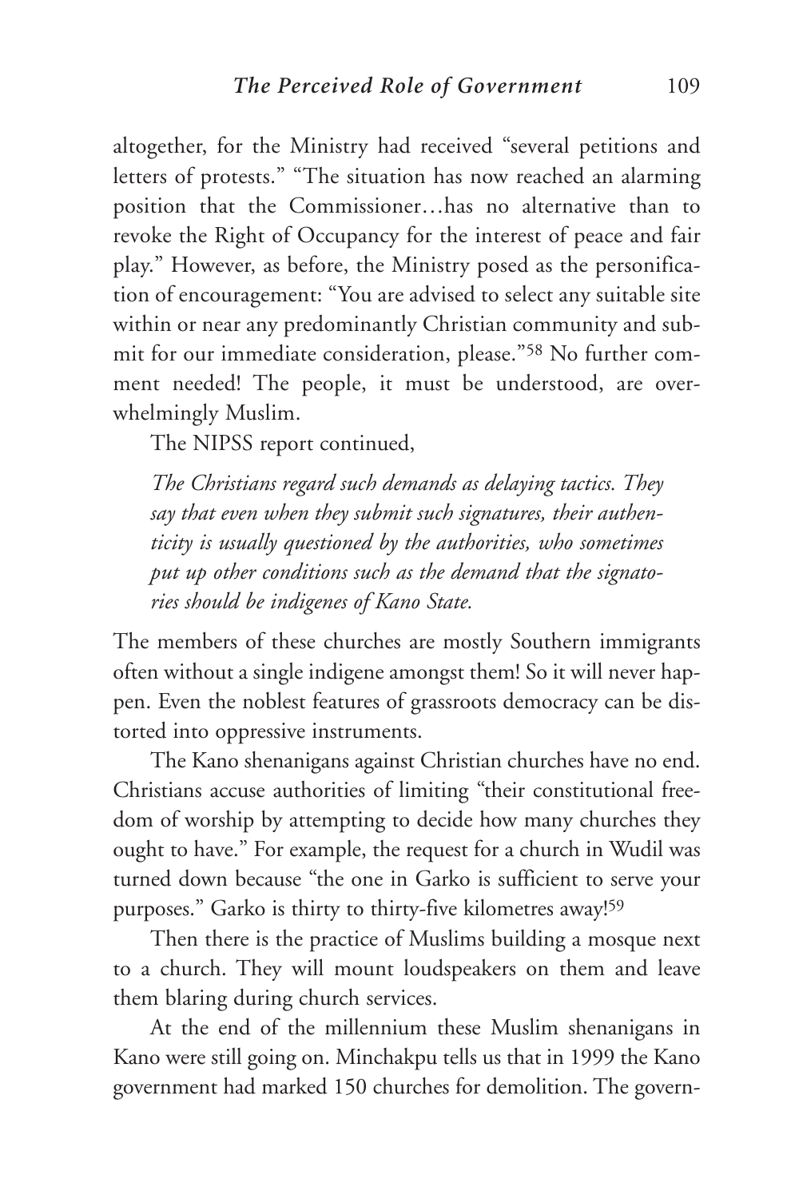altogether, for the Ministry had received "several petitions and letters of protests." "The situation has now reached an alarming position that the Commissioner…has no alternative than to revoke the Right of Occupancy for the interest of peace and fair play." However, as before, the Ministry posed as the personification of encouragement: "You are advised to select any suitable site within or near any predominantly Christian community and submit for our immediate consideration, please."[58] No further comment needed! The people, it must be understood, are overwhelmingly Muslim.

The NIPSS report continued,

> *The Christians regard such demands as delaying tactics. They say that even when they submit such signatures, their authenticity is usually questioned by the authorities, who sometimes put up other conditions such as the demand that the signatories should be indigenes of Kano State.*

The members of these churches are mostly Southern immigrants often without a single indigene amongst them! So it will never happen. Even the noblest features of grassroots democracy can be distorted into oppressive instruments.

The Kano shenanigans against Christian churches have no end. Christians accuse authorities of limiting "their constitutional freedom of worship by attempting to decide how many churches they ought to have." For example, the request for a church in Wudil was turned down because "the one in Garko is sufficient to serve your purposes." Garko is thirty to thirty-five kilometres away![59]

Then there is the practice of Muslims building a mosque next to a church. They will mount loudspeakers on them and leave them blaring during church services.

At the end of the millennium these Muslim shenanigans in Kano were still going on. Minchakpu tells us that in 1999 the Kano government had marked 150 churches for demolition. The govern-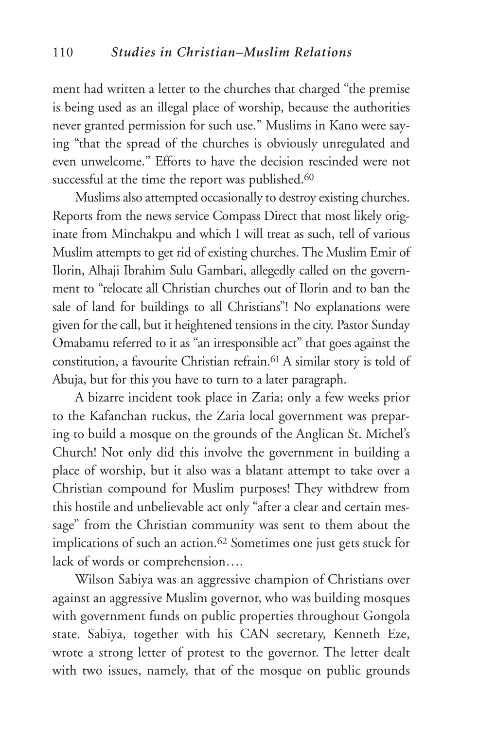ment had written a letter to the churches that charged "the premise is being used as an illegal place of worship, because the authorities never granted permission for such use." Muslims in Kano were saying "that the spread of the churches is obviously unregulated and even unwelcome." Efforts to have the decision rescinded were not successful at the time the report was published.[60]

Muslims also attempted occasionally to destroy existing churches. Reports from the news service Compass Direct that most likely originate from Minchakpu and which I will treat as such, tell of various Muslim attempts to get rid of existing churches. The Muslim Emir of Ilorin, Alhaji Ibrahim Sulu Gambari, allegedly called on the government to "relocate all Christian churches out of Ilorin and to ban the sale of land for buildings to all Christians"! No explanations were given for the call, but it heightened tensions in the city. Pastor Sunday Omabamu referred to it as "an irresponsible act" that goes against the constitution, a favourite Christian refrain.[61] A similar story is told of Abuja, but for this you have to turn to a later paragraph.

A bizarre incident took place in Zaria; only a few weeks prior to the Kafanchan ruckus, the Zaria local government was preparing to build a mosque on the grounds of the Anglican St. Michel's Church! Not only did this involve the government in building a place of worship, but it also was a blatant attempt to take over a Christian compound for Muslim purposes! They withdrew from this hostile and unbelievable act only "after a clear and certain message" from the Christian community was sent to them about the implications of such an action.[62] Sometimes one just gets stuck for lack of words or comprehension….

Wilson Sabiya was an aggressive champion of Christians over against an aggressive Muslim governor, who was building mosques with government funds on public properties throughout Gongola state. Sabiya, together with his CAN secretary, Kenneth Eze, wrote a strong letter of protest to the governor. The letter dealt with two issues, namely, that of the mosque on public grounds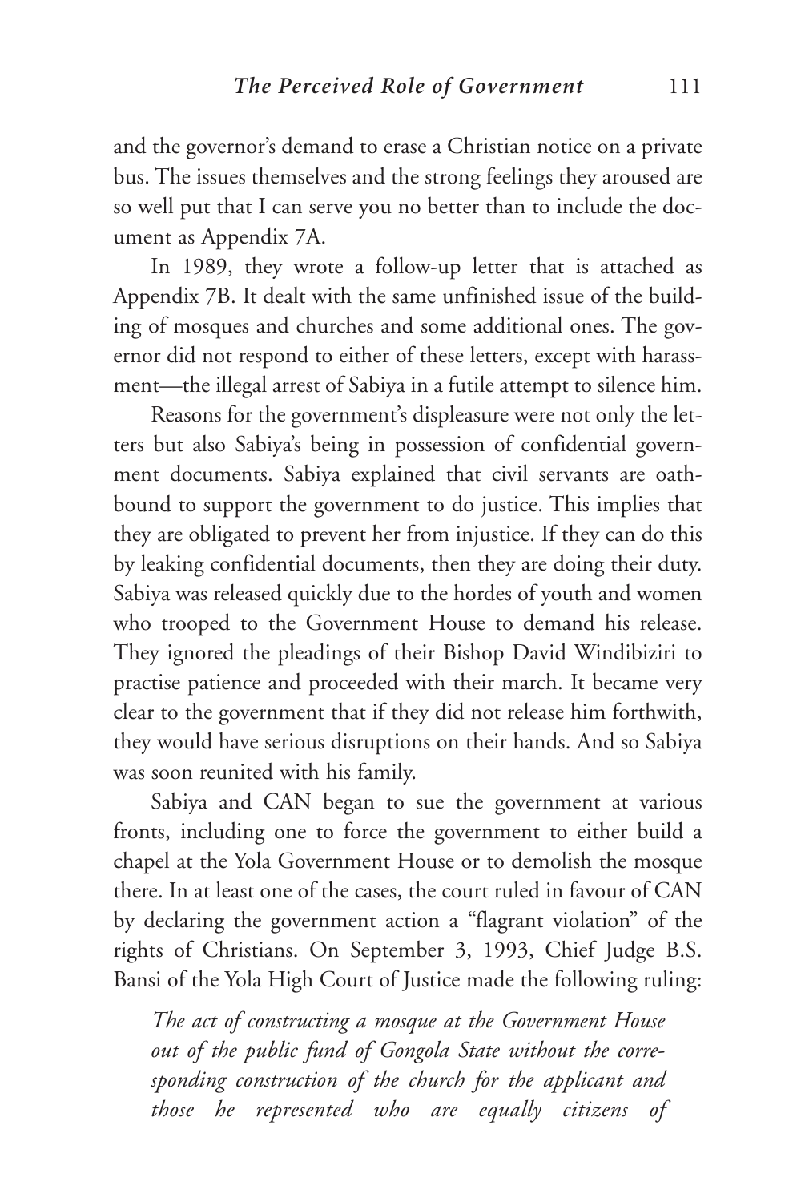and the governor's demand to erase a Christian notice on a private bus. The issues themselves and the strong feelings they aroused are so well put that I can serve you no better than to include the document as Appendix 7A.

In 1989, they wrote a follow-up letter that is attached as Appendix 7B. It dealt with the same unfinished issue of the building of mosques and churches and some additional ones. The governor did not respond to either of these letters, except with harassment—the illegal arrest of Sabiya in a futile attempt to silence him.

Reasons for the government's displeasure were not only the letters but also Sabiya's being in possession of confidential government documents. Sabiya explained that civil servants are oath-bound to support the government to do justice. This implies that they are obligated to prevent her from injustice. If they can do this by leaking confidential documents, then they are doing their duty. Sabiya was released quickly due to the hordes of youth and women who trooped to the Government House to demand his release. They ignored the pleadings of their Bishop David Windibiziri to practise patience and proceeded with their march. It became very clear to the government that if they did not release him forthwith, they would have serious disruptions on their hands. And so Sabiya was soon reunited with his family.

Sabiya and CAN began to sue the government at various fronts, including one to force the government to either build a chapel at the Yola Government House or to demolish the mosque there. In at least one of the cases, the court ruled in favour of CAN by declaring the government action a "flagrant violation" of the rights of Christians. On September 3, 1993, Chief Judge B.S. Bansi of the Yola High Court of Justice made the following ruling:

> *The act of constructing a mosque at the Government House out of the public fund of Gongola State without the corresponding construction of the church for the applicant and those he represented who are equally citizens of*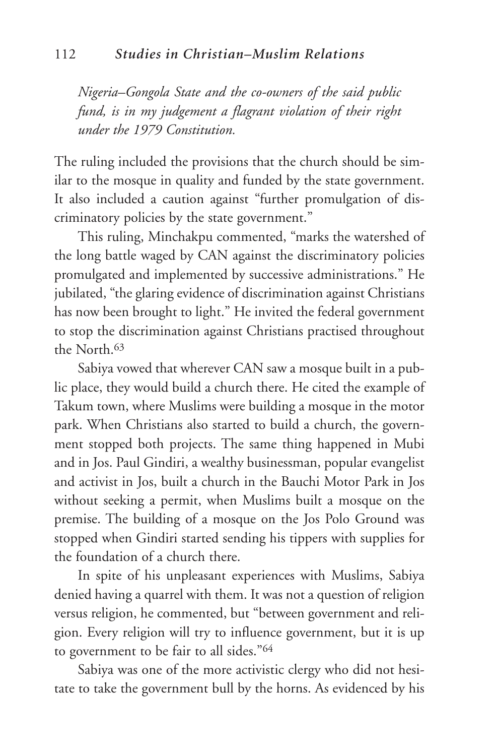*Nigeria–Gongola State and the co-owners of the said public fund, is in my judgement a flagrant violation of their right under the 1979 Constitution.*

The ruling included the provisions that the church should be similar to the mosque in quality and funded by the state government. It also included a caution against "further promulgation of discriminatory policies by the state government."

This ruling, Minchakpu commented, "marks the watershed of the long battle waged by CAN against the discriminatory policies promulgated and implemented by successive administrations." He jubilated, "the glaring evidence of discrimination against Christians has now been brought to light." He invited the federal government to stop the discrimination against Christians practised throughout the North.[63]

Sabiya vowed that wherever CAN saw a mosque built in a public place, they would build a church there. He cited the example of Takum town, where Muslims were building a mosque in the motor park. When Christians also started to build a church, the government stopped both projects. The same thing happened in Mubi and in Jos. Paul Gindiri, a wealthy businessman, popular evangelist and activist in Jos, built a church in the Bauchi Motor Park in Jos without seeking a permit, when Muslims built a mosque on the premise. The building of a mosque on the Jos Polo Ground was stopped when Gindiri started sending his tippers with supplies for the foundation of a church there.

In spite of his unpleasant experiences with Muslims, Sabiya denied having a quarrel with them. It was not a question of religion versus religion, he commented, but "between government and religion. Every religion will try to influence government, but it is up to government to be fair to all sides."[64]

Sabiya was one of the more activistic clergy who did not hesitate to take the government bull by the horns. As evidenced by his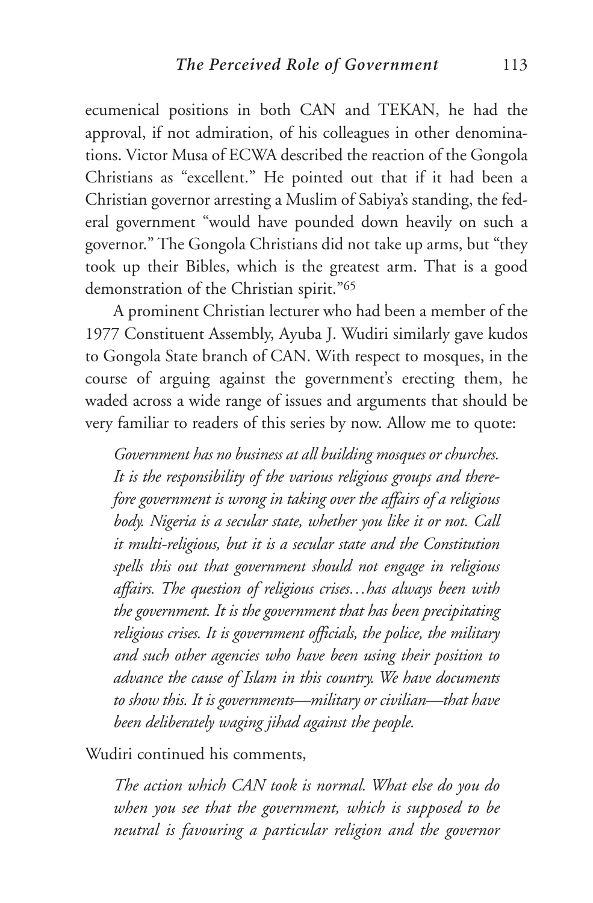ecumenical positions in both CAN and TEKAN, he had the approval, if not admiration, of his colleagues in other denominations. Victor Musa of ECWA described the reaction of the Gongola Christians as "excellent." He pointed out that if it had been a Christian governor arresting a Muslim of Sabiya's standing, the federal government "would have pounded down heavily on such a governor." The Gongola Christians did not take up arms, but "they took up their Bibles, which is the greatest arm. That is a good demonstration of the Christian spirit."[65]

A prominent Christian lecturer who had been a member of the 1977 Constituent Assembly, Ayuba J. Wudiri similarly gave kudos to Gongola State branch of CAN. With respect to mosques, in the course of arguing against the government's erecting them, he waded across a wide range of issues and arguments that should be very familiar to readers of this series by now. Allow me to quote:

> *Government has no business at all building mosques or churches. It is the responsibility of the various religious groups and therefore government is wrong in taking over the affairs of a religious body. Nigeria is a secular state, whether you like it or not. Call it multi-religious, but it is a secular state and the Constitution spells this out that government should not engage in religious affairs. The question of religious crises…has always been with the government. It is the government that has been precipitating religious crises. It is government officials, the police, the military and such other agencies who have been using their position to advance the cause of Islam in this country. We have documents to show this. It is governments—military or civilian—that have been deliberately waging jihad against the people.*

Wudiri continued his comments,

> *The action which CAN took is normal. What else do you do when you see that the government, which is supposed to be neutral is favouring a particular religion and the governor*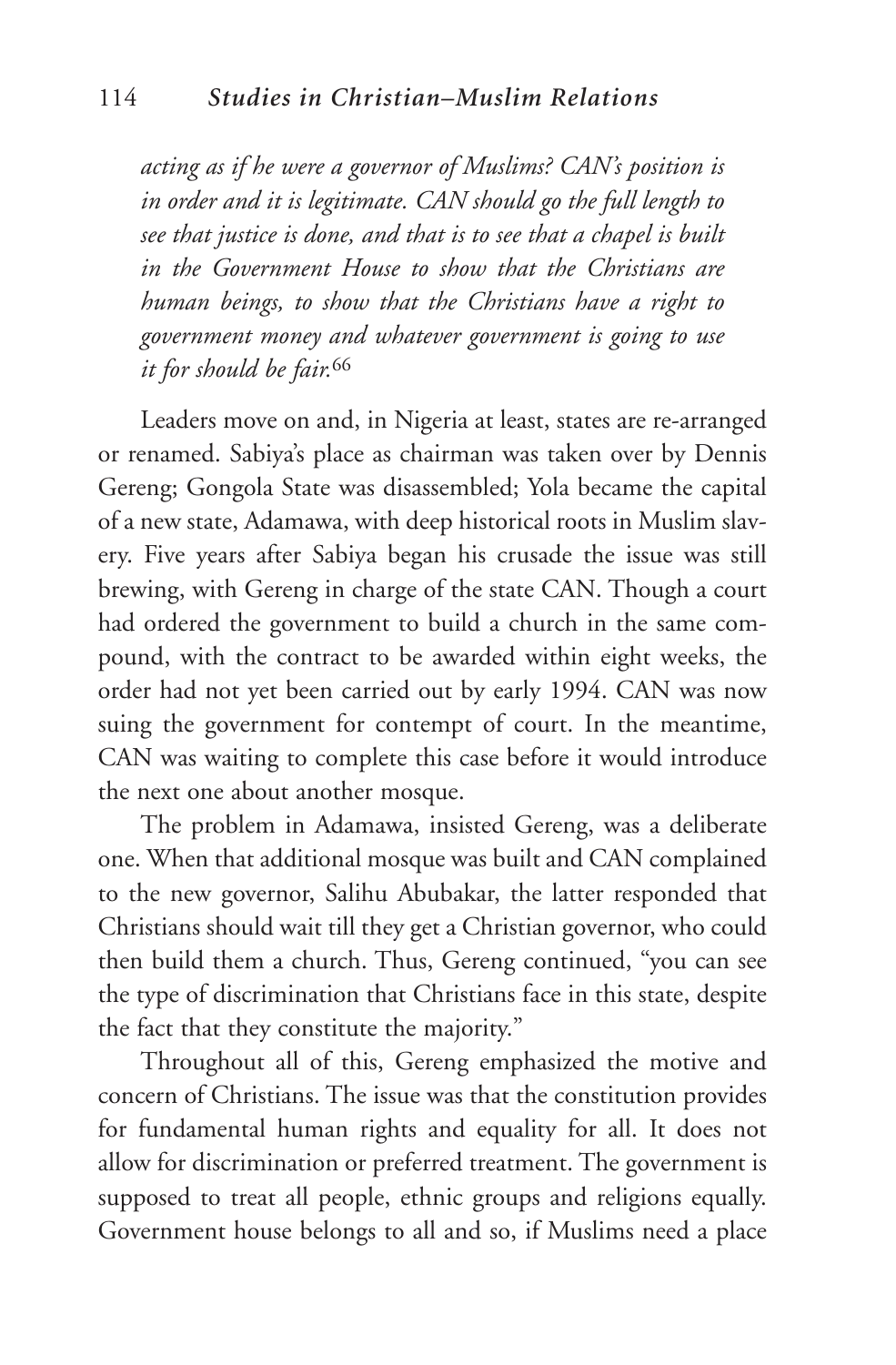*acting as if he were a governor of Muslims? CAN's position is in order and it is legitimate. CAN should go the full length to see that justice is done, and that is to see that a chapel is built in the Government House to show that the Christians are human beings, to show that the Christians have a right to government money and whatever government is going to use it for should be fair.*[66]

Leaders move on and, in Nigeria at least, states are re-arranged or renamed. Sabiya's place as chairman was taken over by Dennis Gereng; Gongola State was disassembled; Yola became the capital of a new state, Adamawa, with deep historical roots in Muslim slavery. Five years after Sabiya began his crusade the issue was still brewing, with Gereng in charge of the state CAN. Though a court had ordered the government to build a church in the same compound, with the contract to be awarded within eight weeks, the order had not yet been carried out by early 1994. CAN was now suing the government for contempt of court. In the meantime, CAN was waiting to complete this case before it would introduce the next one about another mosque.

The problem in Adamawa, insisted Gereng, was a deliberate one. When that additional mosque was built and CAN complained to the new governor, Salihu Abubakar, the latter responded that Christians should wait till they get a Christian governor, who could then build them a church. Thus, Gereng continued, "you can see the type of discrimination that Christians face in this state, despite the fact that they constitute the majority."

Throughout all of this, Gereng emphasized the motive and concern of Christians. The issue was that the constitution provides for fundamental human rights and equality for all. It does not allow for discrimination or preferred treatment. The government is supposed to treat all people, ethnic groups and religions equally. Government house belongs to all and so, if Muslims need a place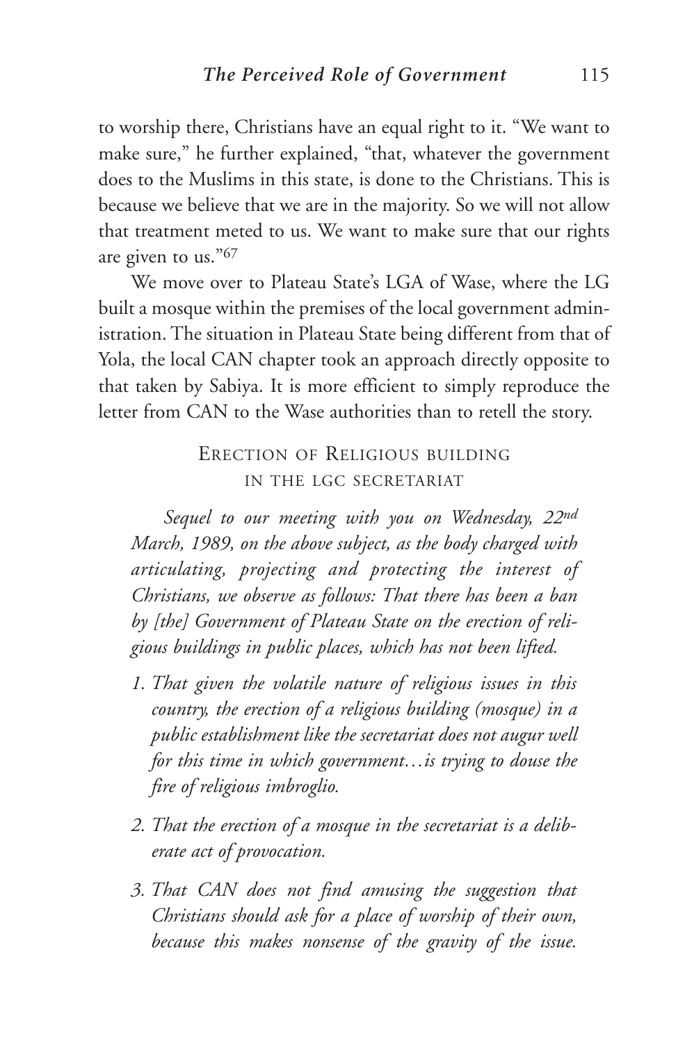to worship there, Christians have an equal right to it. "We want to make sure," he further explained, "that, whatever the government does to the Muslims in this state, is done to the Christians. This is because we believe that we are in the majority. So we will not allow that treatment meted to us. We want to make sure that our rights are given to us."[67]

We move over to Plateau State's LGA of Wase, where the LG built a mosque within the premises of the local government administration. The situation in Plateau State being different from that of Yola, the local CAN chapter took an approach directly opposite to that taken by Sabiya. It is more efficient to simply reproduce the letter from CAN to the Wase authorities than to retell the story.

ERECTION OF RELIGIOUS BUILDING IN THE LGC SECRETARIAT

*Sequel to our meeting with you on Wednesday, 22nd March, 1989, on the above subject, as the body charged with articulating, projecting and protecting the interest of Christians, we observe as follows: That there has been a ban by [the] Government of Plateau State on the erection of religious buildings in public places, which has not been lifted.*

1. *That given the volatile nature of religious issues in this country, the erection of a religious building (mosque) in a public establishment like the secretariat does not augur well for this time in which government…is trying to douse the fire of religious imbroglio.*
2. *That the erection of a mosque in the secretariat is a deliberate act of provocation.*
3. *That CAN does not find amusing the suggestion that Christians should ask for a place of worship of their own, because this makes nonsense of the gravity of the issue.*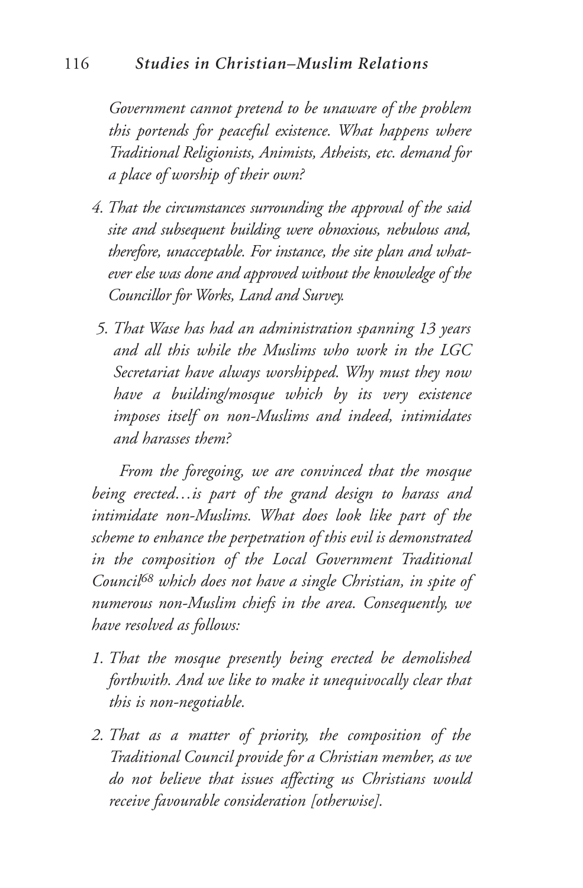*Government cannot pretend to be unaware of the problem this portends for peaceful existence. What happens where Traditional Religionists, Animists, Atheists, etc. demand for a place of worship of their own?*

4. *That the circumstances surrounding the approval of the said site and subsequent building were obnoxious, nebulous and, therefore, unacceptable. For instance, the site plan and whatever else was done and approved without the knowledge of the Councillor for Works, Land and Survey.*
5. *That Wase has had an administration spanning 13 years and all this while the Muslims who work in the LGC Secretariat have always worshipped. Why must they now have a building/mosque which by its very existence imposes itself on non-Muslims and indeed, intimidates and harasses them?*

*From the foregoing, we are convinced that the mosque being erected…is part of the grand design to harass and intimidate non-Muslims. What does look like part of the scheme to enhance the perpetration of this evil is demonstrated in the composition of the Local Government Traditional Council*[68] *which does not have a single Christian, in spite of numerous non-Muslim chiefs in the area. Consequently, we have resolved as follows:*

1. *That the mosque presently being erected be demolished forthwith. And we like to make it unequivocally clear that this is non-negotiable.*
2. *That as a matter of priority, the composition of the Traditional Council provide for a Christian member, as we do not believe that issues affecting us Christians would receive favourable consideration [otherwise].*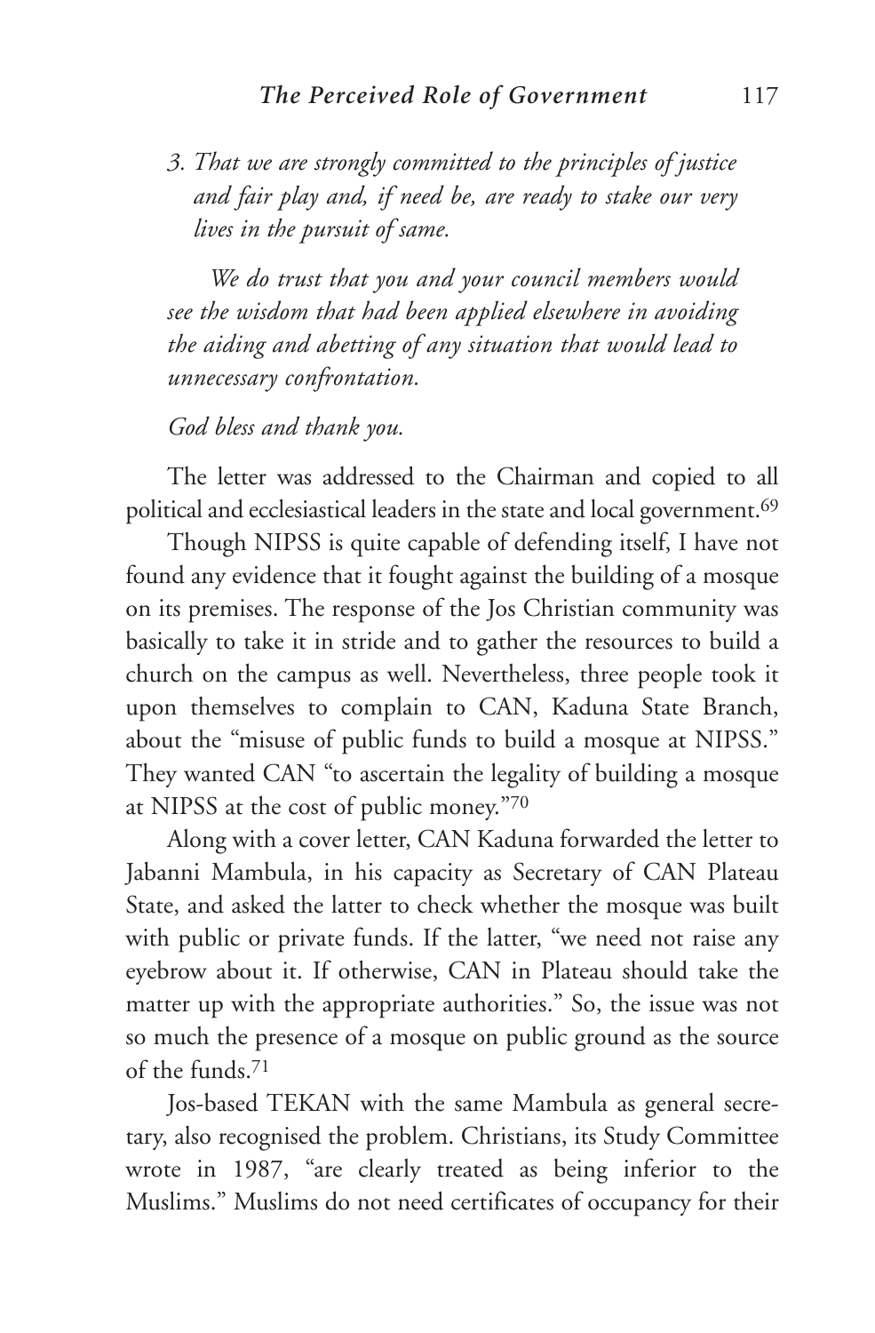*3. That we are strongly committed to the principles of justice and fair play and, if need be, are ready to stake our very lives in the pursuit of same.*

*We do trust that you and your council members would see the wisdom that had been applied elsewhere in avoiding the aiding and abetting of any situation that would lead to unnecessary confrontation.*

*God bless and thank you.*

The letter was addressed to the Chairman and copied to all political and ecclesiastical leaders in the state and local government.[69]

Though NIPSS is quite capable of defending itself, I have not found any evidence that it fought against the building of a mosque on its premises. The response of the Jos Christian community was basically to take it in stride and to gather the resources to build a church on the campus as well. Nevertheless, three people took it upon themselves to complain to CAN, Kaduna State Branch, about the "misuse of public funds to build a mosque at NIPSS." They wanted CAN "to ascertain the legality of building a mosque at NIPSS at the cost of public money."[70]

Along with a cover letter, CAN Kaduna forwarded the letter to Jabanni Mambula, in his capacity as Secretary of CAN Plateau State, and asked the latter to check whether the mosque was built with public or private funds. If the latter, "we need not raise any eyebrow about it. If otherwise, CAN in Plateau should take the matter up with the appropriate authorities." So, the issue was not so much the presence of a mosque on public ground as the source of the funds.[71]

Jos-based TEKAN with the same Mambula as general secretary, also recognised the problem. Christians, its Study Committee wrote in 1987, "are clearly treated as being inferior to the Muslims." Muslims do not need certificates of occupancy for their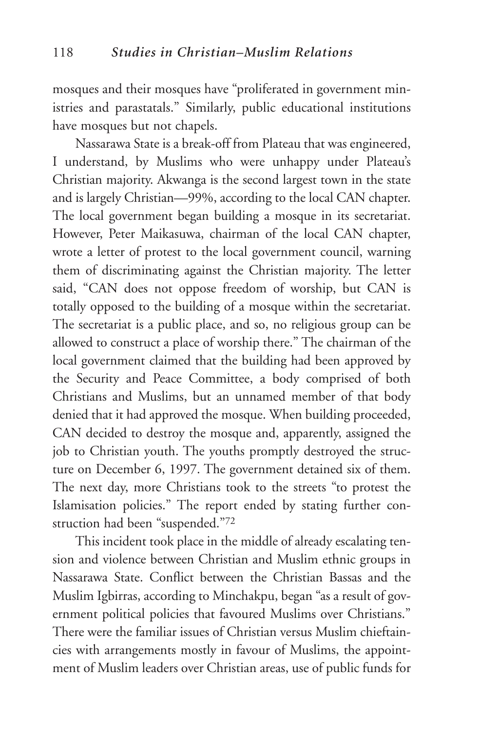mosques and their mosques have "proliferated in government ministries and parastatals." Similarly, public educational institutions have mosques but not chapels.

Nassarawa State is a break-off from Plateau that was engineered, I understand, by Muslims who were unhappy under Plateau's Christian majority. Akwanga is the second largest town in the state and is largely Christian—99%, according to the local CAN chapter. The local government began building a mosque in its secretariat. However, Peter Maikasuwa, chairman of the local CAN chapter, wrote a letter of protest to the local government council, warning them of discriminating against the Christian majority. The letter said, "CAN does not oppose freedom of worship, but CAN is totally opposed to the building of a mosque within the secretariat. The secretariat is a public place, and so, no religious group can be allowed to construct a place of worship there." The chairman of the local government claimed that the building had been approved by the Security and Peace Committee, a body comprised of both Christians and Muslims, but an unnamed member of that body denied that it had approved the mosque. When building proceeded, CAN decided to destroy the mosque and, apparently, assigned the job to Christian youth. The youths promptly destroyed the structure on December 6, 1997. The government detained six of them. The next day, more Christians took to the streets "to protest the Islamisation policies." The report ended by stating further construction had been "suspended."[72]

This incident took place in the middle of already escalating tension and violence between Christian and Muslim ethnic groups in Nassarawa State. Conflict between the Christian Bassas and the Muslim Igbirras, according to Minchakpu, began "as a result of government political policies that favoured Muslims over Christians." There were the familiar issues of Christian versus Muslim chieftaincies with arrangements mostly in favour of Muslims, the appointment of Muslim leaders over Christian areas, use of public funds for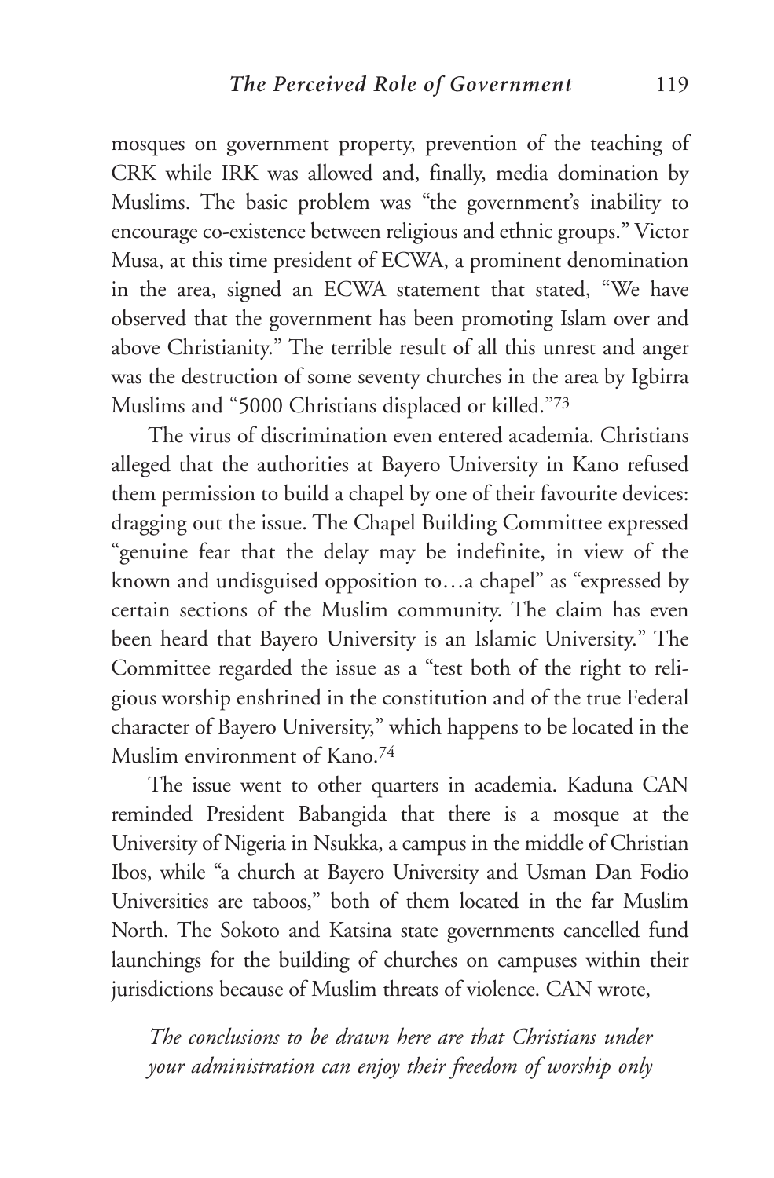mosques on government property, prevention of the teaching of CRK while IRK was allowed and, finally, media domination by Muslims. The basic problem was "the government's inability to encourage co-existence between religious and ethnic groups." Victor Musa, at this time president of ECWA, a prominent denomination in the area, signed an ECWA statement that stated, "We have observed that the government has been promoting Islam over and above Christianity." The terrible result of all this unrest and anger was the destruction of some seventy churches in the area by Igbirra Muslims and "5000 Christians displaced or killed."[73]

The virus of discrimination even entered academia. Christians alleged that the authorities at Bayero University in Kano refused them permission to build a chapel by one of their favourite devices: dragging out the issue. The Chapel Building Committee expressed "genuine fear that the delay may be indefinite, in view of the known and undisguised opposition to…a chapel" as "expressed by certain sections of the Muslim community. The claim has even been heard that Bayero University is an Islamic University." The Committee regarded the issue as a "test both of the right to religious worship enshrined in the constitution and of the true Federal character of Bayero University," which happens to be located in the Muslim environment of Kano.[74]

The issue went to other quarters in academia. Kaduna CAN reminded President Babangida that there is a mosque at the University of Nigeria in Nsukka, a campus in the middle of Christian Ibos, while "a church at Bayero University and Usman Dan Fodio Universities are taboos," both of them located in the far Muslim North. The Sokoto and Katsina state governments cancelled fund launchings for the building of churches on campuses within their jurisdictions because of Muslim threats of violence. CAN wrote,

> *The conclusions to be drawn here are that Christians under your administration can enjoy their freedom of worship only*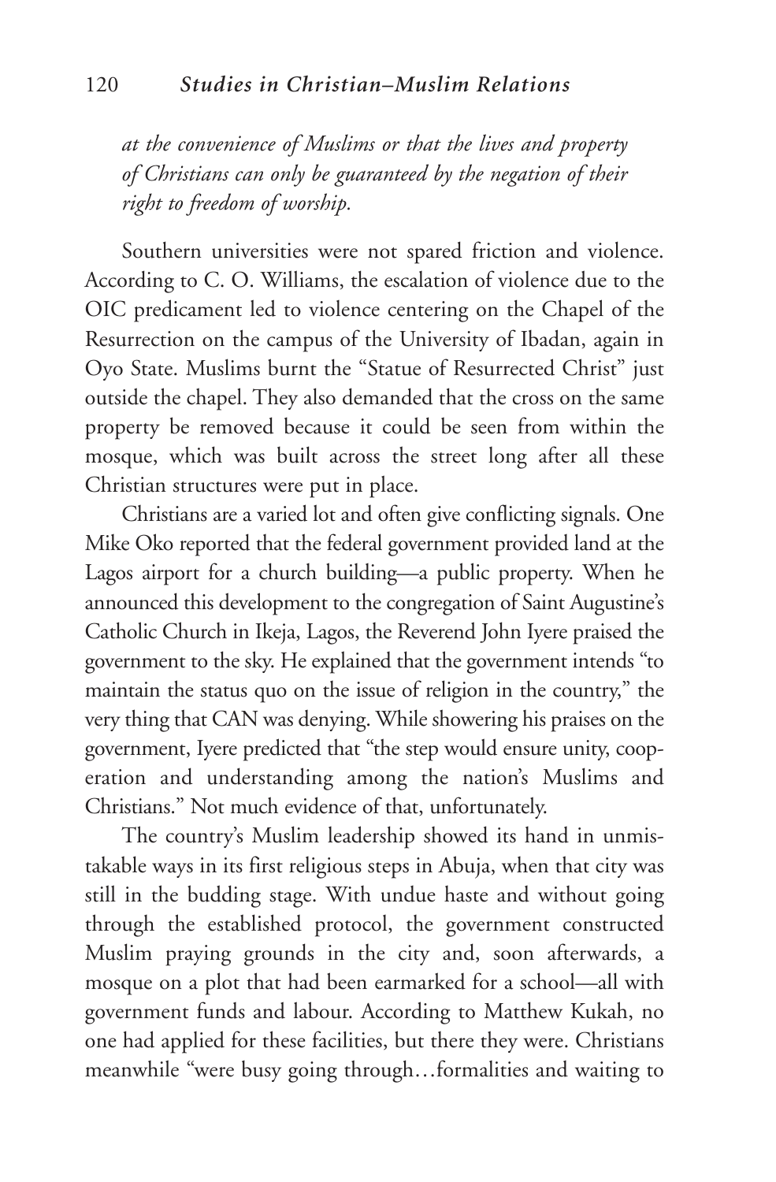*at the convenience of Muslims or that the lives and property of Christians can only be guaranteed by the negation of their right to freedom of worship.*

Southern universities were not spared friction and violence. According to C. O. Williams, the escalation of violence due to the OIC predicament led to violence centering on the Chapel of the Resurrection on the campus of the University of Ibadan, again in Oyo State. Muslims burnt the "Statue of Resurrected Christ" just outside the chapel. They also demanded that the cross on the same property be removed because it could be seen from within the mosque, which was built across the street long after all these Christian structures were put in place.

Christians are a varied lot and often give conflicting signals. One Mike Oko reported that the federal government provided land at the Lagos airport for a church building—a public property. When he announced this development to the congregation of Saint Augustine's Catholic Church in Ikeja, Lagos, the Reverend John Iyere praised the government to the sky. He explained that the government intends "to maintain the status quo on the issue of religion in the country," the very thing that CAN was denying. While showering his praises on the government, Iyere predicted that "the step would ensure unity, cooperation and understanding among the nation's Muslims and Christians." Not much evidence of that, unfortunately.

The country's Muslim leadership showed its hand in unmistakable ways in its first religious steps in Abuja, when that city was still in the budding stage. With undue haste and without going through the established protocol, the government constructed Muslim praying grounds in the city and, soon afterwards, a mosque on a plot that had been earmarked for a school—all with government funds and labour. According to Matthew Kukah, no one had applied for these facilities, but there they were. Christians meanwhile "were busy going through…formalities and waiting to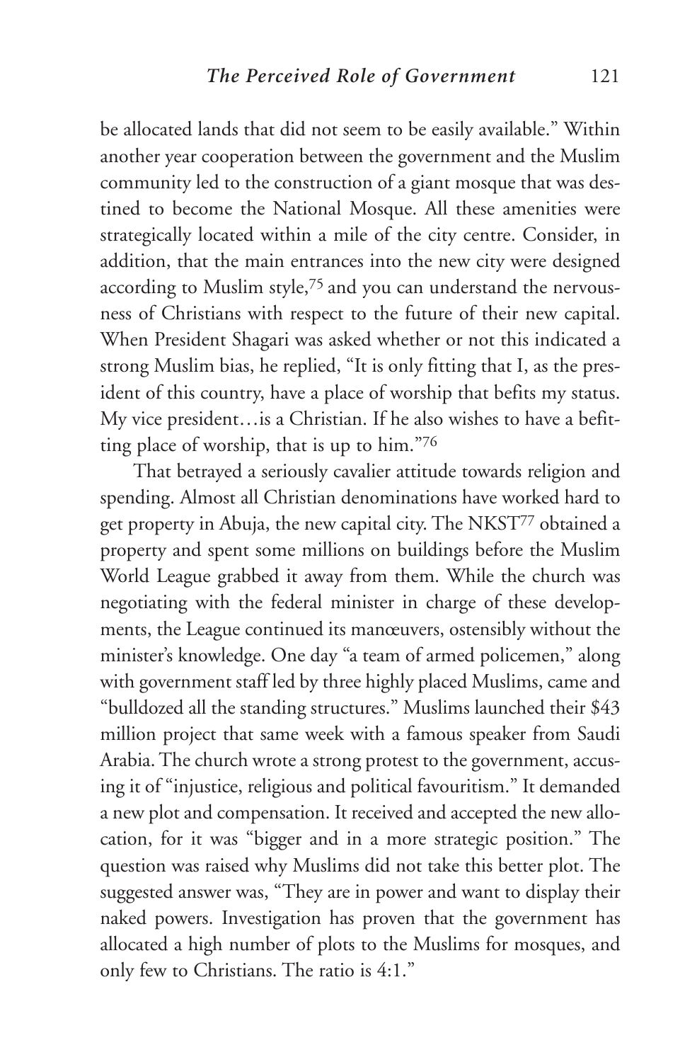be allocated lands that did not seem to be easily available." Within another year cooperation between the government and the Muslim community led to the construction of a giant mosque that was destined to become the National Mosque. All these amenities were strategically located within a mile of the city centre. Consider, in addition, that the main entrances into the new city were designed according to Muslim style,[75] and you can understand the nervousness of Christians with respect to the future of their new capital. When President Shagari was asked whether or not this indicated a strong Muslim bias, he replied, "It is only fitting that I, as the president of this country, have a place of worship that befits my status. My vice president…is a Christian. If he also wishes to have a befitting place of worship, that is up to him."[76]

That betrayed a seriously cavalier attitude towards religion and spending. Almost all Christian denominations have worked hard to get property in Abuja, the new capital city. The NKST[77] obtained a property and spent some millions on buildings before the Muslim World League grabbed it away from them. While the church was negotiating with the federal minister in charge of these developments, the League continued its manœuvers, ostensibly without the minister's knowledge. One day "a team of armed policemen," along with government staff led by three highly placed Muslims, came and "bulldozed all the standing structures." Muslims launched their $43 million project that same week with a famous speaker from Saudi Arabia. The church wrote a strong protest to the government, accusing it of "injustice, religious and political favouritism." It demanded a new plot and compensation. It received and accepted the new allocation, for it was "bigger and in a more strategic position." The question was raised why Muslims did not take this better plot. The suggested answer was, "They are in power and want to display their naked powers. Investigation has proven that the government has allocated a high number of plots to the Muslims for mosques, and only few to Christians. The ratio is 4:1."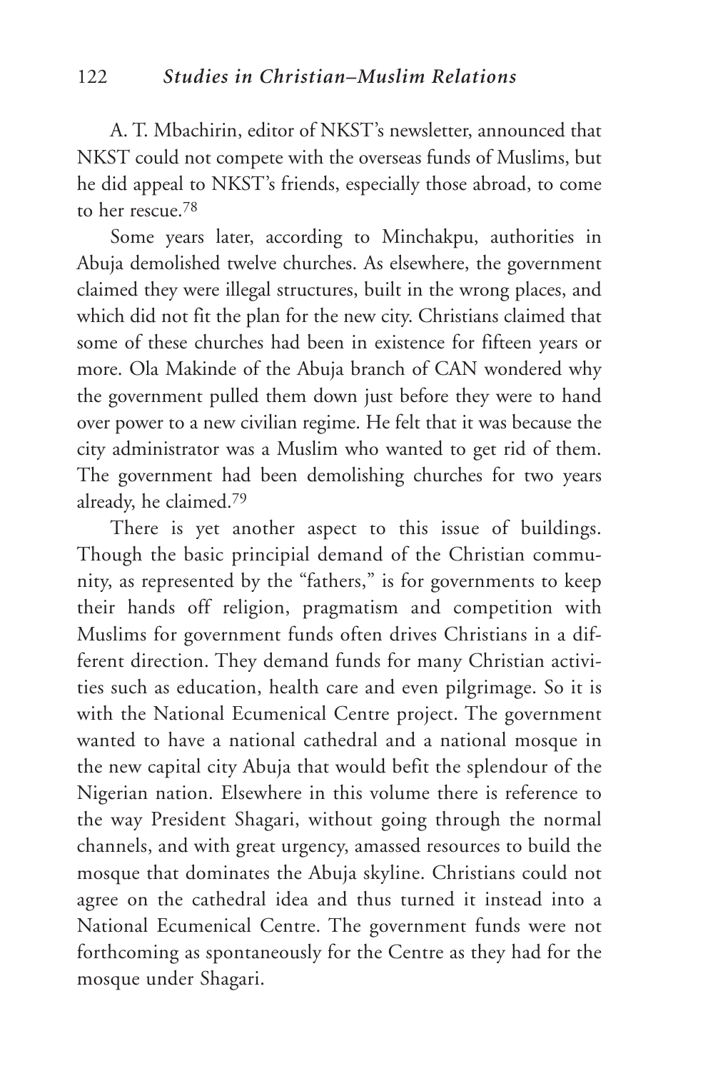A. T. Mbachirin, editor of NKST's newsletter, announced that NKST could not compete with the overseas funds of Muslims, but he did appeal to NKST's friends, especially those abroad, to come to her rescue.[78]

Some years later, according to Minchakpu, authorities in Abuja demolished twelve churches. As elsewhere, the government claimed they were illegal structures, built in the wrong places, and which did not fit the plan for the new city. Christians claimed that some of these churches had been in existence for fifteen years or more. Ola Makinde of the Abuja branch of CAN wondered why the government pulled them down just before they were to hand over power to a new civilian regime. He felt that it was because the city administrator was a Muslim who wanted to get rid of them. The government had been demolishing churches for two years already, he claimed.[79]

There is yet another aspect to this issue of buildings. Though the basic principial demand of the Christian community, as represented by the "fathers," is for governments to keep their hands off religion, pragmatism and competition with Muslims for government funds often drives Christians in a different direction. They demand funds for many Christian activities such as education, health care and even pilgrimage. So it is with the National Ecumenical Centre project. The government wanted to have a national cathedral and a national mosque in the new capital city Abuja that would befit the splendour of the Nigerian nation. Elsewhere in this volume there is reference to the way President Shagari, without going through the normal channels, and with great urgency, amassed resources to build the mosque that dominates the Abuja skyline. Christians could not agree on the cathedral idea and thus turned it instead into a National Ecumenical Centre. The government funds were not forthcoming as spontaneously for the Centre as they had for the mosque under Shagari.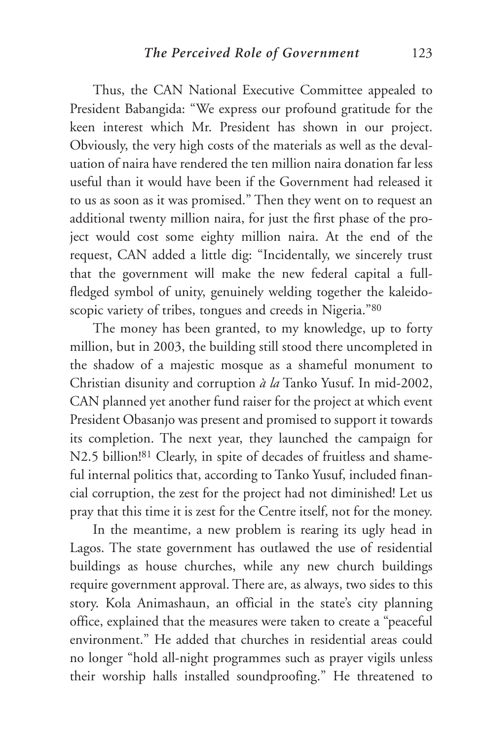Thus, the CAN National Executive Committee appealed to President Babangida: "We express our profound gratitude for the keen interest which Mr. President has shown in our project. Obviously, the very high costs of the materials as well as the devaluation of naira have rendered the ten million naira donation far less useful than it would have been if the Government had released it to us as soon as it was promised." Then they went on to request an additional twenty million naira, for just the first phase of the project would cost some eighty million naira. At the end of the request, CAN added a little dig: "Incidentally, we sincerely trust that the government will make the new federal capital a full-fledged symbol of unity, genuinely welding together the kaleidoscopic variety of tribes, tongues and creeds in Nigeria."[80]

The money has been granted, to my knowledge, up to forty million, but in 2003, the building still stood there uncompleted in the shadow of a majestic mosque as a shameful monument to Christian disunity and corruption *à la* Tanko Yusuf. In mid-2002, CAN planned yet another fund raiser for the project at which event President Obasanjo was present and promised to support it towards its completion. The next year, they launched the campaign for N2.5 billion![81] Clearly, in spite of decades of fruitless and shameful internal politics that, according to Tanko Yusuf, included financial corruption, the zest for the project had not diminished! Let us pray that this time it is zest for the Centre itself, not for the money.

In the meantime, a new problem is rearing its ugly head in Lagos. The state government has outlawed the use of residential buildings as house churches, while any new church buildings require government approval. There are, as always, two sides to this story. Kola Animashaun, an official in the state's city planning office, explained that the measures were taken to create a "peaceful environment." He added that churches in residential areas could no longer "hold all-night programmes such as prayer vigils unless their worship halls installed soundproofing." He threatened to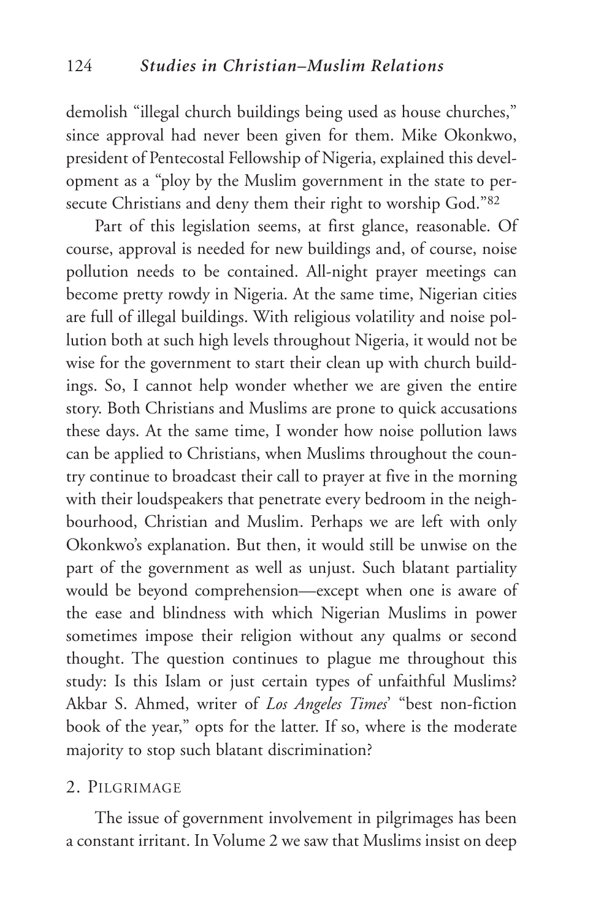demolish "illegal church buildings being used as house churches," since approval had never been given for them. Mike Okonkwo, president of Pentecostal Fellowship of Nigeria, explained this development as a "ploy by the Muslim government in the state to persecute Christians and deny them their right to worship God."[82]

Part of this legislation seems, at first glance, reasonable. Of course, approval is needed for new buildings and, of course, noise pollution needs to be contained. All-night prayer meetings can become pretty rowdy in Nigeria. At the same time, Nigerian cities are full of illegal buildings. With religious volatility and noise pollution both at such high levels throughout Nigeria, it would not be wise for the government to start their clean up with church buildings. So, I cannot help wonder whether we are given the entire story. Both Christians and Muslims are prone to quick accusations these days. At the same time, I wonder how noise pollution laws can be applied to Christians, when Muslims throughout the country continue to broadcast their call to prayer at five in the morning with their loudspeakers that penetrate every bedroom in the neighbourhood, Christian and Muslim. Perhaps we are left with only Okonkwo's explanation. But then, it would still be unwise on the part of the government as well as unjust. Such blatant partiality would be beyond comprehension—except when one is aware of the ease and blindness with which Nigerian Muslims in power sometimes impose their religion without any qualms or second thought. The question continues to plague me throughout this study: Is this Islam or just certain types of unfaithful Muslims? Akbar S. Ahmed, writer of *Los Angeles Times*' "best non-fiction book of the year," opts for the latter. If so, where is the moderate majority to stop such blatant discrimination?

## 2. Pilgrimage

The issue of government involvement in pilgrimages has been a constant irritant. In Volume 2 we saw that Muslims insist on deep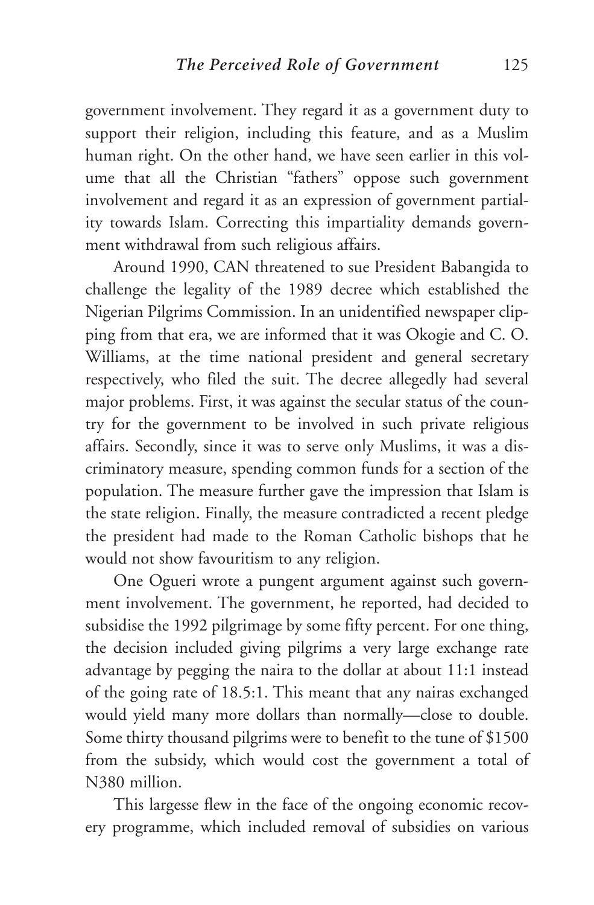government involvement. They regard it as a government duty to support their religion, including this feature, and as a Muslim human right. On the other hand, we have seen earlier in this volume that all the Christian "fathers" oppose such government involvement and regard it as an expression of government partiality towards Islam. Correcting this impartiality demands government withdrawal from such religious affairs.

Around 1990, CAN threatened to sue President Babangida to challenge the legality of the 1989 decree which established the Nigerian Pilgrims Commission. In an unidentified newspaper clipping from that era, we are informed that it was Okogie and C. O. Williams, at the time national president and general secretary respectively, who filed the suit. The decree allegedly had several major problems. First, it was against the secular status of the country for the government to be involved in such private religious affairs. Secondly, since it was to serve only Muslims, it was a discriminatory measure, spending common funds for a section of the population. The measure further gave the impression that Islam is the state religion. Finally, the measure contradicted a recent pledge the president had made to the Roman Catholic bishops that he would not show favouritism to any religion.

One Ogueri wrote a pungent argument against such government involvement. The government, he reported, had decided to subsidise the 1992 pilgrimage by some fifty percent. For one thing, the decision included giving pilgrims a very large exchange rate advantage by pegging the naira to the dollar at about 11:1 instead of the going rate of 18.5:1. This meant that any nairas exchanged would yield many more dollars than normally—close to double. Some thirty thousand pilgrims were to benefit to the tune of $1500 from the subsidy, which would cost the government a total of N380 million.

This largesse flew in the face of the ongoing economic recovery programme, which included removal of subsidies on various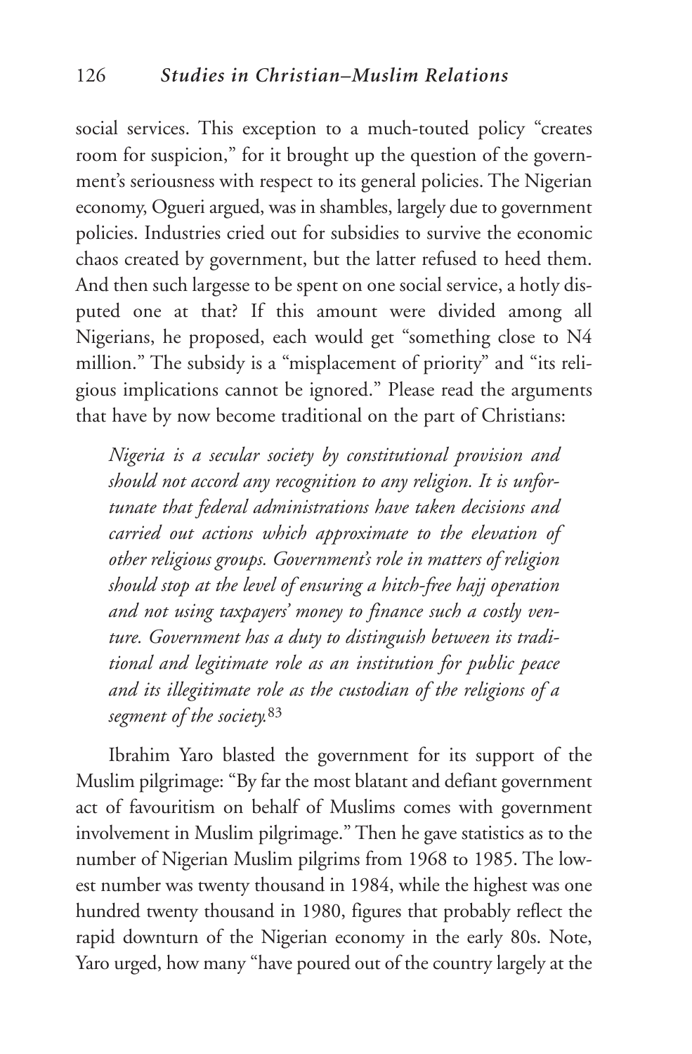social services. This exception to a much-touted policy "creates room for suspicion," for it brought up the question of the government's seriousness with respect to its general policies. The Nigerian economy, Ogueri argued, was in shambles, largely due to government policies. Industries cried out for subsidies to survive the economic chaos created by government, but the latter refused to heed them. And then such largesse to be spent on one social service, a hotly disputed one at that? If this amount were divided among all Nigerians, he proposed, each would get "something close to N4 million." The subsidy is a "misplacement of priority" and "its religious implications cannot be ignored." Please read the arguments that have by now become traditional on the part of Christians:

> *Nigeria is a secular society by constitutional provision and should not accord any recognition to any religion. It is unfortunate that federal administrations have taken decisions and carried out actions which approximate to the elevation of other religious groups. Government's role in matters of religion should stop at the level of ensuring a hitch-free hajj operation and not using taxpayers' money to finance such a costly venture. Government has a duty to distinguish between its traditional and legitimate role as an institution for public peace and its illegitimate role as the custodian of the religions of a segment of the society.*[83]

Ibrahim Yaro blasted the government for its support of the Muslim pilgrimage: "By far the most blatant and defiant government act of favouritism on behalf of Muslims comes with government involvement in Muslim pilgrimage." Then he gave statistics as to the number of Nigerian Muslim pilgrims from 1968 to 1985. The lowest number was twenty thousand in 1984, while the highest was one hundred twenty thousand in 1980, figures that probably reflect the rapid downturn of the Nigerian economy in the early 80s. Note, Yaro urged, how many "have poured out of the country largely at the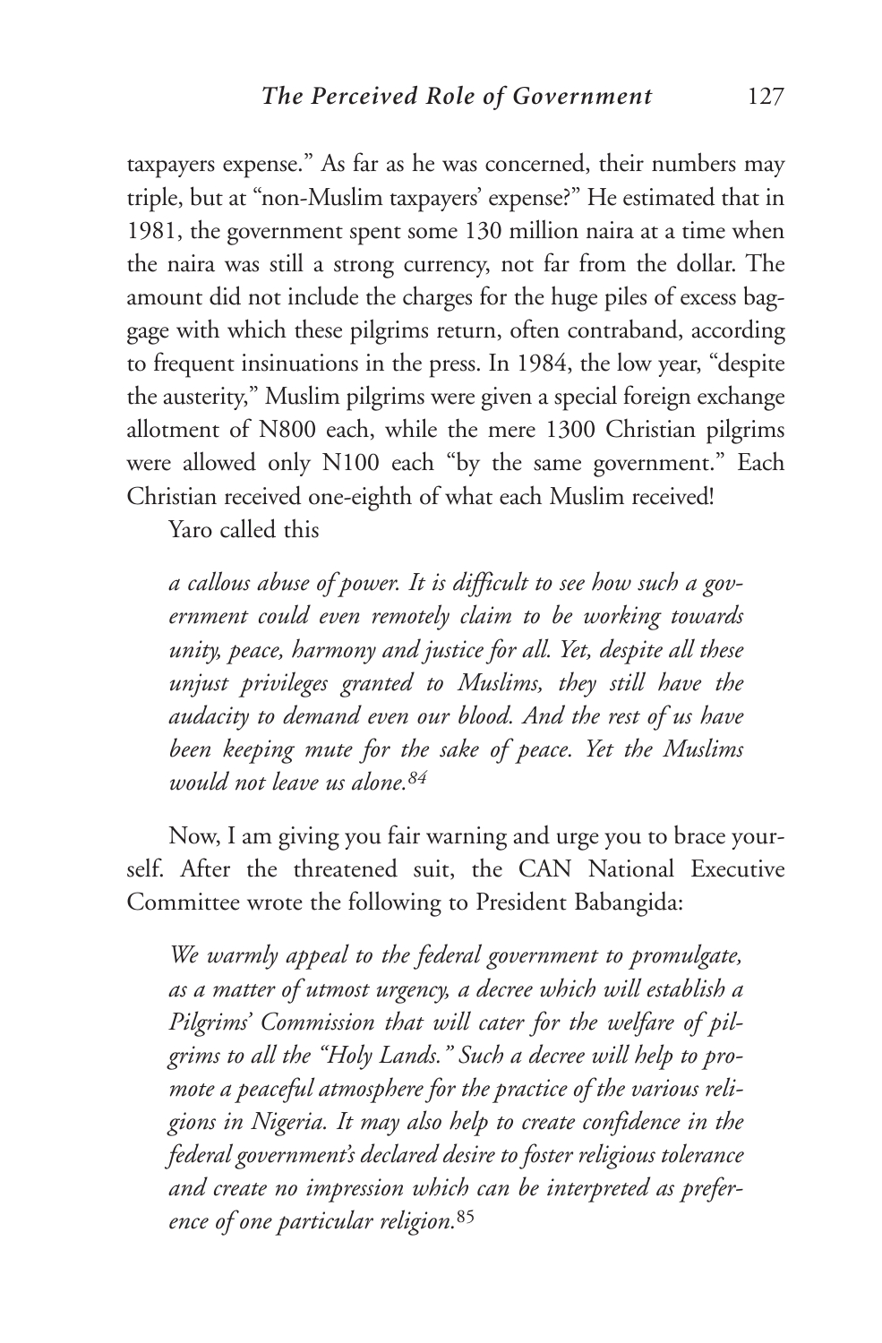taxpayers expense." As far as he was concerned, their numbers may triple, but at "non-Muslim taxpayers' expense?" He estimated that in 1981, the government spent some 130 million naira at a time when the naira was still a strong currency, not far from the dollar. The amount did not include the charges for the huge piles of excess baggage with which these pilgrims return, often contraband, according to frequent insinuations in the press. In 1984, the low year, "despite the austerity," Muslim pilgrims were given a special foreign exchange allotment of N800 each, while the mere 1300 Christian pilgrims were allowed only N100 each "by the same government." Each Christian received one-eighth of what each Muslim received!

Yaro called this

> *a callous abuse of power. It is difficult to see how such a government could even remotely claim to be working towards unity, peace, harmony and justice for all. Yet, despite all these unjust privileges granted to Muslims, they still have the audacity to demand even our blood. And the rest of us have been keeping mute for the sake of peace. Yet the Muslims would not leave us alone.*[84]

Now, I am giving you fair warning and urge you to brace yourself. After the threatened suit, the CAN National Executive Committee wrote the following to President Babangida:

> *We warmly appeal to the federal government to promulgate, as a matter of utmost urgency, a decree which will establish a Pilgrims' Commission that will cater for the welfare of pilgrims to all the "Holy Lands." Such a decree will help to promote a peaceful atmosphere for the practice of the various religions in Nigeria. It may also help to create confidence in the federal government's declared desire to foster religious tolerance and create no impression which can be interpreted as preference of one particular religion.*[85]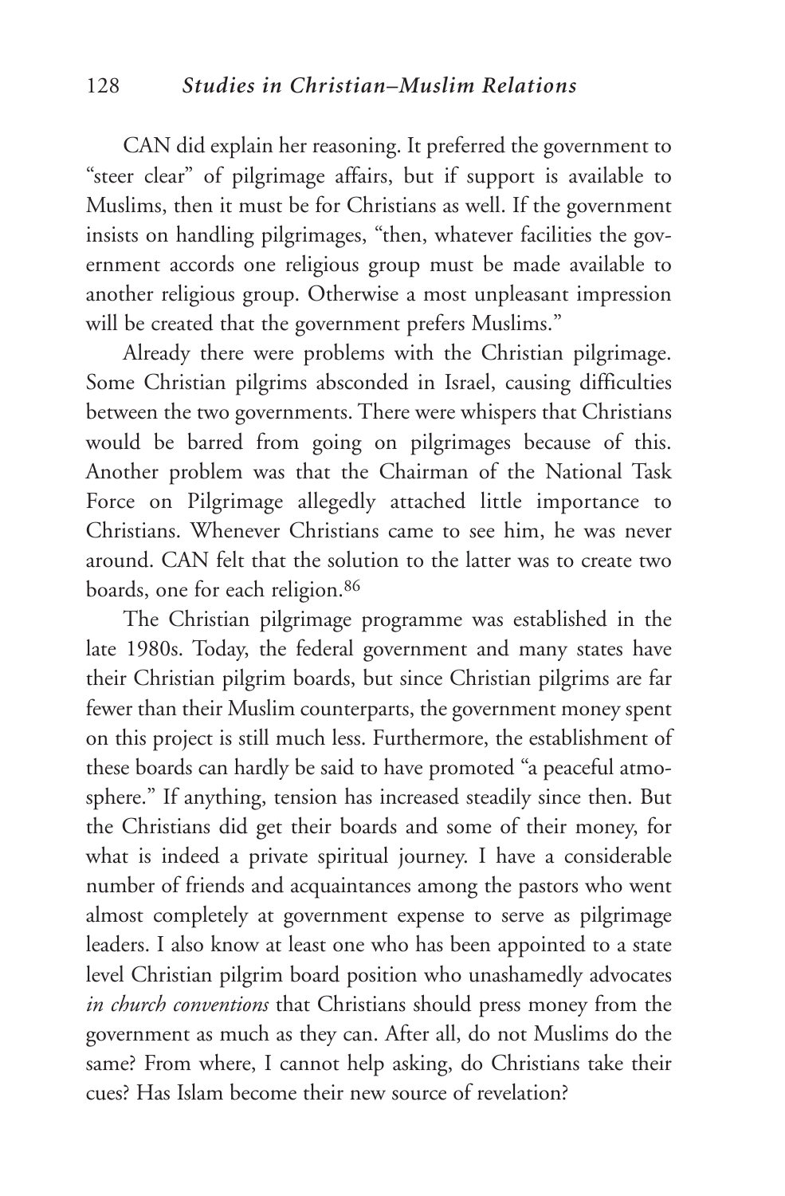CAN did explain her reasoning. It preferred the government to "steer clear" of pilgrimage affairs, but if support is available to Muslims, then it must be for Christians as well. If the government insists on handling pilgrimages, "then, whatever facilities the government accords one religious group must be made available to another religious group. Otherwise a most unpleasant impression will be created that the government prefers Muslims."

Already there were problems with the Christian pilgrimage. Some Christian pilgrims absconded in Israel, causing difficulties between the two governments. There were whispers that Christians would be barred from going on pilgrimages because of this. Another problem was that the Chairman of the National Task Force on Pilgrimage allegedly attached little importance to Christians. Whenever Christians came to see him, he was never around. CAN felt that the solution to the latter was to create two boards, one for each religion.[86]

The Christian pilgrimage programme was established in the late 1980s. Today, the federal government and many states have their Christian pilgrim boards, but since Christian pilgrims are far fewer than their Muslim counterparts, the government money spent on this project is still much less. Furthermore, the establishment of these boards can hardly be said to have promoted "a peaceful atmosphere." If anything, tension has increased steadily since then. But the Christians did get their boards and some of their money, for what is indeed a private spiritual journey. I have a considerable number of friends and acquaintances among the pastors who went almost completely at government expense to serve as pilgrimage leaders. I also know at least one who has been appointed to a state level Christian pilgrim board position who unashamedly advocates *in church conventions* that Christians should press money from the government as much as they can. After all, do not Muslims do the same? From where, I cannot help asking, do Christians take their cues? Has Islam become their new source of revelation?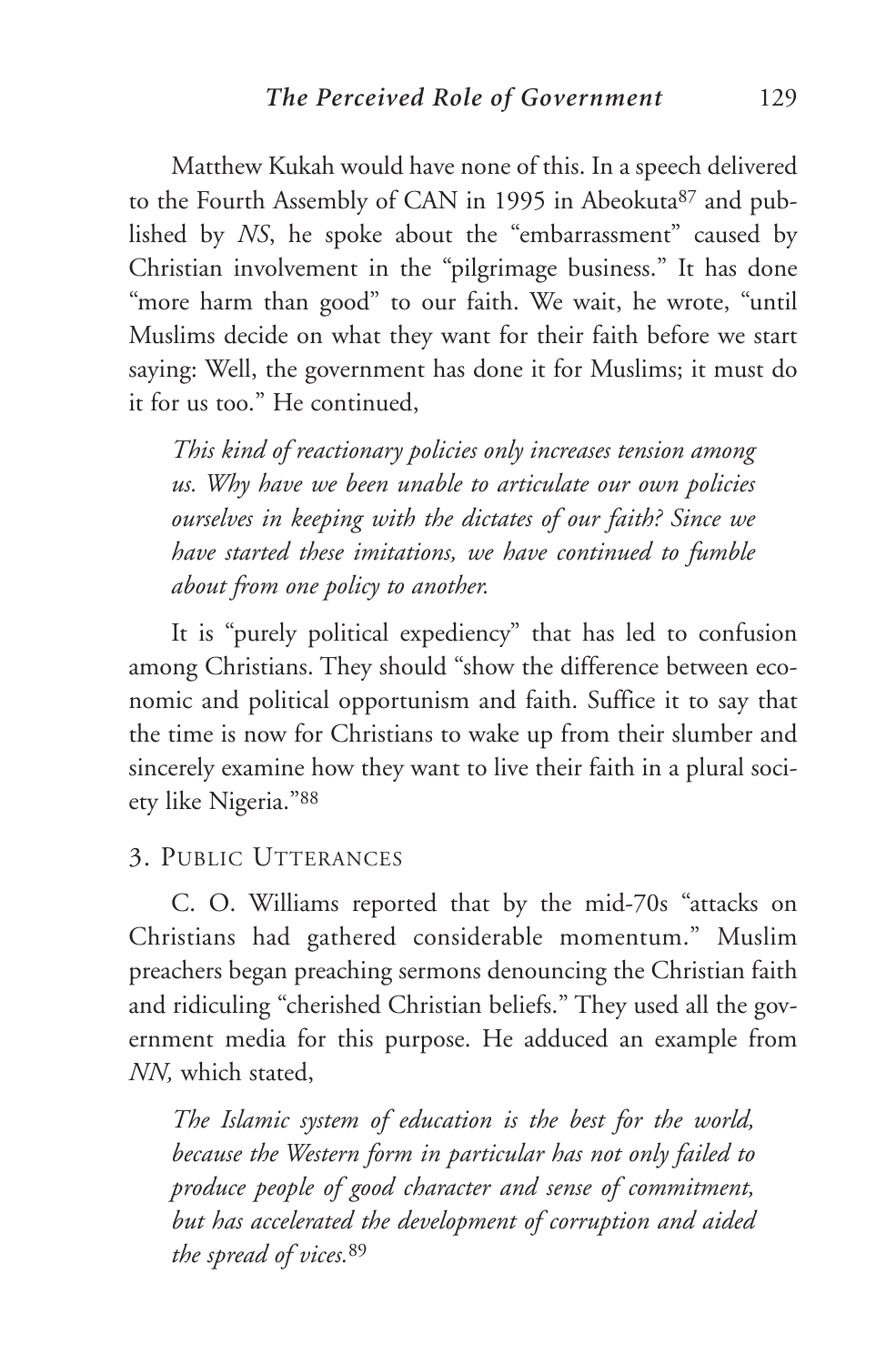Matthew Kukah would have none of this. In a speech delivered to the Fourth Assembly of CAN in 1995 in Abeokuta[87] and published by *NS*, he spoke about the "embarrassment" caused by Christian involvement in the "pilgrimage business." It has done "more harm than good" to our faith. We wait, he wrote, "until Muslims decide on what they want for their faith before we start saying: Well, the government has done it for Muslims; it must do it for us too." He continued,

> *This kind of reactionary policies only increases tension among us. Why have we been unable to articulate our own policies ourselves in keeping with the dictates of our faith? Since we have started these imitations, we have continued to fumble about from one policy to another.*

It is "purely political expediency" that has led to confusion among Christians. They should "show the difference between economic and political opportunism and faith. Suffice it to say that the time is now for Christians to wake up from their slumber and sincerely examine how they want to live their faith in a plural society like Nigeria."[88]

### 3. Public Utterances

C. O. Williams reported that by the mid-70s "attacks on Christians had gathered considerable momentum." Muslim preachers began preaching sermons denouncing the Christian faith and ridiculing "cherished Christian beliefs." They used all the government media for this purpose. He adduced an example from *NN,* which stated,

> *The Islamic system of education is the best for the world, because the Western form in particular has not only failed to produce people of good character and sense of commitment, but has accelerated the development of corruption and aided the spread of vices.*[89]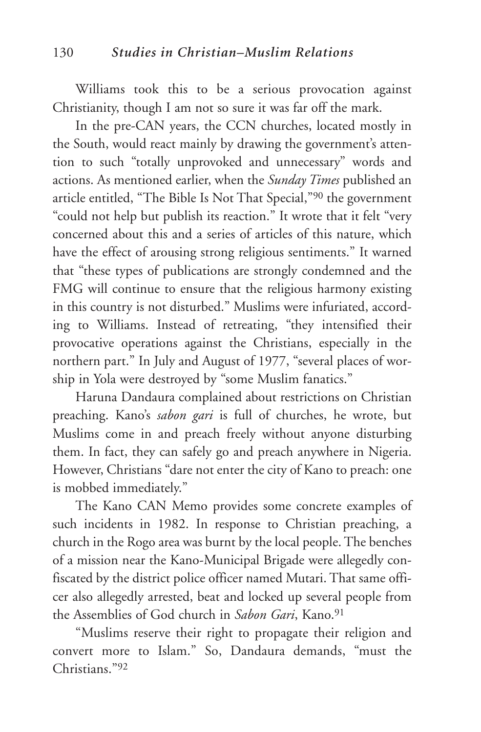Williams took this to be a serious provocation against Christianity, though I am not so sure it was far off the mark.

In the pre-CAN years, the CCN churches, located mostly in the South, would react mainly by drawing the government's attention to such "totally unprovoked and unnecessary" words and actions. As mentioned earlier, when the *Sunday Times* published an article entitled, "The Bible Is Not That Special,"[90] the government "could not help but publish its reaction." It wrote that it felt "very concerned about this and a series of articles of this nature, which have the effect of arousing strong religious sentiments." It warned that "these types of publications are strongly condemned and the FMG will continue to ensure that the religious harmony existing in this country is not disturbed." Muslims were infuriated, according to Williams. Instead of retreating, "they intensified their provocative operations against the Christians, especially in the northern part." In July and August of 1977, "several places of worship in Yola were destroyed by "some Muslim fanatics."

Haruna Dandaura complained about restrictions on Christian preaching. Kano's *sabon gari* is full of churches, he wrote, but Muslims come in and preach freely without anyone disturbing them. In fact, they can safely go and preach anywhere in Nigeria. However, Christians "dare not enter the city of Kano to preach: one is mobbed immediately."

The Kano CAN Memo provides some concrete examples of such incidents in 1982. In response to Christian preaching, a church in the Rogo area was burnt by the local people. The benches of a mission near the Kano-Municipal Brigade were allegedly confiscated by the district police officer named Mutari. That same officer also allegedly arrested, beat and locked up several people from the Assemblies of God church in *Sabon Gari*, Kano.[91]

"Muslims reserve their right to propagate their religion and convert more to Islam." So, Dandaura demands, "must the Christians."[92]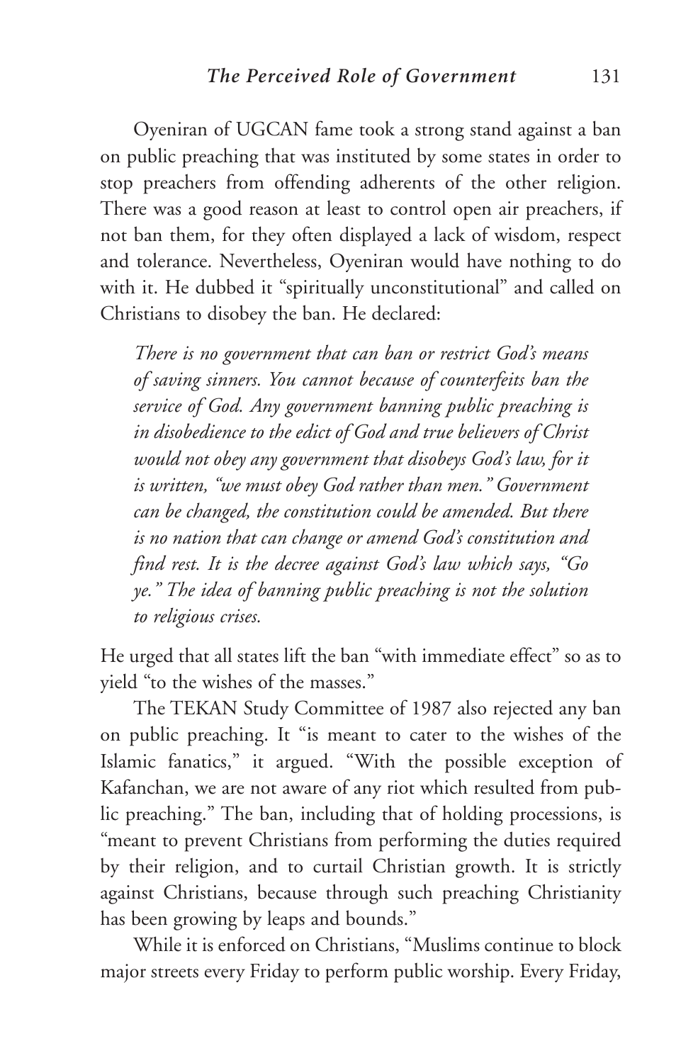Oyeniran of UGCAN fame took a strong stand against a ban on public preaching that was instituted by some states in order to stop preachers from offending adherents of the other religion. There was a good reason at least to control open air preachers, if not ban them, for they often displayed a lack of wisdom, respect and tolerance. Nevertheless, Oyeniran would have nothing to do with it. He dubbed it "spiritually unconstitutional" and called on Christians to disobey the ban. He declared:

> *There is no government that can ban or restrict God's means of saving sinners. You cannot because of counterfeits ban the service of God. Any government banning public preaching is in disobedience to the edict of God and true believers of Christ would not obey any government that disobeys God's law, for it is written, "we must obey God rather than men." Government can be changed, the constitution could be amended. But there is no nation that can change or amend God's constitution and find rest. It is the decree against God's law which says, "Go ye." The idea of banning public preaching is not the solution to religious crises.*

He urged that all states lift the ban "with immediate effect" so as to yield "to the wishes of the masses."

The TEKAN Study Committee of 1987 also rejected any ban on public preaching. It "is meant to cater to the wishes of the Islamic fanatics," it argued. "With the possible exception of Kafanchan, we are not aware of any riot which resulted from public preaching." The ban, including that of holding processions, is "meant to prevent Christians from performing the duties required by their religion, and to curtail Christian growth. It is strictly against Christians, because through such preaching Christianity has been growing by leaps and bounds."

While it is enforced on Christians, "Muslims continue to block major streets every Friday to perform public worship. Every Friday,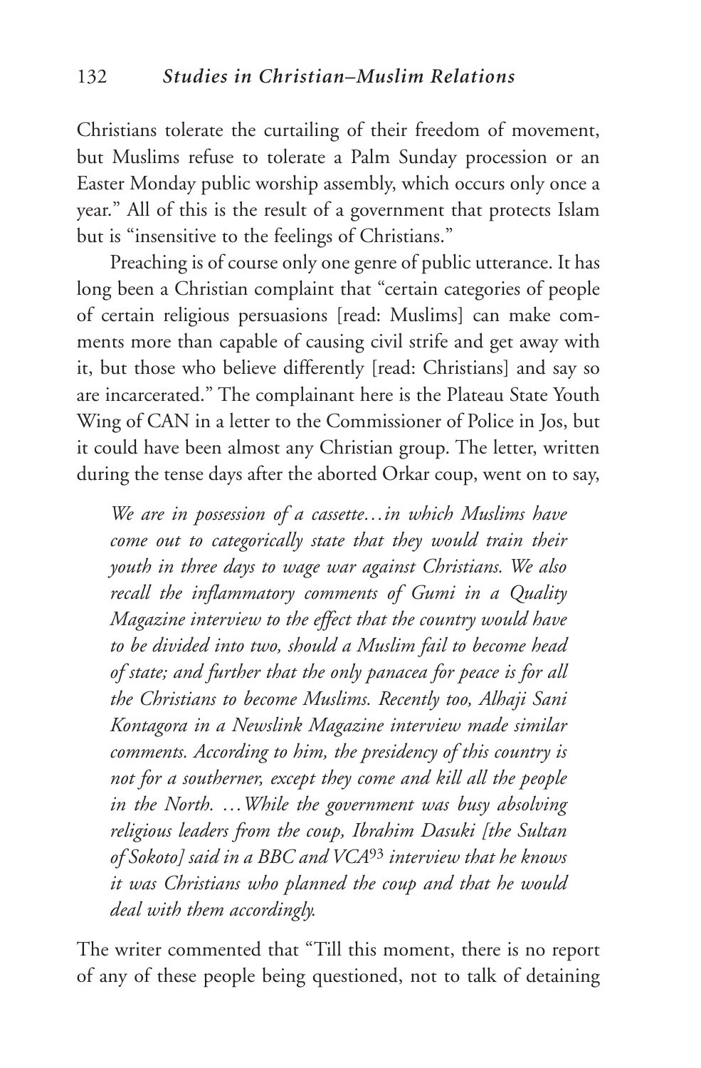Christians tolerate the curtailing of their freedom of movement, but Muslims refuse to tolerate a Palm Sunday procession or an Easter Monday public worship assembly, which occurs only once a year." All of this is the result of a government that protects Islam but is "insensitive to the feelings of Christians."

Preaching is of course only one genre of public utterance. It has long been a Christian complaint that "certain categories of people of certain religious persuasions [read: Muslims] can make comments more than capable of causing civil strife and get away with it, but those who believe differently [read: Christians] and say so are incarcerated." The complainant here is the Plateau State Youth Wing of CAN in a letter to the Commissioner of Police in Jos, but it could have been almost any Christian group. The letter, written during the tense days after the aborted Orkar coup, went on to say,

> *We are in possession of a cassette…in which Muslims have come out to categorically state that they would train their youth in three days to wage war against Christians. We also recall the inflammatory comments of Gumi in a Quality Magazine interview to the effect that the country would have to be divided into two, should a Muslim fail to become head of state; and further that the only panacea for peace is for all the Christians to become Muslims. Recently too, Alhaji Sani Kontagora in a Newslink Magazine interview made similar comments. According to him, the presidency of this country is not for a southerner, except they come and kill all the people in the North. …While the government was busy absolving religious leaders from the coup, Ibrahim Dasuki [the Sultan of Sokoto] said in a BBC and VCA[93] interview that he knows it was Christians who planned the coup and that he would deal with them accordingly.*

The writer commented that "Till this moment, there is no report of any of these people being questioned, not to talk of detaining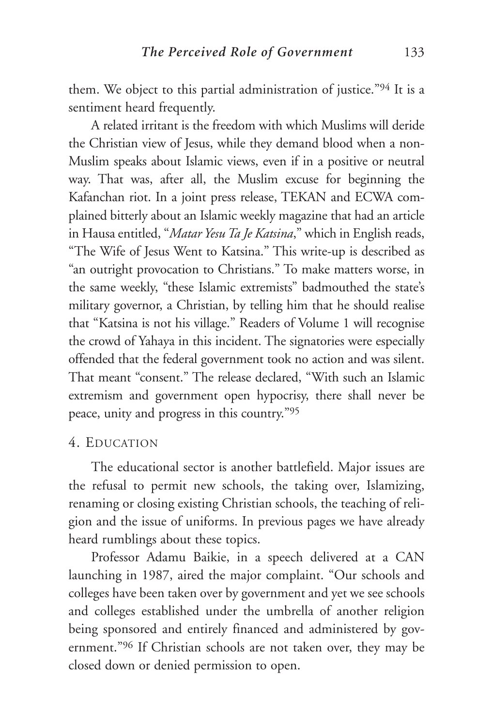them. We object to this partial administration of justice."[94] It is a sentiment heard frequently.

A related irritant is the freedom with which Muslims will deride the Christian view of Jesus, while they demand blood when a non-Muslim speaks about Islamic views, even if in a positive or neutral way. That was, after all, the Muslim excuse for beginning the Kafanchan riot. In a joint press release, TEKAN and ECWA complained bitterly about an Islamic weekly magazine that had an article in Hausa entitled, "*Matar Yesu Ta Je Katsina*," which in English reads, "The Wife of Jesus Went to Katsina." This write-up is described as "an outright provocation to Christians." To make matters worse, in the same weekly, "these Islamic extremists" badmouthed the state's military governor, a Christian, by telling him that he should realise that "Katsina is not his village." Readers of Volume 1 will recognise the crowd of Yahaya in this incident. The signatories were especially offended that the federal government took no action and was silent. That meant "consent." The release declared, "With such an Islamic extremism and government open hypocrisy, there shall never be peace, unity and progress in this country."[95]

## 4. Education

The educational sector is another battlefield. Major issues are the refusal to permit new schools, the taking over, Islamizing, renaming or closing existing Christian schools, the teaching of religion and the issue of uniforms. In previous pages we have already heard rumblings about these topics.

Professor Adamu Baikie, in a speech delivered at a CAN launching in 1987, aired the major complaint. "Our schools and colleges have been taken over by government and yet we see schools and colleges established under the umbrella of another religion being sponsored and entirely financed and administered by government."[96] If Christian schools are not taken over, they may be closed down or denied permission to open.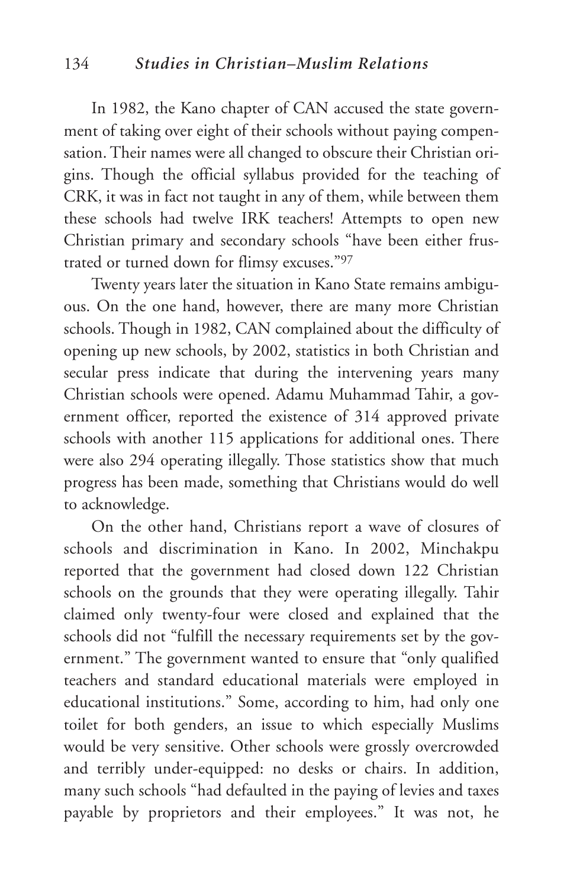In 1982, the Kano chapter of CAN accused the state government of taking over eight of their schools without paying compensation. Their names were all changed to obscure their Christian origins. Though the official syllabus provided for the teaching of CRK, it was in fact not taught in any of them, while between them these schools had twelve IRK teachers! Attempts to open new Christian primary and secondary schools "have been either frustrated or turned down for flimsy excuses."[97]

Twenty years later the situation in Kano State remains ambiguous. On the one hand, however, there are many more Christian schools. Though in 1982, CAN complained about the difficulty of opening up new schools, by 2002, statistics in both Christian and secular press indicate that during the intervening years many Christian schools were opened. Adamu Muhammad Tahir, a government officer, reported the existence of 314 approved private schools with another 115 applications for additional ones. There were also 294 operating illegally. Those statistics show that much progress has been made, something that Christians would do well to acknowledge.

On the other hand, Christians report a wave of closures of schools and discrimination in Kano. In 2002, Minchakpu reported that the government had closed down 122 Christian schools on the grounds that they were operating illegally. Tahir claimed only twenty-four were closed and explained that the schools did not "fulfill the necessary requirements set by the government." The government wanted to ensure that "only qualified teachers and standard educational materials were employed in educational institutions." Some, according to him, had only one toilet for both genders, an issue to which especially Muslims would be very sensitive. Other schools were grossly overcrowded and terribly under-equipped: no desks or chairs. In addition, many such schools "had defaulted in the paying of levies and taxes payable by proprietors and their employees." It was not, he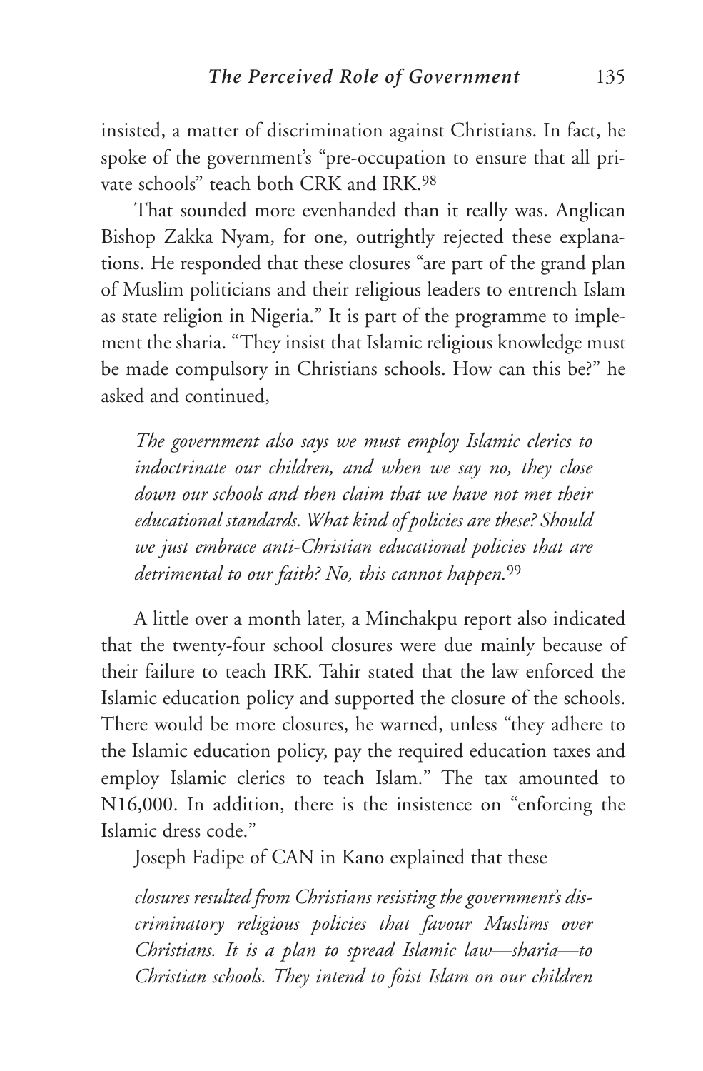insisted, a matter of discrimination against Christians. In fact, he spoke of the government's "pre-occupation to ensure that all private schools" teach both CRK and IRK.[98]

That sounded more evenhanded than it really was. Anglican Bishop Zakka Nyam, for one, outrightly rejected these explanations. He responded that these closures "are part of the grand plan of Muslim politicians and their religious leaders to entrench Islam as state religion in Nigeria." It is part of the programme to implement the sharia. "They insist that Islamic religious knowledge must be made compulsory in Christians schools. How can this be?" he asked and continued,

> *The government also says we must employ Islamic clerics to indoctrinate our children, and when we say no, they close down our schools and then claim that we have not met their educational standards. What kind of policies are these? Should we just embrace anti-Christian educational policies that are detrimental to our faith? No, this cannot happen.*[99]

A little over a month later, a Minchakpu report also indicated that the twenty-four school closures were due mainly because of their failure to teach IRK. Tahir stated that the law enforced the Islamic education policy and supported the closure of the schools. There would be more closures, he warned, unless "they adhere to the Islamic education policy, pay the required education taxes and employ Islamic clerics to teach Islam." The tax amounted to N16,000. In addition, there is the insistence on "enforcing the Islamic dress code."

Joseph Fadipe of CAN in Kano explained that these

> *closures resulted from Christians resisting the government's discriminatory religious policies that favour Muslims over Christians. It is a plan to spread Islamic law—sharia—to Christian schools. They intend to foist Islam on our children*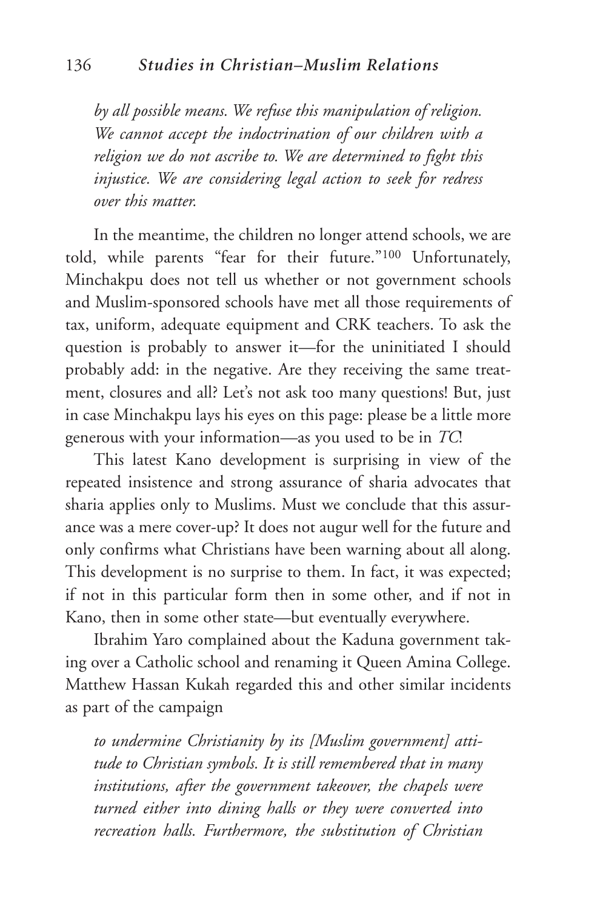*by all possible means. We refuse this manipulation of religion. We cannot accept the indoctrination of our children with a religion we do not ascribe to. We are determined to fight this injustice. We are considering legal action to seek for redress over this matter.*

In the meantime, the children no longer attend schools, we are told, while parents "fear for their future."[100] Unfortunately, Minchakpu does not tell us whether or not government schools and Muslim-sponsored schools have met all those requirements of tax, uniform, adequate equipment and CRK teachers. To ask the question is probably to answer it—for the uninitiated I should probably add: in the negative. Are they receiving the same treatment, closures and all? Let's not ask too many questions! But, just in case Minchakpu lays his eyes on this page: please be a little more generous with your information—as you used to be in *TC*!

This latest Kano development is surprising in view of the repeated insistence and strong assurance of sharia advocates that sharia applies only to Muslims. Must we conclude that this assurance was a mere cover-up? It does not augur well for the future and only confirms what Christians have been warning about all along. This development is no surprise to them. In fact, it was expected; if not in this particular form then in some other, and if not in Kano, then in some other state—but eventually everywhere.

Ibrahim Yaro complained about the Kaduna government taking over a Catholic school and renaming it Queen Amina College. Matthew Hassan Kukah regarded this and other similar incidents as part of the campaign

*to undermine Christianity by its [Muslim government] attitude to Christian symbols. It is still remembered that in many institutions, after the government takeover, the chapels were turned either into dining halls or they were converted into recreation halls. Furthermore, the substitution of Christian*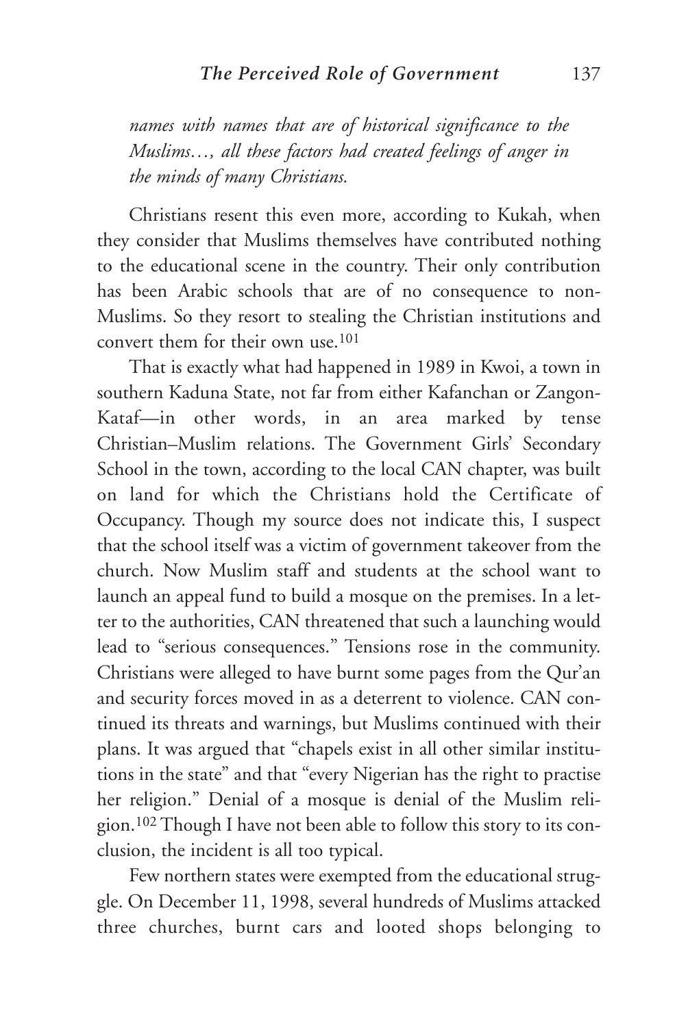*names with names that are of historical significance to the Muslims…, all these factors had created feelings of anger in the minds of many Christians.*

Christians resent this even more, according to Kukah, when they consider that Muslims themselves have contributed nothing to the educational scene in the country. Their only contribution has been Arabic schools that are of no consequence to non-Muslims. So they resort to stealing the Christian institutions and convert them for their own use.[101]

That is exactly what had happened in 1989 in Kwoi, a town in southern Kaduna State, not far from either Kafanchan or Zangon-Kataf—in other words, in an area marked by tense Christian–Muslim relations. The Government Girls' Secondary School in the town, according to the local CAN chapter, was built on land for which the Christians hold the Certificate of Occupancy. Though my source does not indicate this, I suspect that the school itself was a victim of government takeover from the church. Now Muslim staff and students at the school want to launch an appeal fund to build a mosque on the premises. In a letter to the authorities, CAN threatened that such a launching would lead to "serious consequences." Tensions rose in the community. Christians were alleged to have burnt some pages from the Qur'an and security forces moved in as a deterrent to violence. CAN continued its threats and warnings, but Muslims continued with their plans. It was argued that "chapels exist in all other similar institutions in the state" and that "every Nigerian has the right to practise her religion." Denial of a mosque is denial of the Muslim religion.[102] Though I have not been able to follow this story to its conclusion, the incident is all too typical.

Few northern states were exempted from the educational struggle. On December 11, 1998, several hundreds of Muslims attacked three churches, burnt cars and looted shops belonging to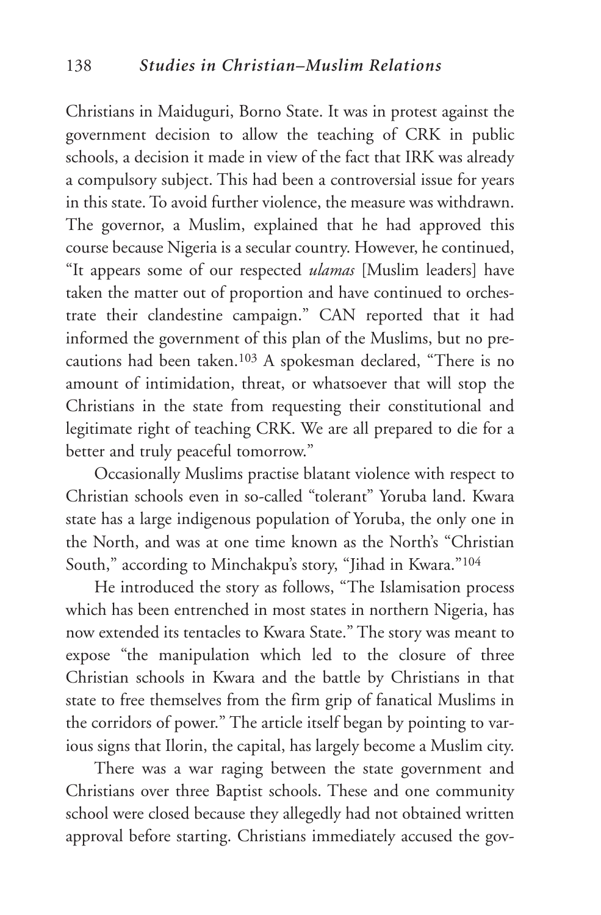Christians in Maiduguri, Borno State. It was in protest against the government decision to allow the teaching of CRK in public schools, a decision it made in view of the fact that IRK was already a compulsory subject. This had been a controversial issue for years in this state. To avoid further violence, the measure was withdrawn. The governor, a Muslim, explained that he had approved this course because Nigeria is a secular country. However, he continued, "It appears some of our respected *ulamas* [Muslim leaders] have taken the matter out of proportion and have continued to orchestrate their clandestine campaign." CAN reported that it had informed the government of this plan of the Muslims, but no precautions had been taken.[103] A spokesman declared, "There is no amount of intimidation, threat, or whatsoever that will stop the Christians in the state from requesting their constitutional and legitimate right of teaching CRK. We are all prepared to die for a better and truly peaceful tomorrow."

Occasionally Muslims practise blatant violence with respect to Christian schools even in so-called "tolerant" Yoruba land. Kwara state has a large indigenous population of Yoruba, the only one in the North, and was at one time known as the North's "Christian South," according to Minchakpu's story, "Jihad in Kwara."[104]

He introduced the story as follows, "The Islamisation process which has been entrenched in most states in northern Nigeria, has now extended its tentacles to Kwara State." The story was meant to expose "the manipulation which led to the closure of three Christian schools in Kwara and the battle by Christians in that state to free themselves from the firm grip of fanatical Muslims in the corridors of power." The article itself began by pointing to various signs that Ilorin, the capital, has largely become a Muslim city.

There was a war raging between the state government and Christians over three Baptist schools. These and one community school were closed because they allegedly had not obtained written approval before starting. Christians immediately accused the gov-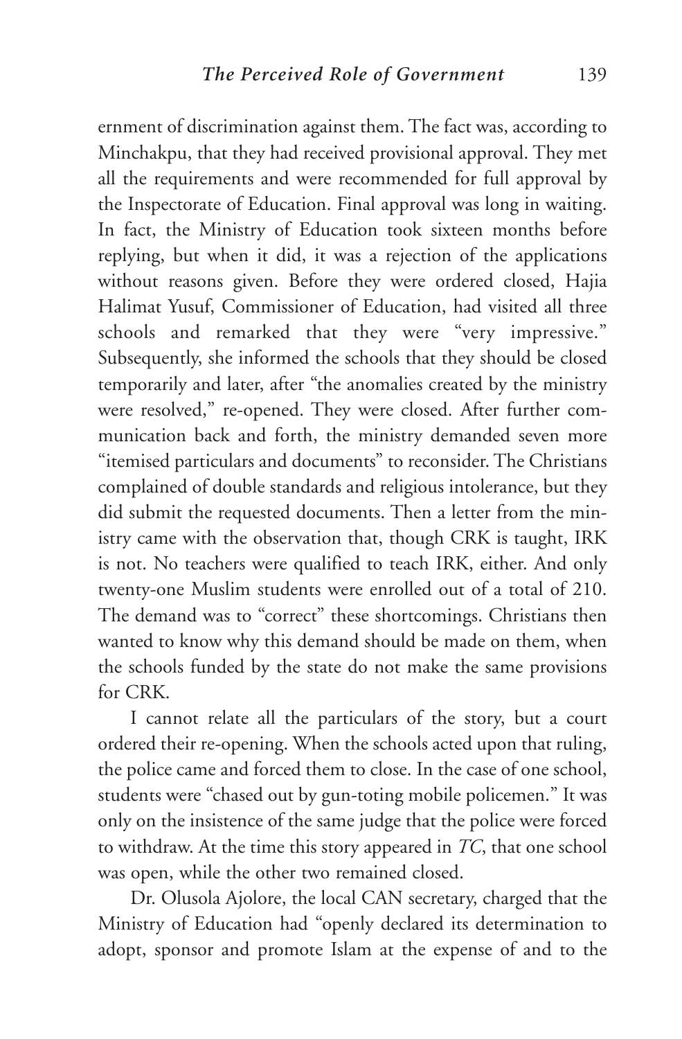ernment of discrimination against them. The fact was, according to Minchakpu, that they had received provisional approval. They met all the requirements and were recommended for full approval by the Inspectorate of Education. Final approval was long in waiting. In fact, the Ministry of Education took sixteen months before replying, but when it did, it was a rejection of the applications without reasons given. Before they were ordered closed, Hajia Halimat Yusuf, Commissioner of Education, had visited all three schools and remarked that they were "very impressive." Subsequently, she informed the schools that they should be closed temporarily and later, after "the anomalies created by the ministry were resolved," re-opened. They were closed. After further communication back and forth, the ministry demanded seven more "itemised particulars and documents" to reconsider. The Christians complained of double standards and religious intolerance, but they did submit the requested documents. Then a letter from the ministry came with the observation that, though CRK is taught, IRK is not. No teachers were qualified to teach IRK, either. And only twenty-one Muslim students were enrolled out of a total of 210. The demand was to "correct" these shortcomings. Christians then wanted to know why this demand should be made on them, when the schools funded by the state do not make the same provisions for CRK.

I cannot relate all the particulars of the story, but a court ordered their re-opening. When the schools acted upon that ruling, the police came and forced them to close. In the case of one school, students were "chased out by gun-toting mobile policemen." It was only on the insistence of the same judge that the police were forced to withdraw. At the time this story appeared in *TC*, that one school was open, while the other two remained closed.

Dr. Olusola Ajolore, the local CAN secretary, charged that the Ministry of Education had "openly declared its determination to adopt, sponsor and promote Islam at the expense of and to the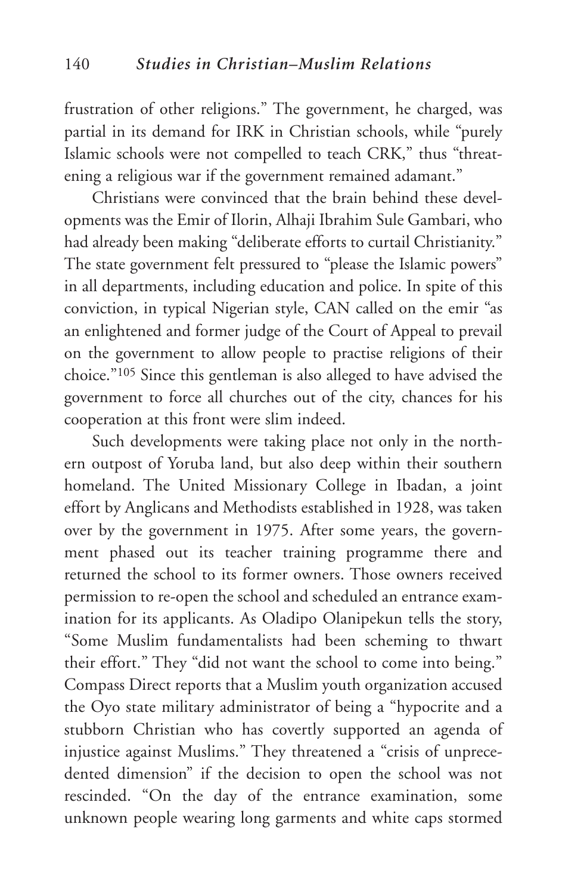frustration of other religions." The government, he charged, was partial in its demand for IRK in Christian schools, while "purely Islamic schools were not compelled to teach CRK," thus "threatening a religious war if the government remained adamant."

Christians were convinced that the brain behind these developments was the Emir of Ilorin, Alhaji Ibrahim Sule Gambari, who had already been making "deliberate efforts to curtail Christianity." The state government felt pressured to "please the Islamic powers" in all departments, including education and police. In spite of this conviction, in typical Nigerian style, CAN called on the emir "as an enlightened and former judge of the Court of Appeal to prevail on the government to allow people to practise religions of their choice."[105] Since this gentleman is also alleged to have advised the government to force all churches out of the city, chances for his cooperation at this front were slim indeed.

Such developments were taking place not only in the northern outpost of Yoruba land, but also deep within their southern homeland. The United Missionary College in Ibadan, a joint effort by Anglicans and Methodists established in 1928, was taken over by the government in 1975. After some years, the government phased out its teacher training programme there and returned the school to its former owners. Those owners received permission to re-open the school and scheduled an entrance examination for its applicants. As Oladipo Olanipekun tells the story, "Some Muslim fundamentalists had been scheming to thwart their effort." They "did not want the school to come into being." Compass Direct reports that a Muslim youth organization accused the Oyo state military administrator of being a "hypocrite and a stubborn Christian who has covertly supported an agenda of injustice against Muslims." They threatened a "crisis of unprecedented dimension" if the decision to open the school was not rescinded. "On the day of the entrance examination, some unknown people wearing long garments and white caps stormed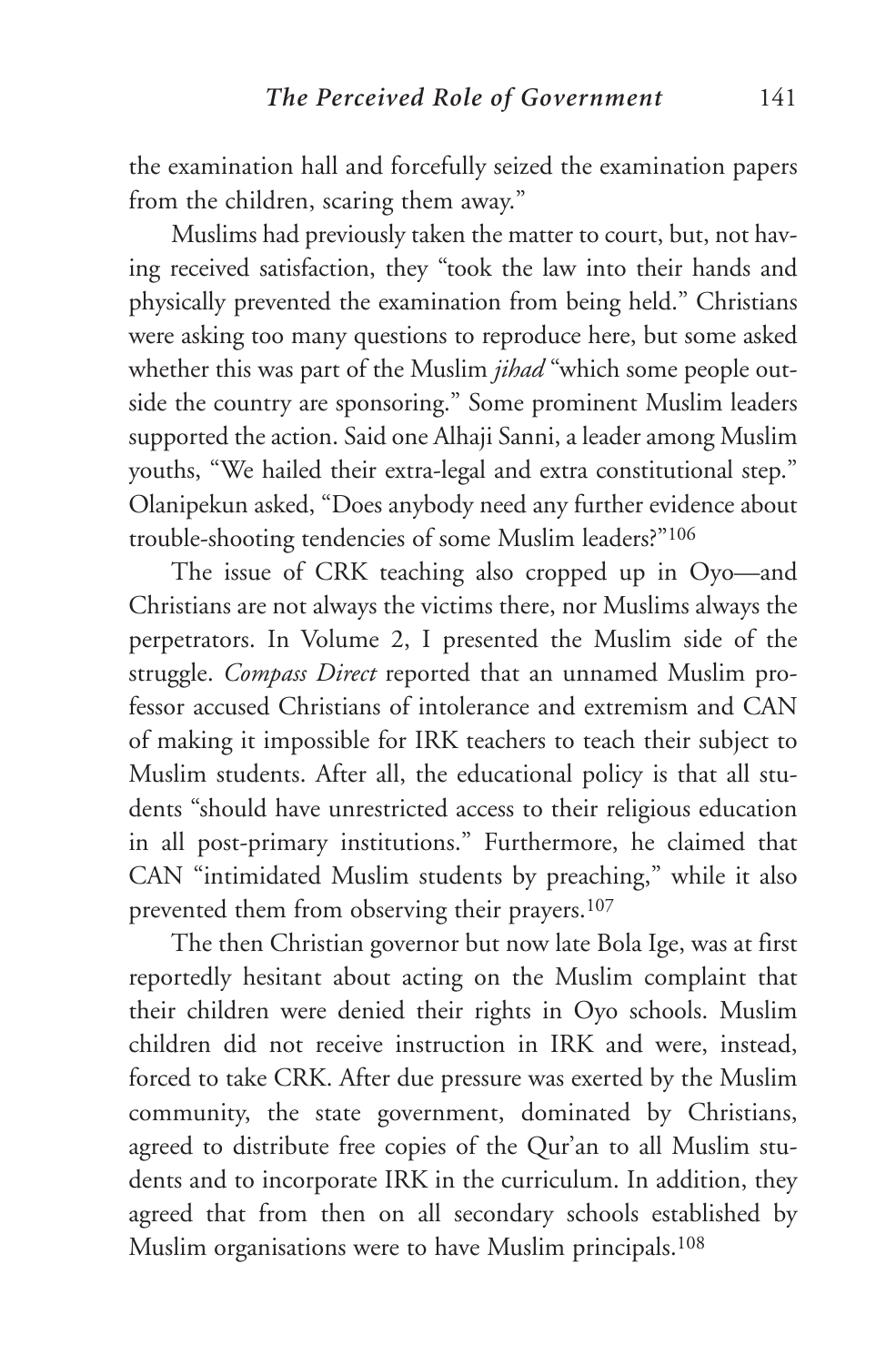the examination hall and forcefully seized the examination papers from the children, scaring them away."

Muslims had previously taken the matter to court, but, not having received satisfaction, they "took the law into their hands and physically prevented the examination from being held." Christians were asking too many questions to reproduce here, but some asked whether this was part of the Muslim *jihad* "which some people outside the country are sponsoring." Some prominent Muslim leaders supported the action. Said one Alhaji Sanni, a leader among Muslim youths, "We hailed their extra-legal and extra constitutional step." Olanipekun asked, "Does anybody need any further evidence about trouble-shooting tendencies of some Muslim leaders?"[106]

The issue of CRK teaching also cropped up in Oyo—and Christians are not always the victims there, nor Muslims always the perpetrators. In Volume 2, I presented the Muslim side of the struggle. *Compass Direct* reported that an unnamed Muslim professor accused Christians of intolerance and extremism and CAN of making it impossible for IRK teachers to teach their subject to Muslim students. After all, the educational policy is that all students "should have unrestricted access to their religious education in all post-primary institutions." Furthermore, he claimed that CAN "intimidated Muslim students by preaching," while it also prevented them from observing their prayers.[107]

The then Christian governor but now late Bola Ige, was at first reportedly hesitant about acting on the Muslim complaint that their children were denied their rights in Oyo schools. Muslim children did not receive instruction in IRK and were, instead, forced to take CRK. After due pressure was exerted by the Muslim community, the state government, dominated by Christians, agreed to distribute free copies of the Qur'an to all Muslim students and to incorporate IRK in the curriculum. In addition, they agreed that from then on all secondary schools established by Muslim organisations were to have Muslim principals.[108]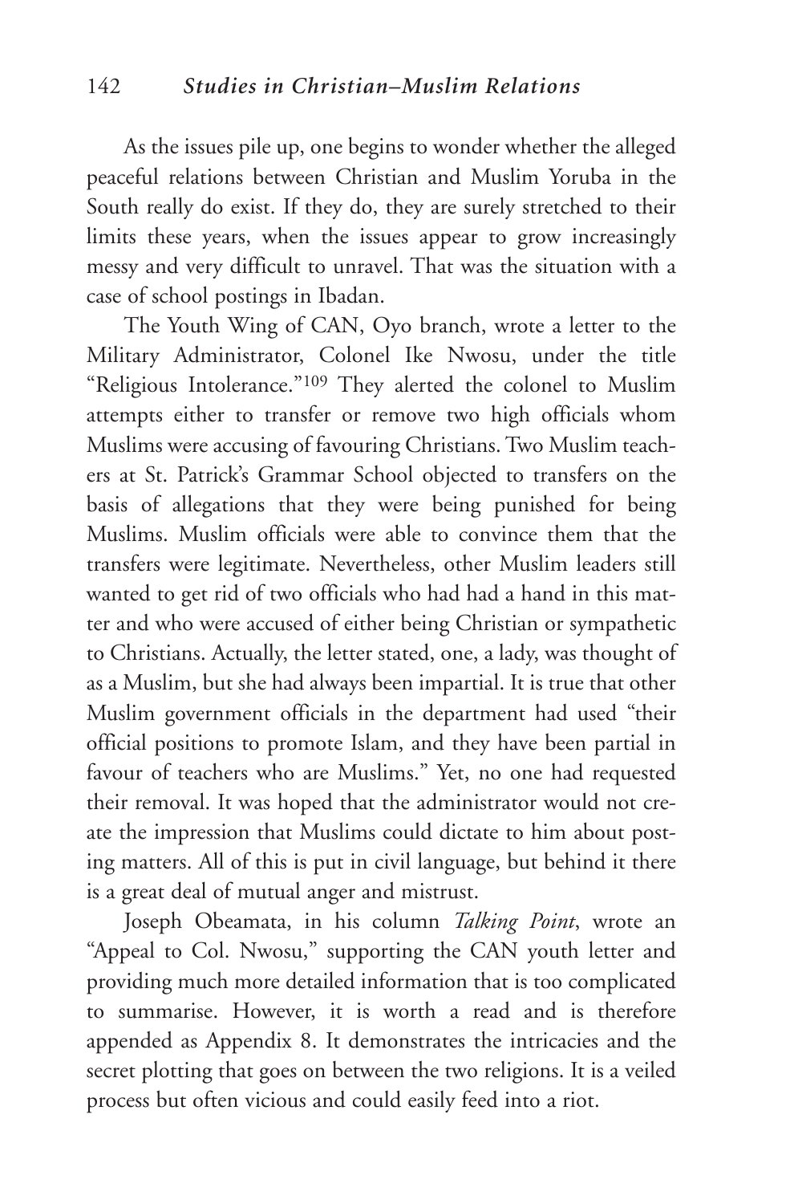As the issues pile up, one begins to wonder whether the alleged peaceful relations between Christian and Muslim Yoruba in the South really do exist. If they do, they are surely stretched to their limits these years, when the issues appear to grow increasingly messy and very difficult to unravel. That was the situation with a case of school postings in Ibadan.

The Youth Wing of CAN, Oyo branch, wrote a letter to the Military Administrator, Colonel Ike Nwosu, under the title "Religious Intolerance."[109] They alerted the colonel to Muslim attempts either to transfer or remove two high officials whom Muslims were accusing of favouring Christians. Two Muslim teachers at St. Patrick's Grammar School objected to transfers on the basis of allegations that they were being punished for being Muslims. Muslim officials were able to convince them that the transfers were legitimate. Nevertheless, other Muslim leaders still wanted to get rid of two officials who had had a hand in this matter and who were accused of either being Christian or sympathetic to Christians. Actually, the letter stated, one, a lady, was thought of as a Muslim, but she had always been impartial. It is true that other Muslim government officials in the department had used "their official positions to promote Islam, and they have been partial in favour of teachers who are Muslims." Yet, no one had requested their removal. It was hoped that the administrator would not create the impression that Muslims could dictate to him about posting matters. All of this is put in civil language, but behind it there is a great deal of mutual anger and mistrust.

Joseph Obeamata, in his column *Talking Point*, wrote an "Appeal to Col. Nwosu," supporting the CAN youth letter and providing much more detailed information that is too complicated to summarise. However, it is worth a read and is therefore appended as Appendix 8. It demonstrates the intricacies and the secret plotting that goes on between the two religions. It is a veiled process but often vicious and could easily feed into a riot.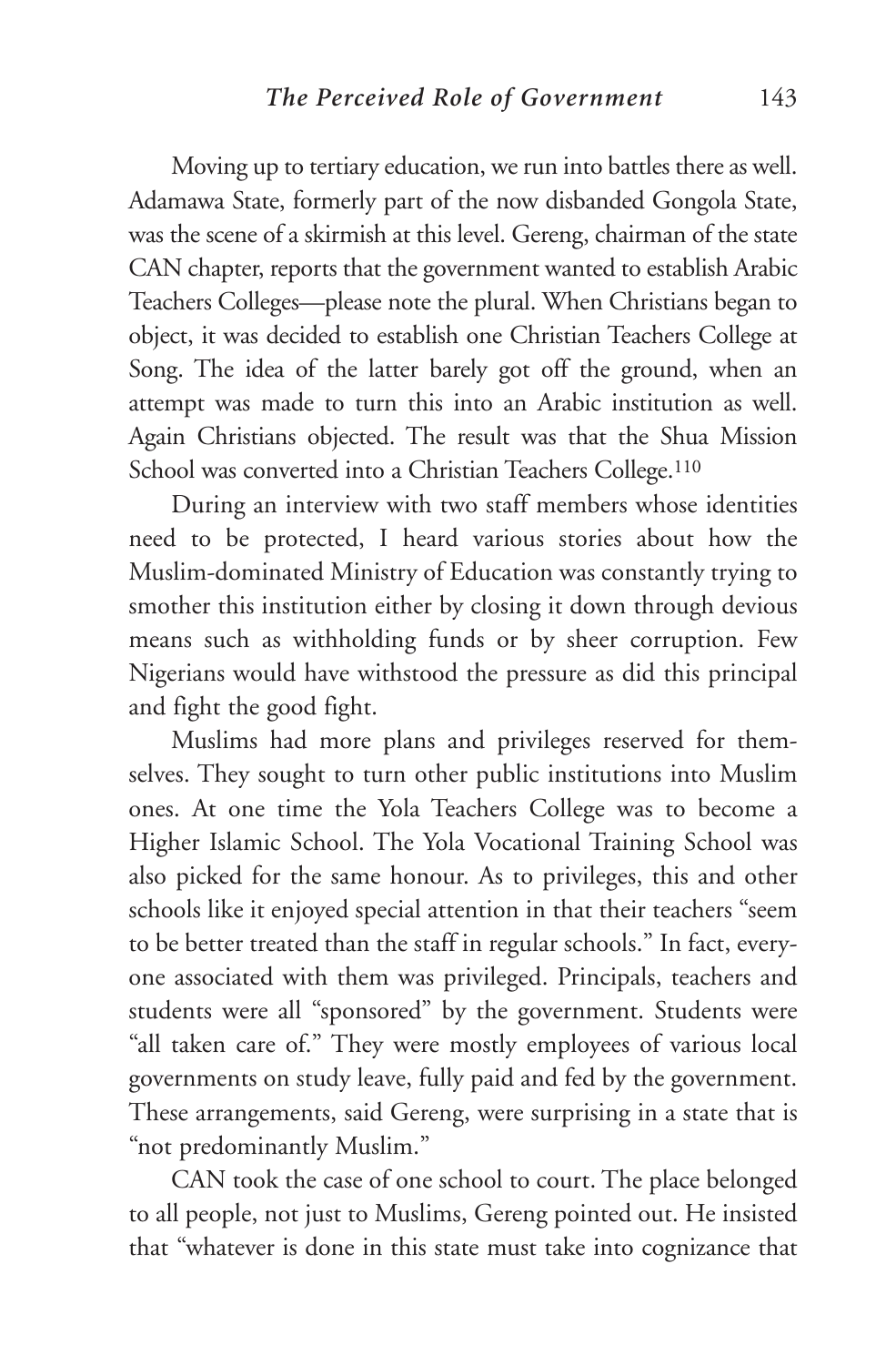Moving up to tertiary education, we run into battles there as well. Adamawa State, formerly part of the now disbanded Gongola State, was the scene of a skirmish at this level. Gereng, chairman of the state CAN chapter, reports that the government wanted to establish Arabic Teachers Colleges—please note the plural. When Christians began to object, it was decided to establish one Christian Teachers College at Song. The idea of the latter barely got off the ground, when an attempt was made to turn this into an Arabic institution as well. Again Christians objected. The result was that the Shua Mission School was converted into a Christian Teachers College.[110]

During an interview with two staff members whose identities need to be protected, I heard various stories about how the Muslim-dominated Ministry of Education was constantly trying to smother this institution either by closing it down through devious means such as withholding funds or by sheer corruption. Few Nigerians would have withstood the pressure as did this principal and fight the good fight.

Muslims had more plans and privileges reserved for themselves. They sought to turn other public institutions into Muslim ones. At one time the Yola Teachers College was to become a Higher Islamic School. The Yola Vocational Training School was also picked for the same honour. As to privileges, this and other schools like it enjoyed special attention in that their teachers "seem to be better treated than the staff in regular schools." In fact, everyone associated with them was privileged. Principals, teachers and students were all "sponsored" by the government. Students were "all taken care of." They were mostly employees of various local governments on study leave, fully paid and fed by the government. These arrangements, said Gereng, were surprising in a state that is "not predominantly Muslim."

CAN took the case of one school to court. The place belonged to all people, not just to Muslims, Gereng pointed out. He insisted that "whatever is done in this state must take into cognizance that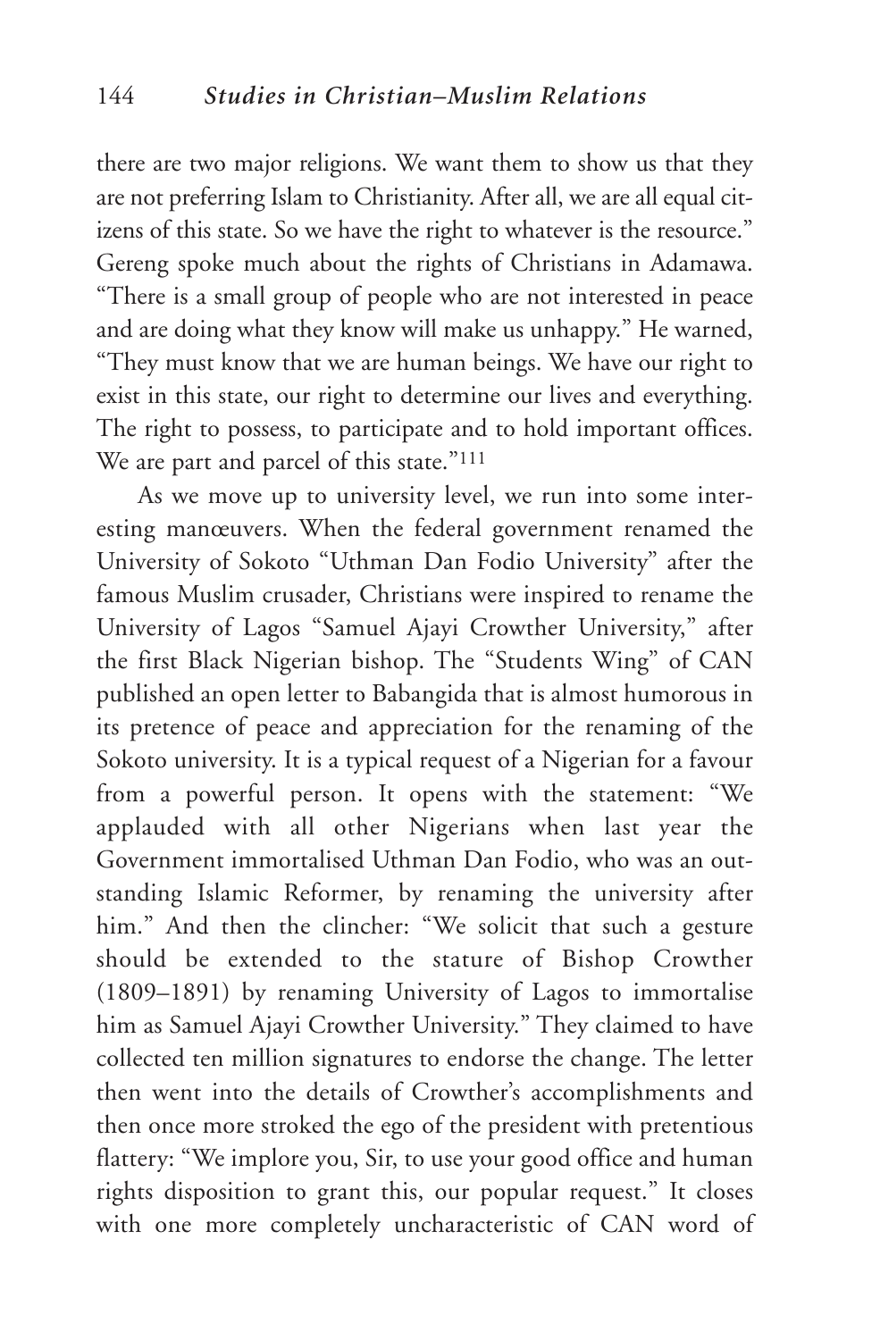there are two major religions. We want them to show us that they are not preferring Islam to Christianity. After all, we are all equal citizens of this state. So we have the right to whatever is the resource." Gereng spoke much about the rights of Christians in Adamawa. "There is a small group of people who are not interested in peace and are doing what they know will make us unhappy." He warned, "They must know that we are human beings. We have our right to exist in this state, our right to determine our lives and everything. The right to possess, to participate and to hold important offices. We are part and parcel of this state."[111]

As we move up to university level, we run into some interesting manœuvers. When the federal government renamed the University of Sokoto "Uthman Dan Fodio University" after the famous Muslim crusader, Christians were inspired to rename the University of Lagos "Samuel Ajayi Crowther University," after the first Black Nigerian bishop. The "Students Wing" of CAN published an open letter to Babangida that is almost humorous in its pretence of peace and appreciation for the renaming of the Sokoto university. It is a typical request of a Nigerian for a favour from a powerful person. It opens with the statement: "We applauded with all other Nigerians when last year the Government immortalised Uthman Dan Fodio, who was an outstanding Islamic Reformer, by renaming the university after him." And then the clincher: "We solicit that such a gesture should be extended to the stature of Bishop Crowther (1809–1891) by renaming University of Lagos to immortalise him as Samuel Ajayi Crowther University." They claimed to have collected ten million signatures to endorse the change. The letter then went into the details of Crowther's accomplishments and then once more stroked the ego of the president with pretentious flattery: "We implore you, Sir, to use your good office and human rights disposition to grant this, our popular request." It closes with one more completely uncharacteristic of CAN word of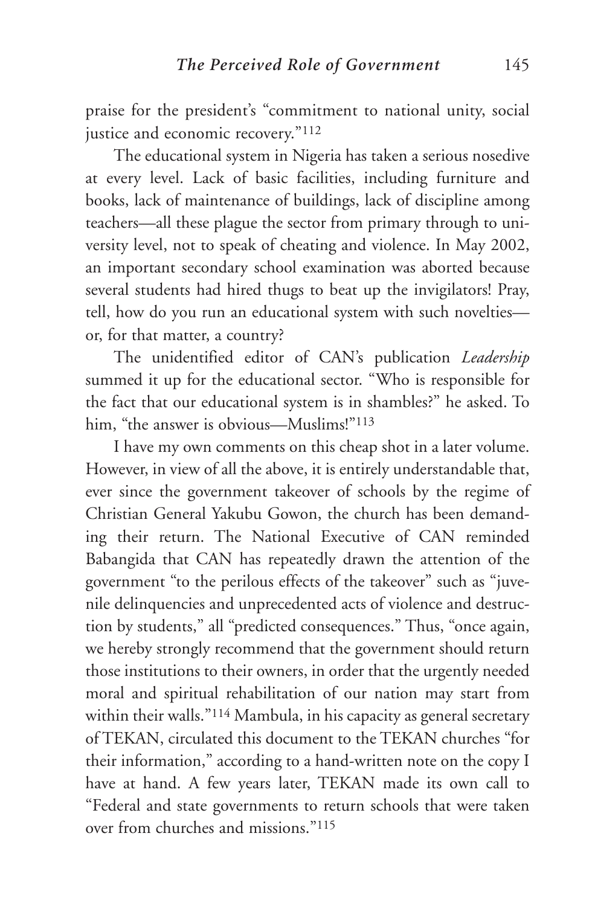praise for the president's "commitment to national unity, social justice and economic recovery."[112]

The educational system in Nigeria has taken a serious nosedive at every level. Lack of basic facilities, including furniture and books, lack of maintenance of buildings, lack of discipline among teachers—all these plague the sector from primary through to university level, not to speak of cheating and violence. In May 2002, an important secondary school examination was aborted because several students had hired thugs to beat up the invigilators! Pray, tell, how do you run an educational system with such novelties—or, for that matter, a country?

The unidentified editor of CAN's publication *Leadership* summed it up for the educational sector. "Who is responsible for the fact that our educational system is in shambles?" he asked. To him, "the answer is obvious—Muslims!"[113]

I have my own comments on this cheap shot in a later volume. However, in view of all the above, it is entirely understandable that, ever since the government takeover of schools by the regime of Christian General Yakubu Gowon, the church has been demanding their return. The National Executive of CAN reminded Babangida that CAN has repeatedly drawn the attention of the government "to the perilous effects of the takeover" such as "juvenile delinquencies and unprecedented acts of violence and destruction by students," all "predicted consequences." Thus, "once again, we hereby strongly recommend that the government should return those institutions to their owners, in order that the urgently needed moral and spiritual rehabilitation of our nation may start from within their walls."[114] Mambula, in his capacity as general secretary of TEKAN, circulated this document to the TEKAN churches "for their information," according to a hand-written note on the copy I have at hand. A few years later, TEKAN made its own call to "Federal and state governments to return schools that were taken over from churches and missions."[115]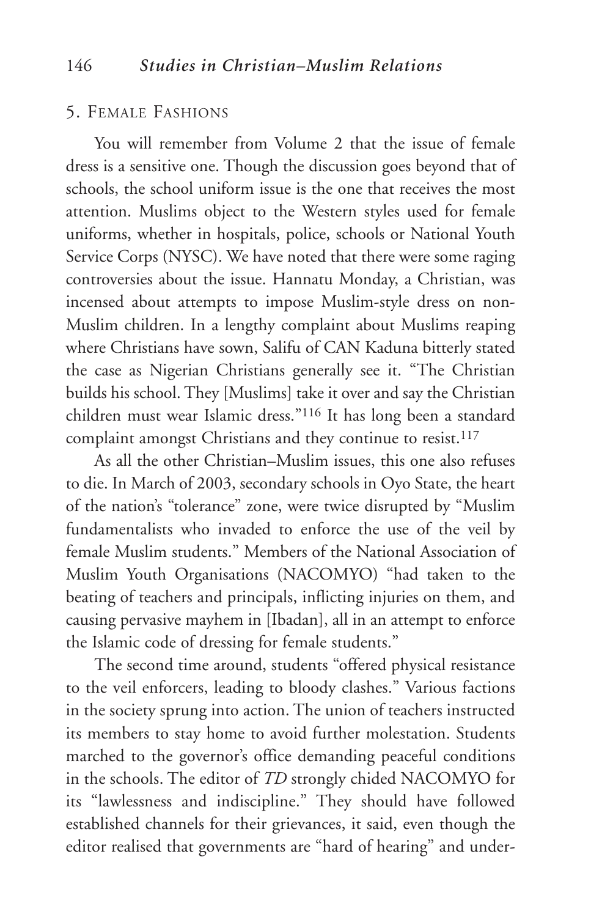## 5. Female Fashions

You will remember from Volume 2 that the issue of female dress is a sensitive one. Though the discussion goes beyond that of schools, the school uniform issue is the one that receives the most attention. Muslims object to the Western styles used for female uniforms, whether in hospitals, police, schools or National Youth Service Corps (NYSC). We have noted that there were some raging controversies about the issue. Hannatu Monday, a Christian, was incensed about attempts to impose Muslim-style dress on non-Muslim children. In a lengthy complaint about Muslims reaping where Christians have sown, Salifu of CAN Kaduna bitterly stated the case as Nigerian Christians generally see it. "The Christian builds his school. They [Muslims] take it over and say the Christian children must wear Islamic dress."[116] It has long been a standard complaint amongst Christians and they continue to resist.[117]

As all the other Christian–Muslim issues, this one also refuses to die. In March of 2003, secondary schools in Oyo State, the heart of the nation's "tolerance" zone, were twice disrupted by "Muslim fundamentalists who invaded to enforce the use of the veil by female Muslim students." Members of the National Association of Muslim Youth Organisations (NACOMYO) "had taken to the beating of teachers and principals, inflicting injuries on them, and causing pervasive mayhem in [Ibadan], all in an attempt to enforce the Islamic code of dressing for female students."

The second time around, students "offered physical resistance to the veil enforcers, leading to bloody clashes." Various factions in the society sprung into action. The union of teachers instructed its members to stay home to avoid further molestation. Students marched to the governor's office demanding peaceful conditions in the schools. The editor of *TD* strongly chided NACOMYO for its "lawlessness and indiscipline." They should have followed established channels for their grievances, it said, even though the editor realised that governments are "hard of hearing" and under-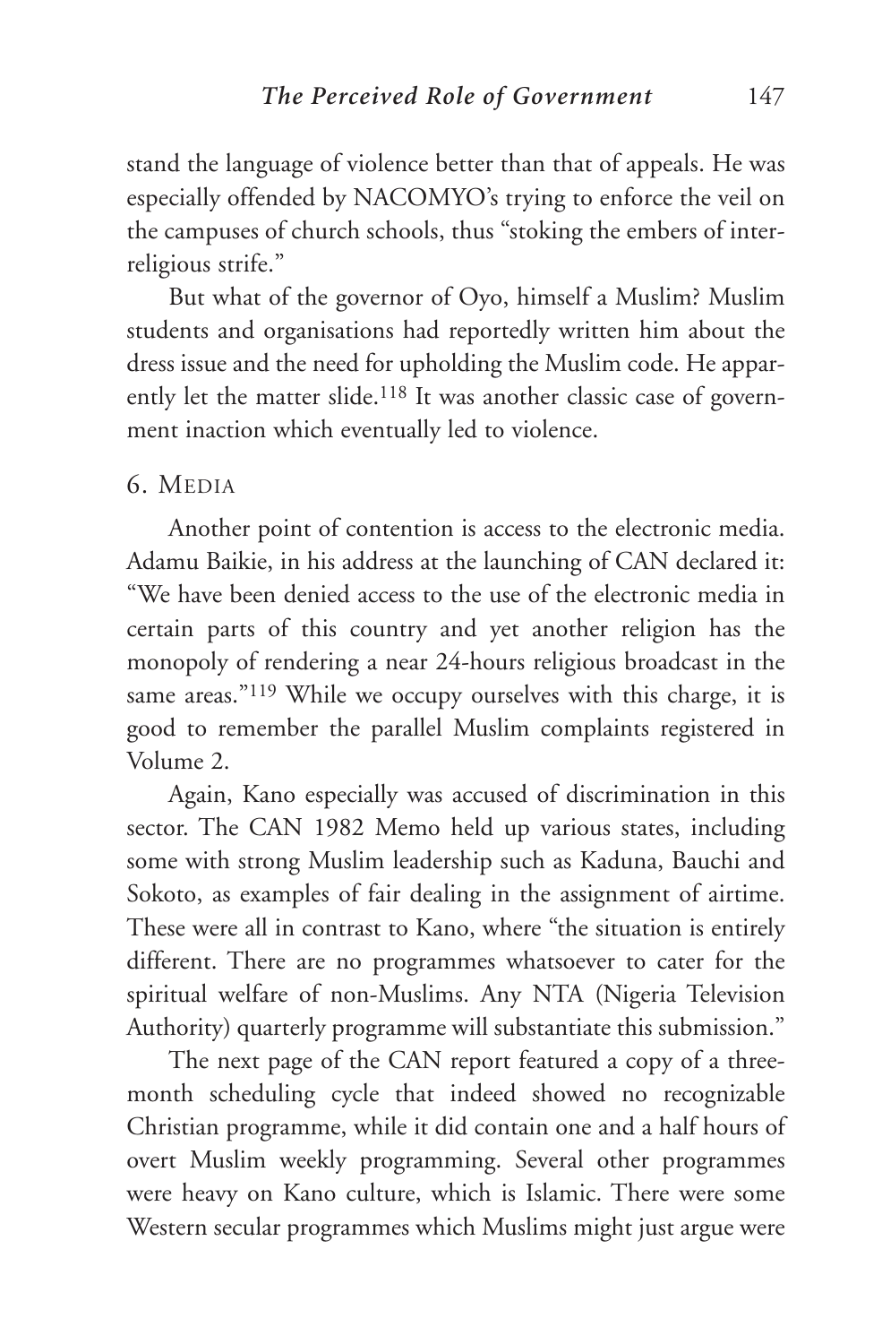stand the language of violence better than that of appeals. He was especially offended by NACOMYO's trying to enforce the veil on the campuses of church schools, thus "stoking the embers of inter-religious strife."

But what of the governor of Oyo, himself a Muslim? Muslim students and organisations had reportedly written him about the dress issue and the need for upholding the Muslim code. He apparently let the matter slide.[118] It was another classic case of government inaction which eventually led to violence.

## 6. Media

Another point of contention is access to the electronic media. Adamu Baikie, in his address at the launching of CAN declared it: "We have been denied access to the use of the electronic media in certain parts of this country and yet another religion has the monopoly of rendering a near 24-hours religious broadcast in the same areas."[119] While we occupy ourselves with this charge, it is good to remember the parallel Muslim complaints registered in Volume 2.

Again, Kano especially was accused of discrimination in this sector. The CAN 1982 Memo held up various states, including some with strong Muslim leadership such as Kaduna, Bauchi and Sokoto, as examples of fair dealing in the assignment of airtime. These were all in contrast to Kano, where "the situation is entirely different. There are no programmes whatsoever to cater for the spiritual welfare of non-Muslims. Any NTA (Nigeria Television Authority) quarterly programme will substantiate this submission."

The next page of the CAN report featured a copy of a three-month scheduling cycle that indeed showed no recognizable Christian programme, while it did contain one and a half hours of overt Muslim weekly programming. Several other programmes were heavy on Kano culture, which is Islamic. There were some Western secular programmes which Muslims might just argue were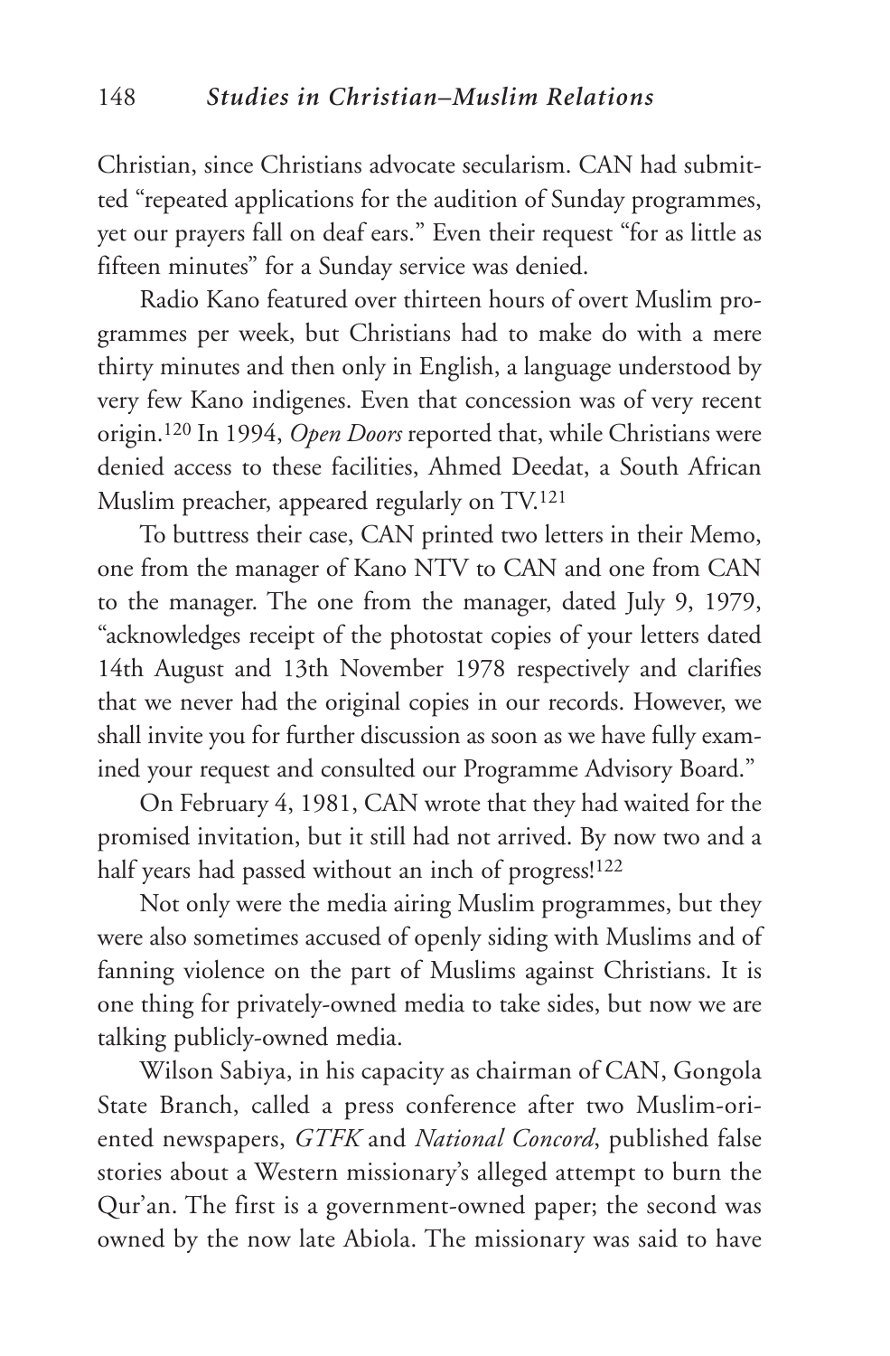Christian, since Christians advocate secularism. CAN had submitted "repeated applications for the audition of Sunday programmes, yet our prayers fall on deaf ears." Even their request "for as little as fifteen minutes" for a Sunday service was denied.

Radio Kano featured over thirteen hours of overt Muslim programmes per week, but Christians had to make do with a mere thirty minutes and then only in English, a language understood by very few Kano indigenes. Even that concession was of very recent origin.[120] In 1994, *Open Doors* reported that, while Christians were denied access to these facilities, Ahmed Deedat, a South African Muslim preacher, appeared regularly on TV.[121]

To buttress their case, CAN printed two letters in their Memo, one from the manager of Kano NTV to CAN and one from CAN to the manager. The one from the manager, dated July 9, 1979, "acknowledges receipt of the photostat copies of your letters dated 14th August and 13th November 1978 respectively and clarifies that we never had the original copies in our records. However, we shall invite you for further discussion as soon as we have fully examined your request and consulted our Programme Advisory Board."

On February 4, 1981, CAN wrote that they had waited for the promised invitation, but it still had not arrived. By now two and a half years had passed without an inch of progress![122]

Not only were the media airing Muslim programmes, but they were also sometimes accused of openly siding with Muslims and of fanning violence on the part of Muslims against Christians. It is one thing for privately-owned media to take sides, but now we are talking publicly-owned media.

Wilson Sabiya, in his capacity as chairman of CAN, Gongola State Branch, called a press conference after two Muslim-oriented newspapers, *GTFK* and *National Concord*, published false stories about a Western missionary's alleged attempt to burn the Qur'an. The first is a government-owned paper; the second was owned by the now late Abiola. The missionary was said to have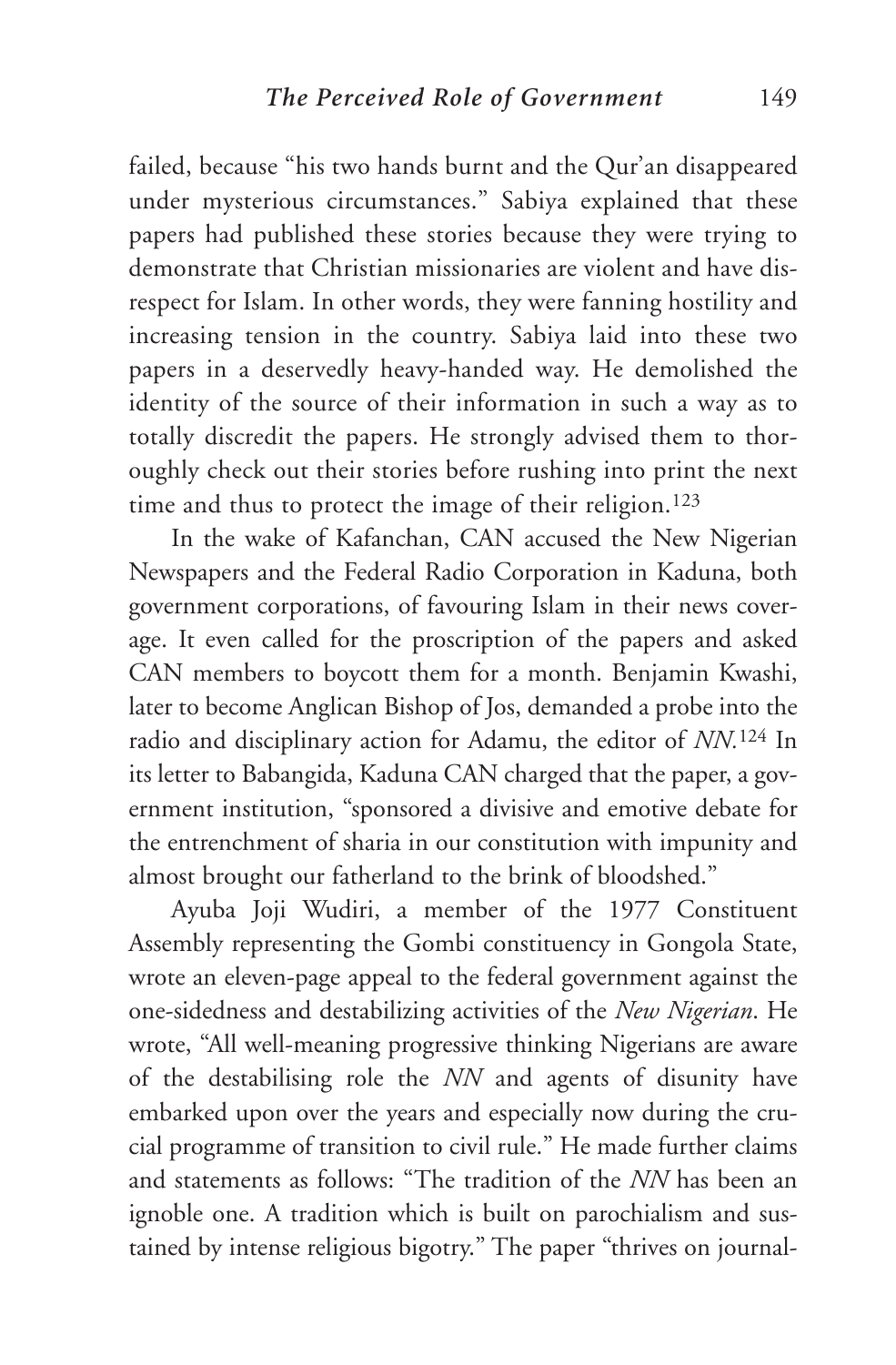failed, because "his two hands burnt and the Qur'an disappeared under mysterious circumstances." Sabiya explained that these papers had published these stories because they were trying to demonstrate that Christian missionaries are violent and have disrespect for Islam. In other words, they were fanning hostility and increasing tension in the country. Sabiya laid into these two papers in a deservedly heavy-handed way. He demolished the identity of the source of their information in such a way as to totally discredit the papers. He strongly advised them to thoroughly check out their stories before rushing into print the next time and thus to protect the image of their religion.[123]

In the wake of Kafanchan, CAN accused the New Nigerian Newspapers and the Federal Radio Corporation in Kaduna, both government corporations, of favouring Islam in their news coverage. It even called for the proscription of the papers and asked CAN members to boycott them for a month. Benjamin Kwashi, later to become Anglican Bishop of Jos, demanded a probe into the radio and disciplinary action for Adamu, the editor of *NN*.[124] In its letter to Babangida, Kaduna CAN charged that the paper, a government institution, "sponsored a divisive and emotive debate for the entrenchment of sharia in our constitution with impunity and almost brought our fatherland to the brink of bloodshed."

Ayuba Joji Wudiri, a member of the 1977 Constituent Assembly representing the Gombi constituency in Gongola State, wrote an eleven-page appeal to the federal government against the one-sidedness and destabilizing activities of the *New Nigerian*. He wrote, "All well-meaning progressive thinking Nigerians are aware of the destabilising role the *NN* and agents of disunity have embarked upon over the years and especially now during the crucial programme of transition to civil rule." He made further claims and statements as follows: "The tradition of the *NN* has been an ignoble one. A tradition which is built on parochialism and sustained by intense religious bigotry." The paper "thrives on journal-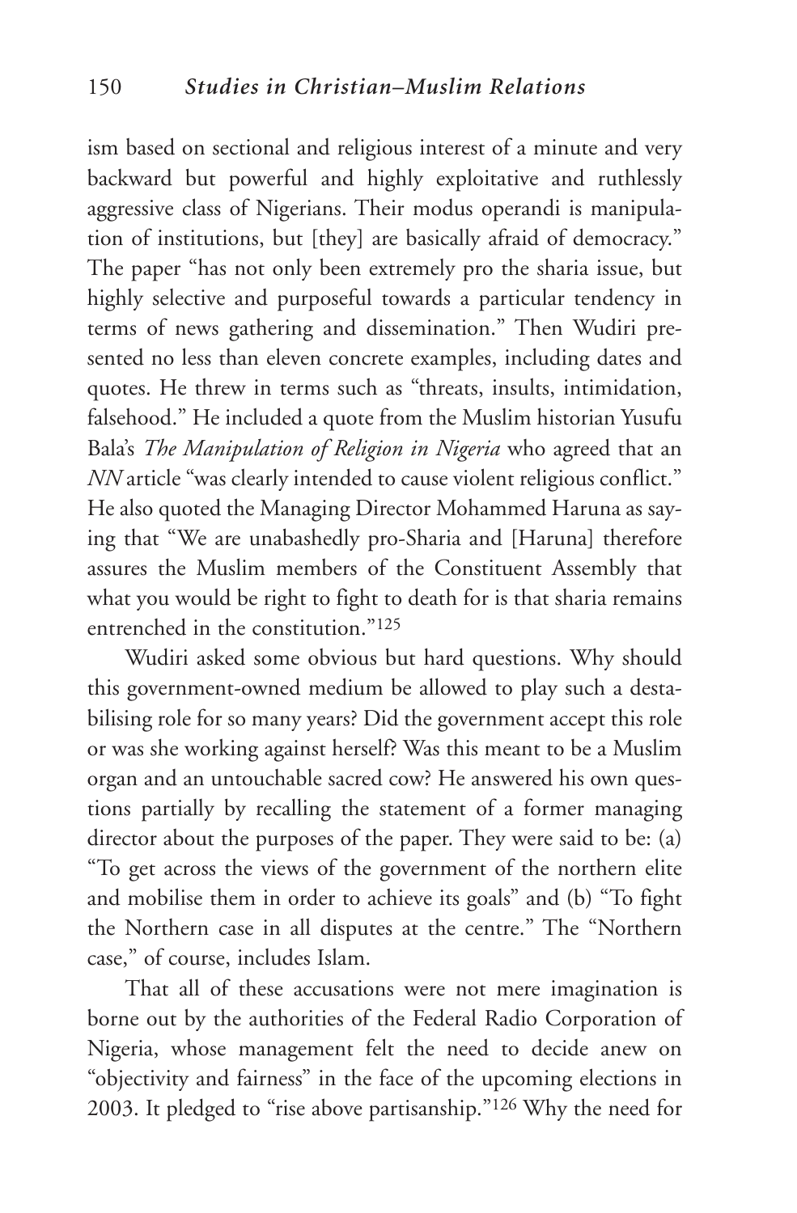ism based on sectional and religious interest of a minute and very backward but powerful and highly exploitative and ruthlessly aggressive class of Nigerians. Their modus operandi is manipulation of institutions, but [they] are basically afraid of democracy." The paper "has not only been extremely pro the sharia issue, but highly selective and purposeful towards a particular tendency in terms of news gathering and dissemination." Then Wudiri presented no less than eleven concrete examples, including dates and quotes. He threw in terms such as "threats, insults, intimidation, falsehood." He included a quote from the Muslim historian Yusufu Bala's *The Manipulation of Religion in Nigeria* who agreed that an *NN* article "was clearly intended to cause violent religious conflict." He also quoted the Managing Director Mohammed Haruna as saying that "We are unabashedly pro-Sharia and [Haruna] therefore assures the Muslim members of the Constituent Assembly that what you would be right to fight to death for is that sharia remains entrenched in the constitution."[125]

Wudiri asked some obvious but hard questions. Why should this government-owned medium be allowed to play such a destabilising role for so many years? Did the government accept this role or was she working against herself? Was this meant to be a Muslim organ and an untouchable sacred cow? He answered his own questions partially by recalling the statement of a former managing director about the purposes of the paper. They were said to be: (a) "To get across the views of the government of the northern elite and mobilise them in order to achieve its goals" and (b) "To fight the Northern case in all disputes at the centre." The "Northern case," of course, includes Islam.

That all of these accusations were not mere imagination is borne out by the authorities of the Federal Radio Corporation of Nigeria, whose management felt the need to decide anew on "objectivity and fairness" in the face of the upcoming elections in 2003. It pledged to "rise above partisanship."[126] Why the need for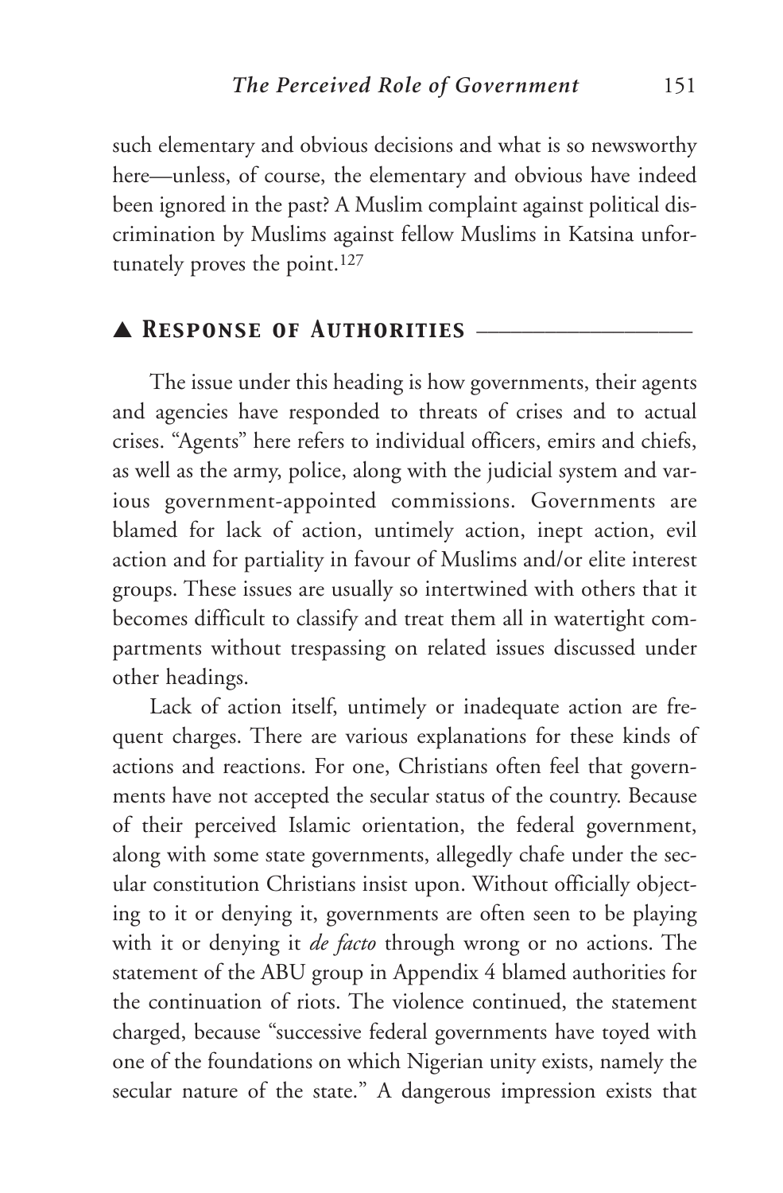such elementary and obvious decisions and what is so newsworthy here—unless, of course, the elementary and obvious have indeed been ignored in the past? A Muslim complaint against political discrimination by Muslims against fellow Muslims in Katsina unfortunately proves the point.[127]

## ▲ Response of Authorities

The issue under this heading is how governments, their agents and agencies have responded to threats of crises and to actual crises. "Agents" here refers to individual officers, emirs and chiefs, as well as the army, police, along with the judicial system and various government-appointed commissions. Governments are blamed for lack of action, untimely action, inept action, evil action and for partiality in favour of Muslims and/or elite interest groups. These issues are usually so intertwined with others that it becomes difficult to classify and treat them all in watertight compartments without trespassing on related issues discussed under other headings.

Lack of action itself, untimely or inadequate action are frequent charges. There are various explanations for these kinds of actions and reactions. For one, Christians often feel that governments have not accepted the secular status of the country. Because of their perceived Islamic orientation, the federal government, along with some state governments, allegedly chafe under the secular constitution Christians insist upon. Without officially objecting to it or denying it, governments are often seen to be playing with it or denying it *de facto* through wrong or no actions. The statement of the ABU group in Appendix 4 blamed authorities for the continuation of riots. The violence continued, the statement charged, because "successive federal governments have toyed with one of the foundations on which Nigerian unity exists, namely the secular nature of the state." A dangerous impression exists that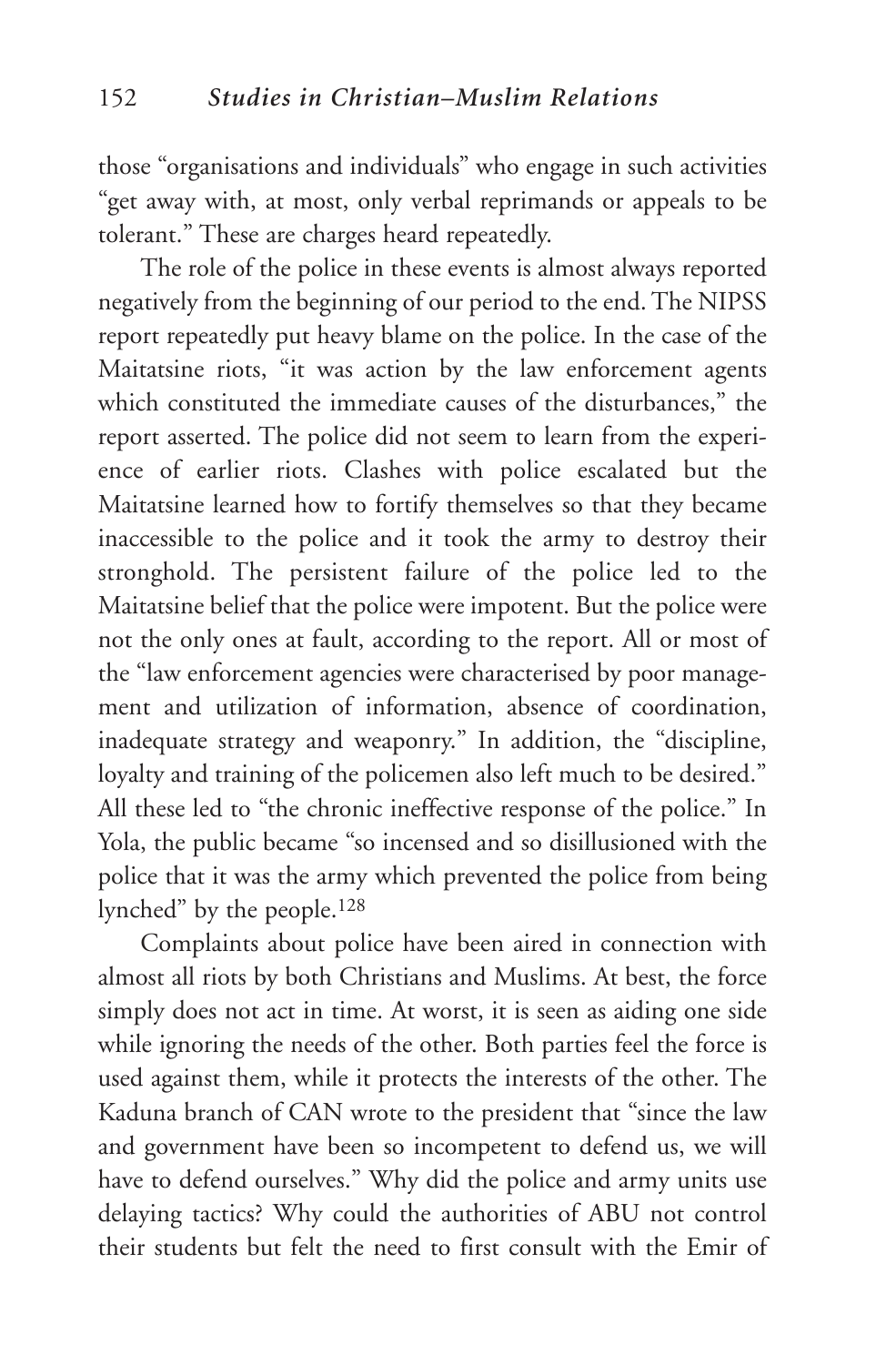those "organisations and individuals" who engage in such activities "get away with, at most, only verbal reprimands or appeals to be tolerant." These are charges heard repeatedly.

The role of the police in these events is almost always reported negatively from the beginning of our period to the end. The NIPSS report repeatedly put heavy blame on the police. In the case of the Maitatsine riots, "it was action by the law enforcement agents which constituted the immediate causes of the disturbances," the report asserted. The police did not seem to learn from the experience of earlier riots. Clashes with police escalated but the Maitatsine learned how to fortify themselves so that they became inaccessible to the police and it took the army to destroy their stronghold. The persistent failure of the police led to the Maitatsine belief that the police were impotent. But the police were not the only ones at fault, according to the report. All or most of the "law enforcement agencies were characterised by poor management and utilization of information, absence of coordination, inadequate strategy and weaponry." In addition, the "discipline, loyalty and training of the policemen also left much to be desired." All these led to "the chronic ineffective response of the police." In Yola, the public became "so incensed and so disillusioned with the police that it was the army which prevented the police from being lynched" by the people.[128]

Complaints about police have been aired in connection with almost all riots by both Christians and Muslims. At best, the force simply does not act in time. At worst, it is seen as aiding one side while ignoring the needs of the other. Both parties feel the force is used against them, while it protects the interests of the other. The Kaduna branch of CAN wrote to the president that "since the law and government have been so incompetent to defend us, we will have to defend ourselves." Why did the police and army units use delaying tactics? Why could the authorities of ABU not control their students but felt the need to first consult with the Emir of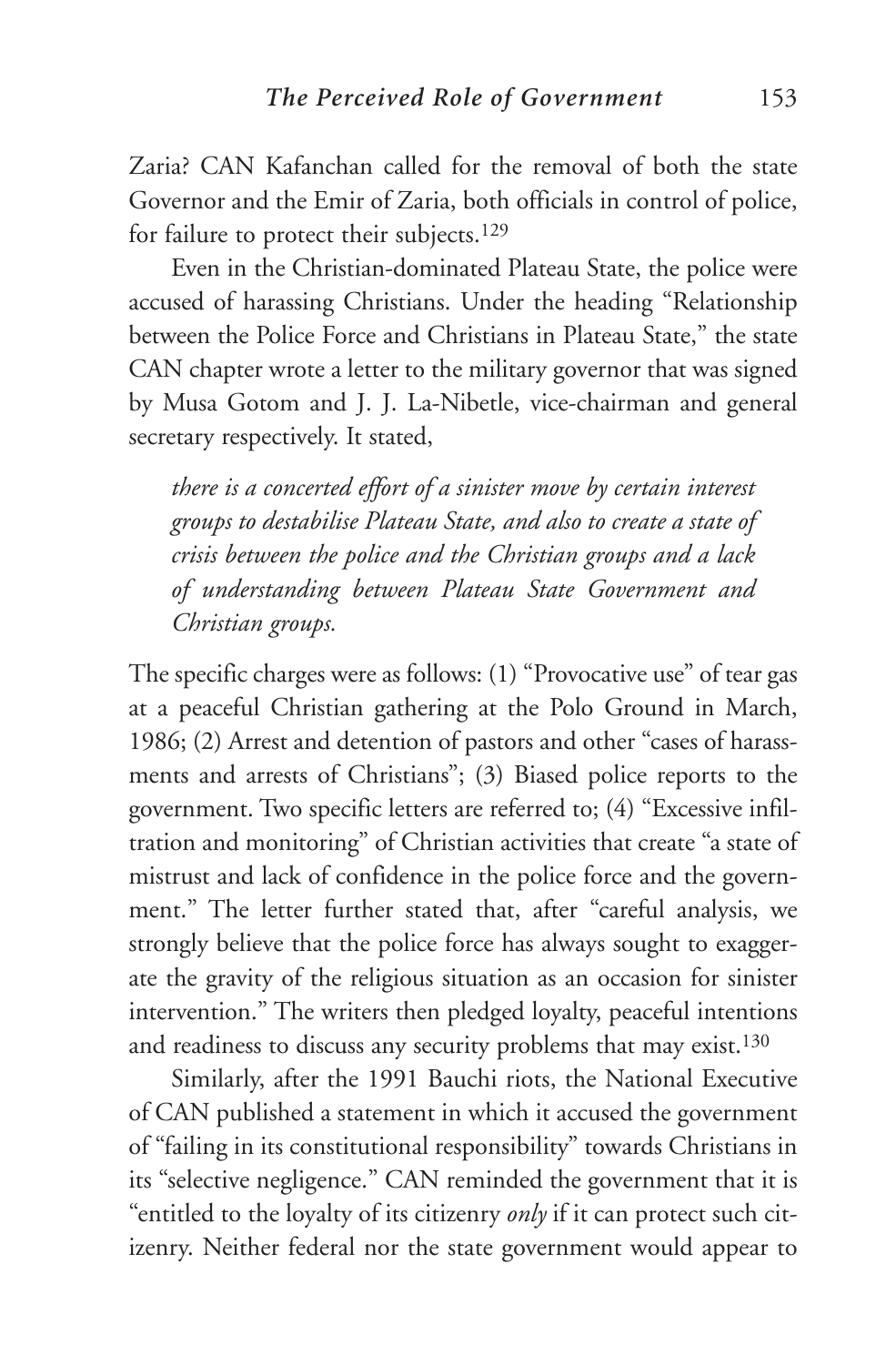Zaria? CAN Kafanchan called for the removal of both the state Governor and the Emir of Zaria, both officials in control of police, for failure to protect their subjects.[129]

Even in the Christian-dominated Plateau State, the police were accused of harassing Christians. Under the heading "Relationship between the Police Force and Christians in Plateau State," the state CAN chapter wrote a letter to the military governor that was signed by Musa Gotom and J. J. La-Nibetle, vice-chairman and general secretary respectively. It stated,

> *there is a concerted effort of a sinister move by certain interest groups to destabilise Plateau State, and also to create a state of crisis between the police and the Christian groups and a lack of understanding between Plateau State Government and Christian groups.*

The specific charges were as follows: (1) "Provocative use" of tear gas at a peaceful Christian gathering at the Polo Ground in March, 1986; (2) Arrest and detention of pastors and other "cases of harassments and arrests of Christians"; (3) Biased police reports to the government. Two specific letters are referred to; (4) "Excessive infiltration and monitoring" of Christian activities that create "a state of mistrust and lack of confidence in the police force and the government." The letter further stated that, after "careful analysis, we strongly believe that the police force has always sought to exaggerate the gravity of the religious situation as an occasion for sinister intervention." The writers then pledged loyalty, peaceful intentions and readiness to discuss any security problems that may exist.[130]

Similarly, after the 1991 Bauchi riots, the National Executive of CAN published a statement in which it accused the government of "failing in its constitutional responsibility" towards Christians in its "selective negligence." CAN reminded the government that it is "entitled to the loyalty of its citizenry *only* if it can protect such citizenry. Neither federal nor the state government would appear to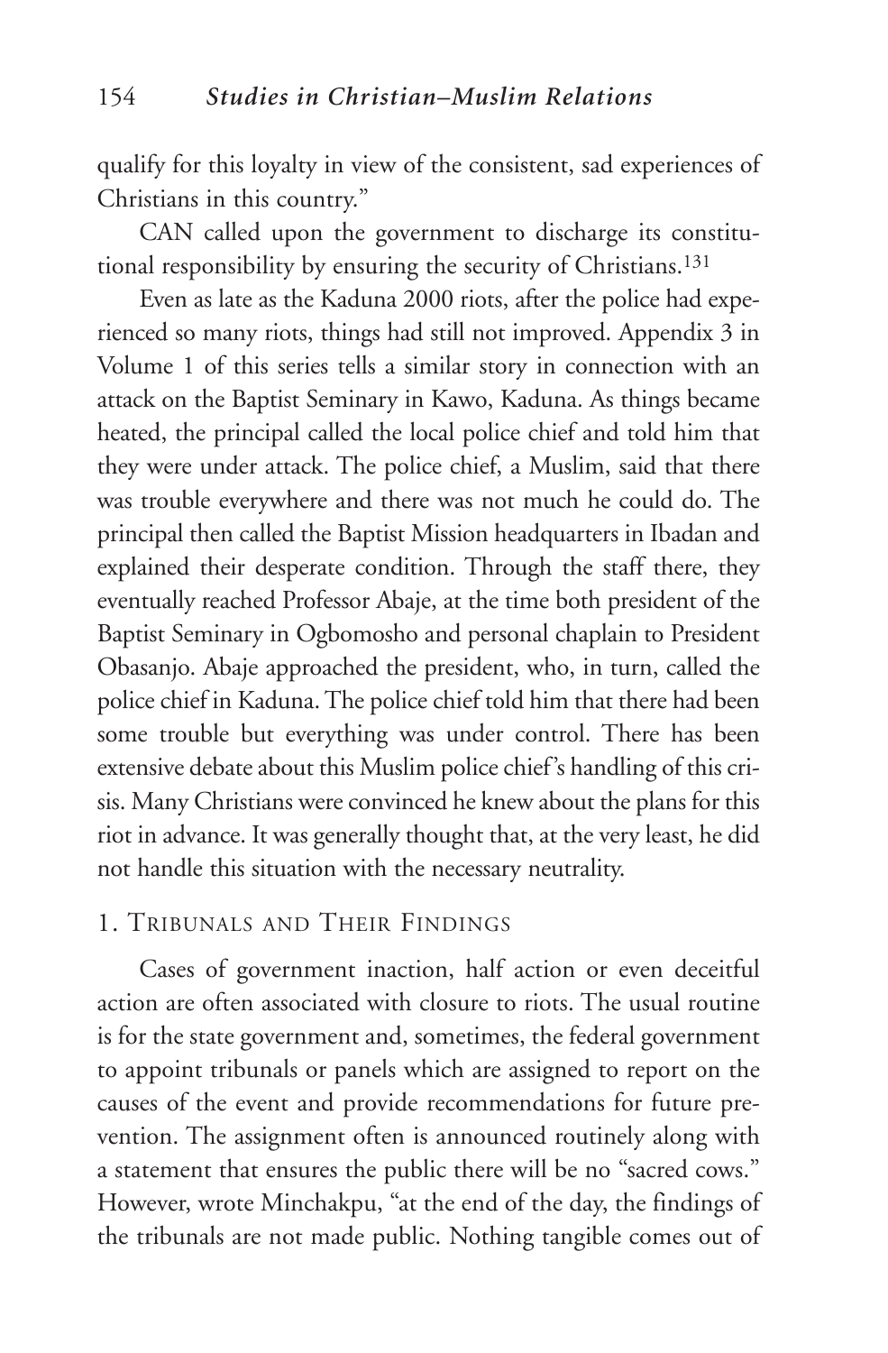qualify for this loyalty in view of the consistent, sad experiences of Christians in this country."

CAN called upon the government to discharge its constitutional responsibility by ensuring the security of Christians.[131]

Even as late as the Kaduna 2000 riots, after the police had experienced so many riots, things had still not improved. Appendix 3 in Volume 1 of this series tells a similar story in connection with an attack on the Baptist Seminary in Kawo, Kaduna. As things became heated, the principal called the local police chief and told him that they were under attack. The police chief, a Muslim, said that there was trouble everywhere and there was not much he could do. The principal then called the Baptist Mission headquarters in Ibadan and explained their desperate condition. Through the staff there, they eventually reached Professor Abaje, at the time both president of the Baptist Seminary in Ogbomosho and personal chaplain to President Obasanjo. Abaje approached the president, who, in turn, called the police chief in Kaduna. The police chief told him that there had been some trouble but everything was under control. There has been extensive debate about this Muslim police chief's handling of this crisis. Many Christians were convinced he knew about the plans for this riot in advance. It was generally thought that, at the very least, he did not handle this situation with the necessary neutrality.

## 1. Tribunals and Their Findings

Cases of government inaction, half action or even deceitful action are often associated with closure to riots. The usual routine is for the state government and, sometimes, the federal government to appoint tribunals or panels which are assigned to report on the causes of the event and provide recommendations for future prevention. The assignment often is announced routinely along with a statement that ensures the public there will be no "sacred cows." However, wrote Minchakpu, "at the end of the day, the findings of the tribunals are not made public. Nothing tangible comes out of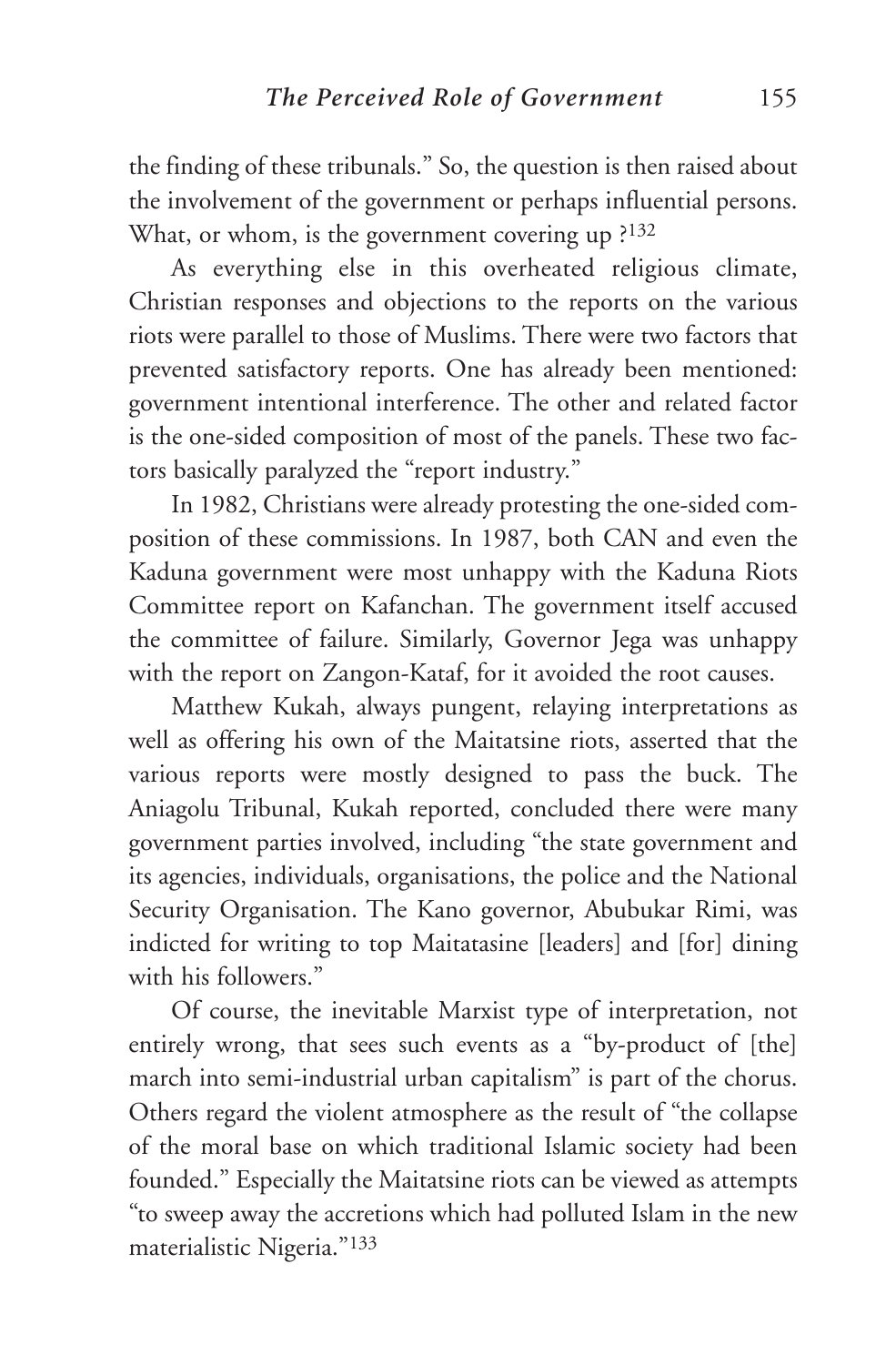the finding of these tribunals." So, the question is then raised about the involvement of the government or perhaps influential persons. What, or whom, is the government covering up ?[132]

As everything else in this overheated religious climate, Christian responses and objections to the reports on the various riots were parallel to those of Muslims. There were two factors that prevented satisfactory reports. One has already been mentioned: government intentional interference. The other and related factor is the one-sided composition of most of the panels. These two factors basically paralyzed the "report industry."

In 1982, Christians were already protesting the one-sided composition of these commissions. In 1987, both CAN and even the Kaduna government were most unhappy with the Kaduna Riots Committee report on Kafanchan. The government itself accused the committee of failure. Similarly, Governor Jega was unhappy with the report on Zangon-Kataf, for it avoided the root causes.

Matthew Kukah, always pungent, relaying interpretations as well as offering his own of the Maitatsine riots, asserted that the various reports were mostly designed to pass the buck. The Aniagolu Tribunal, Kukah reported, concluded there were many government parties involved, including "the state government and its agencies, individuals, organisations, the police and the National Security Organisation. The Kano governor, Abubukar Rimi, was indicted for writing to top Maitatasine [leaders] and [for] dining with his followers."

Of course, the inevitable Marxist type of interpretation, not entirely wrong, that sees such events as a "by-product of [the] march into semi-industrial urban capitalism" is part of the chorus. Others regard the violent atmosphere as the result of "the collapse of the moral base on which traditional Islamic society had been founded." Especially the Maitatsine riots can be viewed as attempts "to sweep away the accretions which had polluted Islam in the new materialistic Nigeria."[133]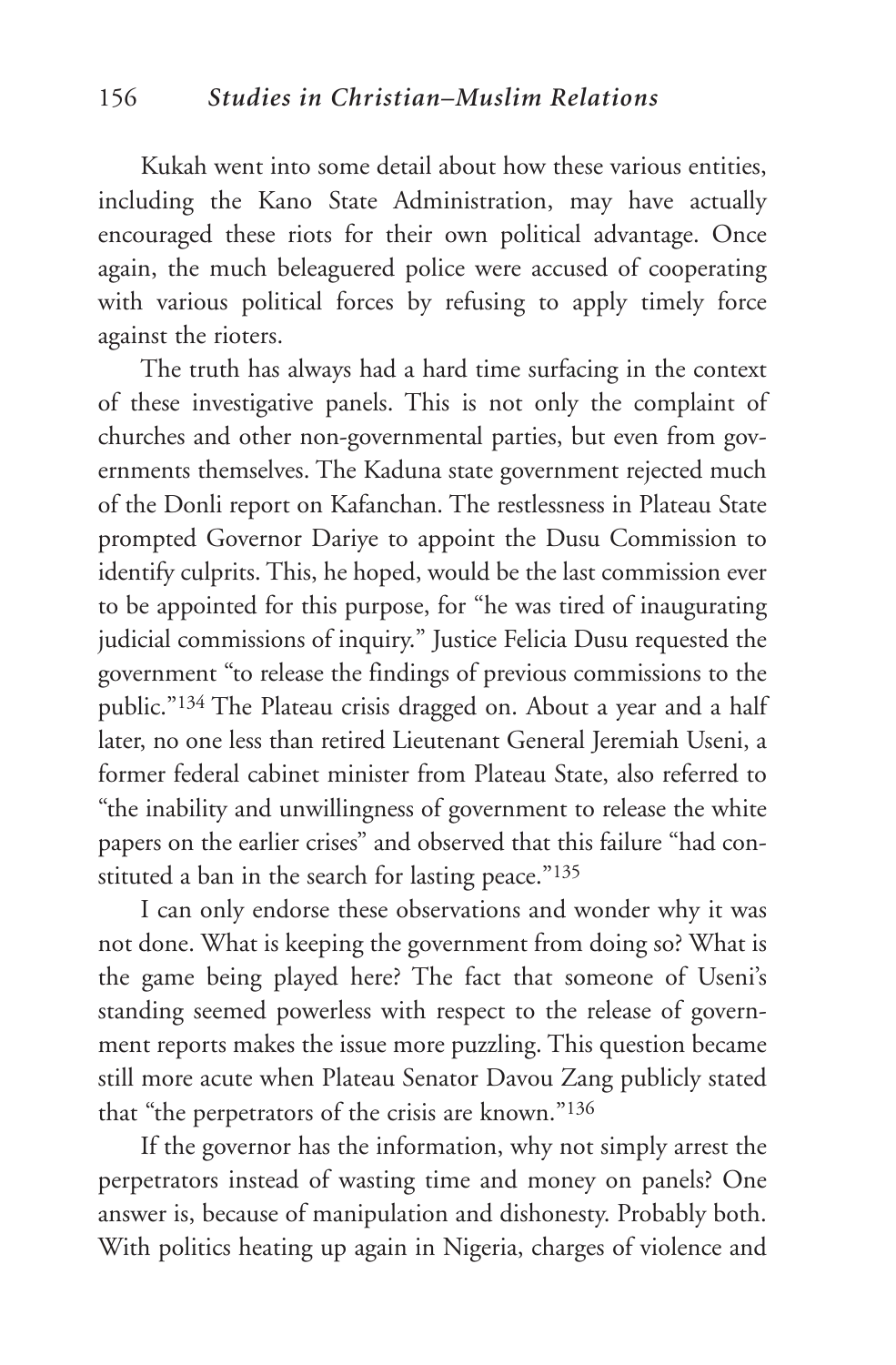Kukah went into some detail about how these various entities, including the Kano State Administration, may have actually encouraged these riots for their own political advantage. Once again, the much beleaguered police were accused of cooperating with various political forces by refusing to apply timely force against the rioters.

The truth has always had a hard time surfacing in the context of these investigative panels. This is not only the complaint of churches and other non-governmental parties, but even from governments themselves. The Kaduna state government rejected much of the Donli report on Kafanchan. The restlessness in Plateau State prompted Governor Dariye to appoint the Dusu Commission to identify culprits. This, he hoped, would be the last commission ever to be appointed for this purpose, for "he was tired of inaugurating judicial commissions of inquiry." Justice Felicia Dusu requested the government "to release the findings of previous commissions to the public."[134] The Plateau crisis dragged on. About a year and a half later, no one less than retired Lieutenant General Jeremiah Useni, a former federal cabinet minister from Plateau State, also referred to "the inability and unwillingness of government to release the white papers on the earlier crises" and observed that this failure "had constituted a ban in the search for lasting peace."[135]

I can only endorse these observations and wonder why it was not done. What is keeping the government from doing so? What is the game being played here? The fact that someone of Useni's standing seemed powerless with respect to the release of government reports makes the issue more puzzling. This question became still more acute when Plateau Senator Davou Zang publicly stated that "the perpetrators of the crisis are known."[136]

If the governor has the information, why not simply arrest the perpetrators instead of wasting time and money on panels? One answer is, because of manipulation and dishonesty. Probably both. With politics heating up again in Nigeria, charges of violence and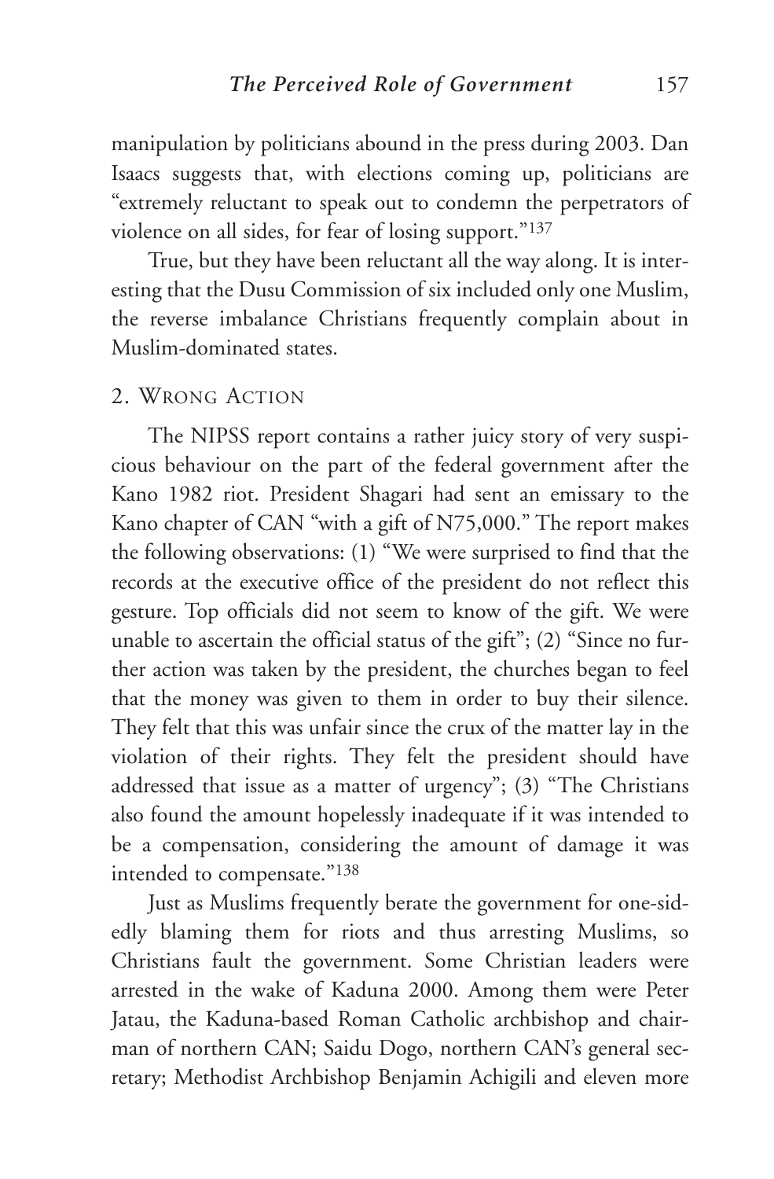manipulation by politicians abound in the press during 2003. Dan Isaacs suggests that, with elections coming up, politicians are "extremely reluctant to speak out to condemn the perpetrators of violence on all sides, for fear of losing support."[137]

True, but they have been reluctant all the way along. It is interesting that the Dusu Commission of six included only one Muslim, the reverse imbalance Christians frequently complain about in Muslim-dominated states.

### 2. Wrong Action

The NIPSS report contains a rather juicy story of very suspicious behaviour on the part of the federal government after the Kano 1982 riot. President Shagari had sent an emissary to the Kano chapter of CAN "with a gift of N75,000." The report makes the following observations: (1) "We were surprised to find that the records at the executive office of the president do not reflect this gesture. Top officials did not seem to know of the gift. We were unable to ascertain the official status of the gift"; (2) "Since no further action was taken by the president, the churches began to feel that the money was given to them in order to buy their silence. They felt that this was unfair since the crux of the matter lay in the violation of their rights. They felt the president should have addressed that issue as a matter of urgency"; (3) "The Christians also found the amount hopelessly inadequate if it was intended to be a compensation, considering the amount of damage it was intended to compensate."[138]

Just as Muslims frequently berate the government for one-sidedly blaming them for riots and thus arresting Muslims, so Christians fault the government. Some Christian leaders were arrested in the wake of Kaduna 2000. Among them were Peter Jatau, the Kaduna-based Roman Catholic archbishop and chairman of northern CAN; Saidu Dogo, northern CAN's general secretary; Methodist Archbishop Benjamin Achigili and eleven more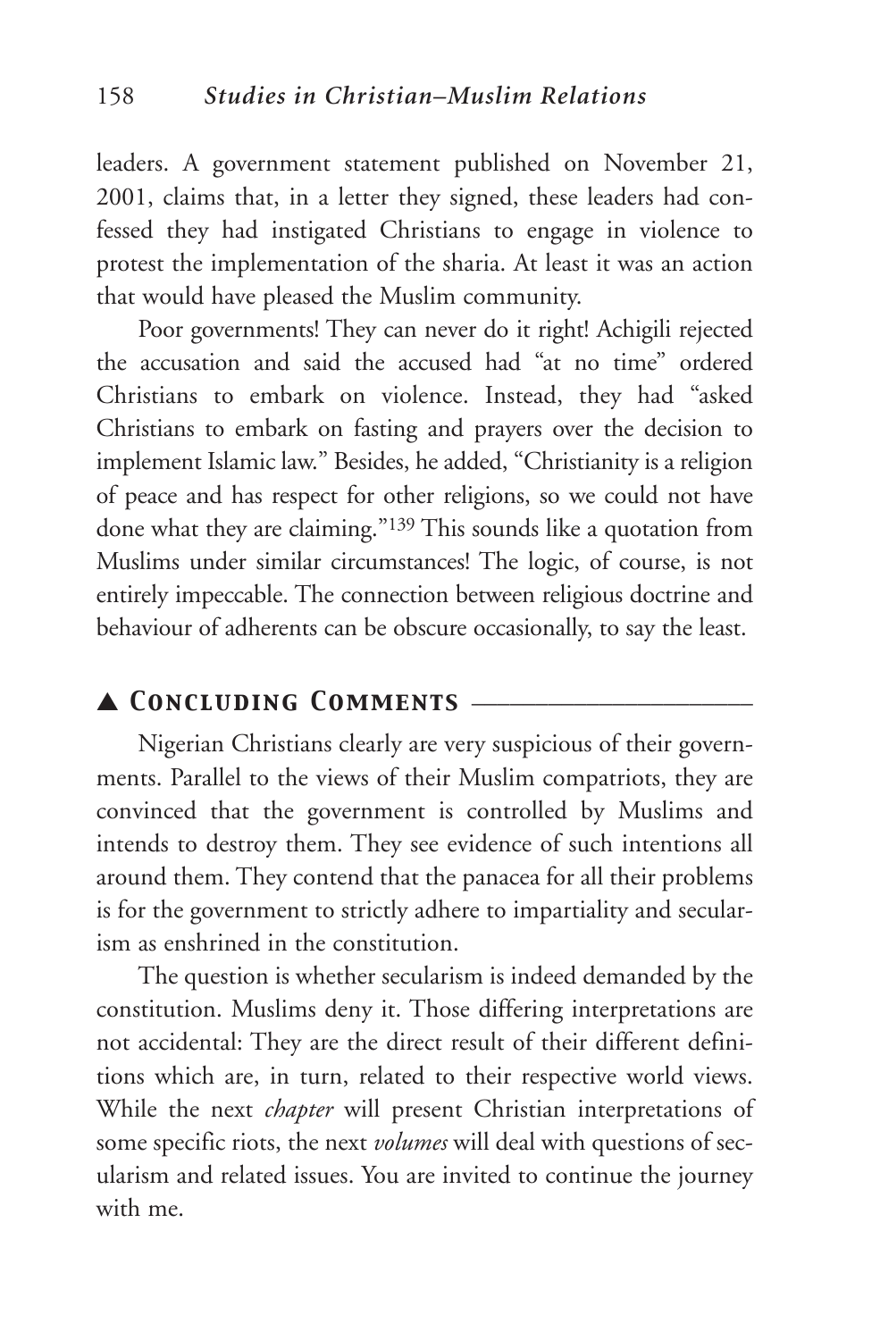leaders. A government statement published on November 21, 2001, claims that, in a letter they signed, these leaders had confessed they had instigated Christians to engage in violence to protest the implementation of the sharia. At least it was an action that would have pleased the Muslim community.

Poor governments! They can never do it right! Achigili rejected the accusation and said the accused had "at no time" ordered Christians to embark on violence. Instead, they had "asked Christians to embark on fasting and prayers over the decision to implement Islamic law." Besides, he added, "Christianity is a religion of peace and has respect for other religions, so we could not have done what they are claiming."[139] This sounds like a quotation from Muslims under similar circumstances! The logic, of course, is not entirely impeccable. The connection between religious doctrine and behaviour of adherents can be obscure occasionally, to say the least.

## ▲ *Concluding Comments*

Nigerian Christians clearly are very suspicious of their governments. Parallel to the views of their Muslim compatriots, they are convinced that the government is controlled by Muslims and intends to destroy them. They see evidence of such intentions all around them. They contend that the panacea for all their problems is for the government to strictly adhere to impartiality and secularism as enshrined in the constitution.

The question is whether secularism is indeed demanded by the constitution. Muslims deny it. Those differing interpretations are not accidental: They are the direct result of their different definitions which are, in turn, related to their respective world views. While the next *chapter* will present Christian interpretations of some specific riots, the next *volumes* will deal with questions of secularism and related issues. You are invited to continue the journey with me.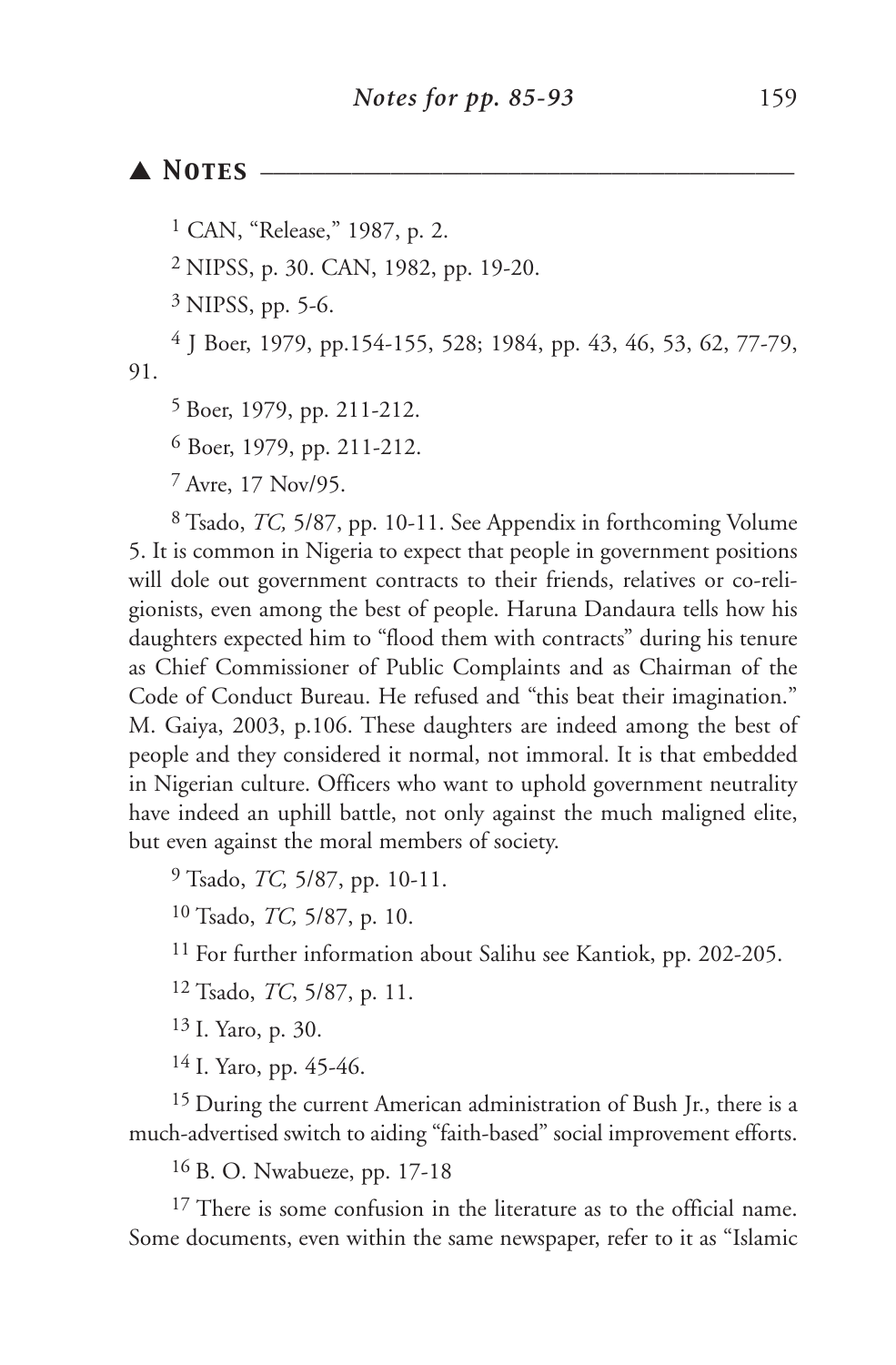## ▲ Notes

[1] CAN, "Release," 1987, p. 2.

[2] NIPSS, p. 30. CAN, 1982, pp. 19-20.

[3] NIPSS, pp. 5-6.

[4] J Boer, 1979, pp.154-155, 528; 1984, pp. 43, 46, 53, 62, 77-79, 91.

[5] Boer, 1979, pp. 211-212.

[6] Boer, 1979, pp. 211-212.

[7] Avre, 17 Nov/95.

[8] Tsado, *TC,* 5/87, pp. 10-11. See Appendix in forthcoming Volume 5. It is common in Nigeria to expect that people in government positions will dole out government contracts to their friends, relatives or co-religionists, even among the best of people. Haruna Dandaura tells how his daughters expected him to "flood them with contracts" during his tenure as Chief Commissioner of Public Complaints and as Chairman of the Code of Conduct Bureau. He refused and "this beat their imagination." M. Gaiya, 2003, p.106. These daughters are indeed among the best of people and they considered it normal, not immoral. It is that embedded in Nigerian culture. Officers who want to uphold government neutrality have indeed an uphill battle, not only against the much maligned elite, but even against the moral members of society.

[9] Tsado, *TC,* 5/87, pp. 10-11.

[10] Tsado, *TC,* 5/87, p. 10.

[11] For further information about Salihu see Kantiok, pp. 202-205.

[12] Tsado, *TC*, 5/87, p. 11.

[13] I. Yaro, p. 30.

[14] I. Yaro, pp. 45-46.

[15] During the current American administration of Bush Jr., there is a much-advertised switch to aiding "faith-based" social improvement efforts.

[16] B. O. Nwabueze, pp. 17-18

[17] There is some confusion in the literature as to the official name. Some documents, even within the same newspaper, refer to it as "Islamic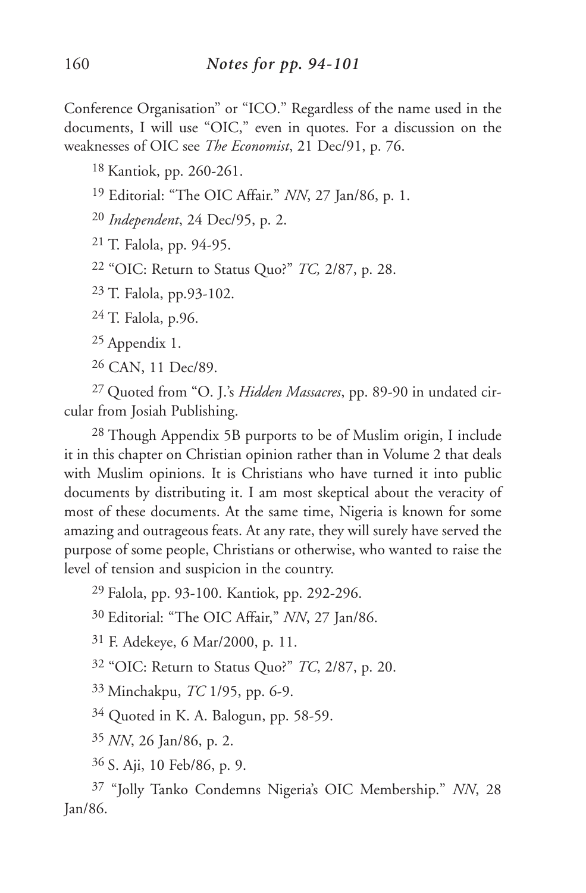Conference Organisation" or "ICO." Regardless of the name used in the documents, I will use "OIC," even in quotes. For a discussion on the weaknesses of OIC see *The Economist*, 21 Dec/91, p. 76.

[18] Kantiok, pp. 260-261.

[19] Editorial: "The OIC Affair." *NN*, 27 Jan/86, p. 1.

[20] *Independent*, 24 Dec/95, p. 2.

[21] T. Falola, pp. 94-95.

[22] "OIC: Return to Status Quo?" *TC,* 2/87, p. 28.

[23] T. Falola, pp.93-102.

[24] T. Falola, p.96.

[25] Appendix 1.

[26] CAN, 11 Dec/89.

[27] Quoted from "O. J.'s *Hidden Massacres*, pp. 89-90 in undated circular from Josiah Publishing.

[28] Though Appendix 5B purports to be of Muslim origin, I include it in this chapter on Christian opinion rather than in Volume 2 that deals with Muslim opinions. It is Christians who have turned it into public documents by distributing it. I am most skeptical about the veracity of most of these documents. At the same time, Nigeria is known for some amazing and outrageous feats. At any rate, they will surely have served the purpose of some people, Christians or otherwise, who wanted to raise the level of tension and suspicion in the country.

[29] Falola, pp. 93-100. Kantiok, pp. 292-296.

[30] Editorial: "The OIC Affair," *NN*, 27 Jan/86.

[31] F. Adekeye, 6 Mar/2000, p. 11.

[32] "OIC: Return to Status Quo?" *TC*, 2/87, p. 20.

[33] Minchakpu, *TC* 1/95, pp. 6-9.

[34] Quoted in K. A. Balogun, pp. 58-59.

[35] *NN*, 26 Jan/86, p. 2.

[36] S. Aji, 10 Feb/86, p. 9.

[37] "Jolly Tanko Condemns Nigeria's OIC Membership." *NN*, 28 Jan/86.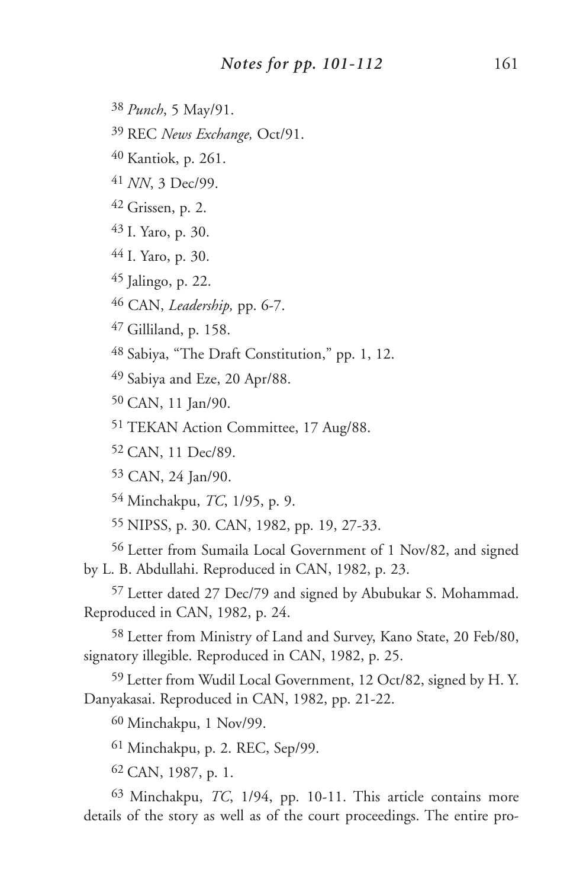[38] *Punch*, 5 May/91.

[39] REC *News Exchange,* Oct/91.

[40] Kantiok, p. 261.

[41] *NN*, 3 Dec/99.

[42] Grissen, p. 2.

[43] I. Yaro, p. 30.

[44] I. Yaro, p. 30.

[45] Jalingo, p. 22.

[46] CAN, *Leadership,* pp. 6-7.

[47] Gilliland, p. 158.

[48] Sabiya, "The Draft Constitution," pp. 1, 12.

[49] Sabiya and Eze, 20 Apr/88.

[50] CAN, 11 Jan/90.

[51] TEKAN Action Committee, 17 Aug/88.

[52] CAN, 11 Dec/89.

[53] CAN, 24 Jan/90.

[54] Minchakpu, *TC*, 1/95, p. 9.

[55] NIPSS, p. 30. CAN, 1982, pp. 19, 27-33.

[56] Letter from Sumaila Local Government of 1 Nov/82, and signed by L. B. Abdullahi. Reproduced in CAN, 1982, p. 23.

[57] Letter dated 27 Dec/79 and signed by Abubukar S. Mohammad. Reproduced in CAN, 1982, p. 24.

[58] Letter from Ministry of Land and Survey, Kano State, 20 Feb/80, signatory illegible. Reproduced in CAN, 1982, p. 25.

[59] Letter from Wudil Local Government, 12 Oct/82, signed by H. Y. Danyakasai. Reproduced in CAN, 1982, pp. 21-22.

[60] Minchakpu, 1 Nov/99.

[61] Minchakpu, p. 2. REC, Sep/99.

[62] CAN, 1987, p. 1.

[63] Minchakpu, *TC,* 1/94, pp. 10-11. This article contains more details of the story as well as of the court proceedings. The entire pro-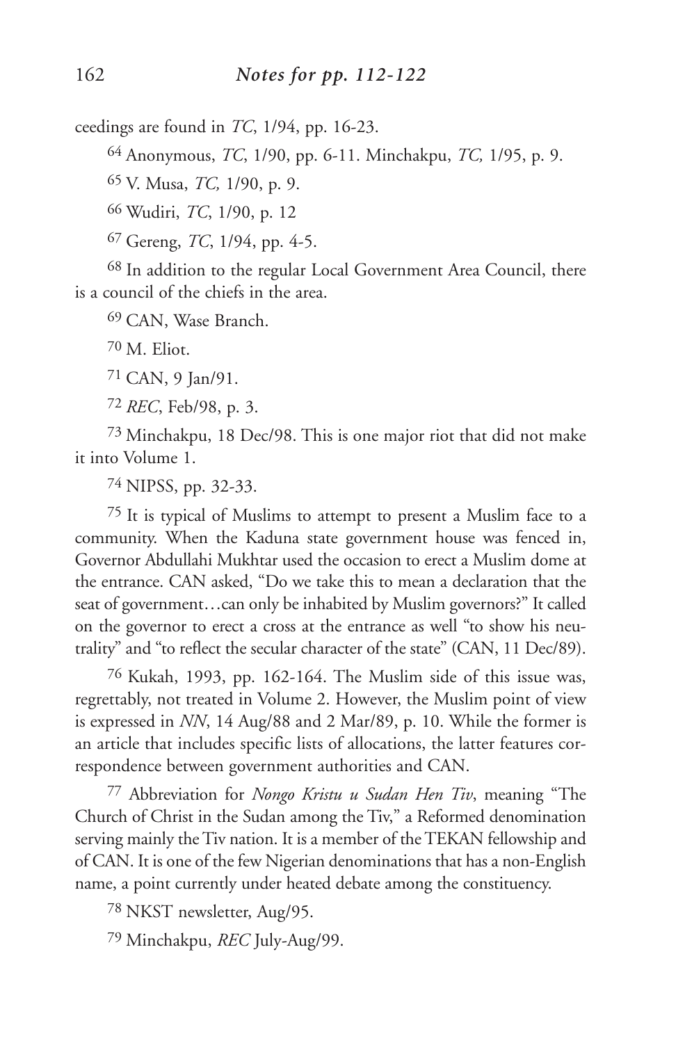ceedings are found in *TC*, 1/94, pp. 16-23.

[64] Anonymous, *TC*, 1/90, pp. 6-11. Minchakpu, *TC,* 1/95, p. 9.

[65] V. Musa, *TC,* 1/90, p. 9.

[66] Wudiri, *TC*, 1/90, p. 12

[67] Gereng, *TC*, 1/94, pp. 4-5.

[68] In addition to the regular Local Government Area Council, there is a council of the chiefs in the area.

[69] CAN, Wase Branch.

[70] M. Eliot.

[71] CAN, 9 Jan/91.

[72] *REC*, Feb/98, p. 3.

[73] Minchakpu, 18 Dec/98. This is one major riot that did not make it into Volume 1.

[74] NIPSS, pp. 32-33.

[75] It is typical of Muslims to attempt to present a Muslim face to a community. When the Kaduna state government house was fenced in, Governor Abdullahi Mukhtar used the occasion to erect a Muslim dome at the entrance. CAN asked, "Do we take this to mean a declaration that the seat of government…can only be inhabited by Muslim governors?" It called on the governor to erect a cross at the entrance as well "to show his neutrality" and "to reflect the secular character of the state" (CAN, 11 Dec/89).

[76] Kukah, 1993, pp. 162-164. The Muslim side of this issue was, regrettably, not treated in Volume 2. However, the Muslim point of view is expressed in *NN*, 14 Aug/88 and 2 Mar/89, p. 10. While the former is an article that includes specific lists of allocations, the latter features correspondence between government authorities and CAN.

[77] Abbreviation for *Nongo Kristu u Sudan Hen Tiv*, meaning "The Church of Christ in the Sudan among the Tiv," a Reformed denomination serving mainly the Tiv nation. It is a member of the TEKAN fellowship and of CAN. It is one of the few Nigerian denominations that has a non-English name, a point currently under heated debate among the constituency.

[78] NKST newsletter, Aug/95.

[79] Minchakpu, *REC* July-Aug/99.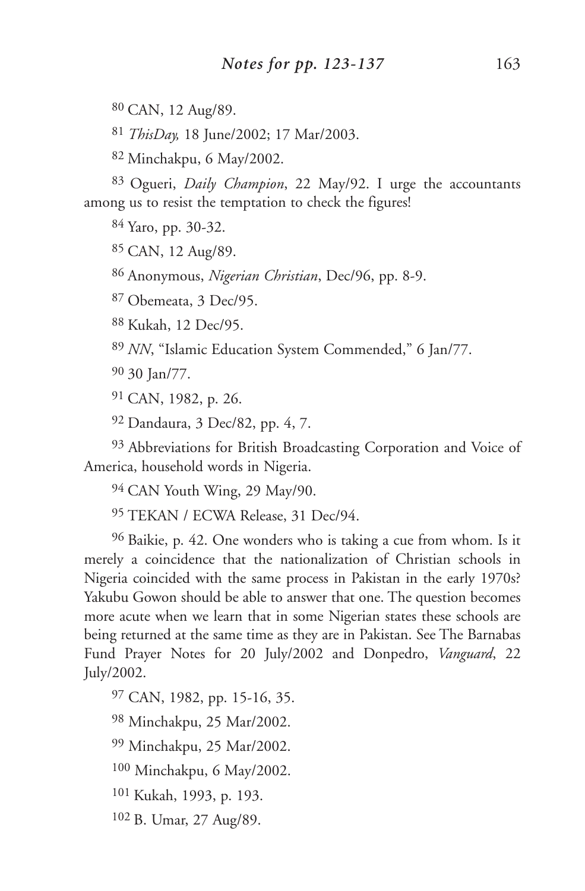[80] CAN, 12 Aug/89.

[81] *ThisDay,* 18 June/2002; 17 Mar/2003.

[82] Minchakpu, 6 May/2002.

[83] Ogueri, *Daily Champion*, 22 May/92. I urge the accountants among us to resist the temptation to check the figures!

[84] Yaro, pp. 30-32.

[85] CAN, 12 Aug/89.

[86] Anonymous, *Nigerian Christian*, Dec/96, pp. 8-9.

[87] Obemeata, 3 Dec/95.

[88] Kukah, 12 Dec/95.

[89] *NN*, "Islamic Education System Commended," 6 Jan/77.

[90] 30 Jan/77.

[91] CAN, 1982, p. 26.

[92] Dandaura, 3 Dec/82, pp. 4, 7.

[93] Abbreviations for British Broadcasting Corporation and Voice of America, household words in Nigeria.

[94] CAN Youth Wing, 29 May/90.

[95] TEKAN / ECWA Release, 31 Dec/94.

[96] Baikie, p. 42. One wonders who is taking a cue from whom. Is it merely a coincidence that the nationalization of Christian schools in Nigeria coincided with the same process in Pakistan in the early 1970s? Yakubu Gowon should be able to answer that one. The question becomes more acute when we learn that in some Nigerian states these schools are being returned at the same time as they are in Pakistan. See The Barnabas Fund Prayer Notes for 20 July/2002 and Donpedro, *Vanguard*, 22 July/2002.

[97] CAN, 1982, pp. 15-16, 35.

[98] Minchakpu, 25 Mar/2002.

[99] Minchakpu, 25 Mar/2002.

[100] Minchakpu, 6 May/2002.

[101] Kukah, 1993, p. 193.

[102] B. Umar, 27 Aug/89.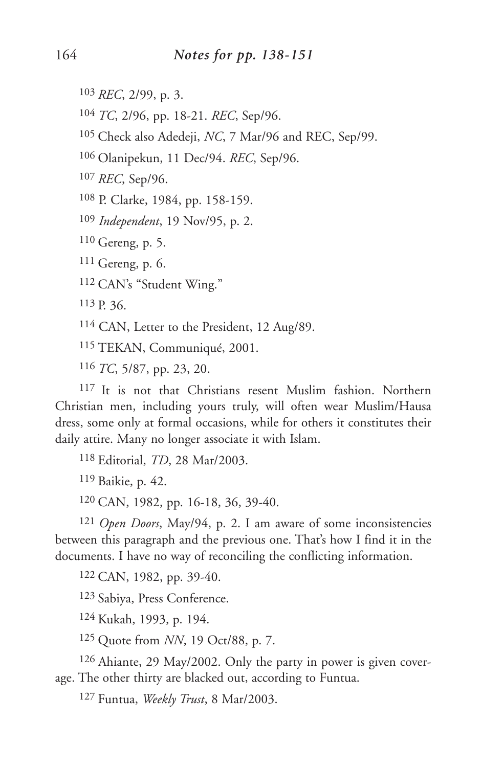103 *REC*, 2/99, p. 3.

104 *TC*, 2/96, pp. 18-21. *REC*, Sep/96.

105 Check also Adedeji, *NC*, 7 Mar/96 and REC, Sep/99.

106 Olanipekun, 11 Dec/94. *REC*, Sep/96.

107 *REC*, Sep/96.

108 P. Clarke, 1984, pp. 158-159.

109 *Independent*, 19 Nov/95, p. 2.

110 Gereng, p. 5.

111 Gereng, p. 6.

112 CAN's "Student Wing."

113 P. 36.

114 CAN, Letter to the President, 12 Aug/89.

115 TEKAN, Communiqué, 2001.

116 *TC*, 5/87, pp. 23, 20.

117 It is not that Christians resent Muslim fashion. Northern Christian men, including yours truly, will often wear Muslim/Hausa dress, some only at formal occasions, while for others it constitutes their daily attire. Many no longer associate it with Islam.

118 Editorial, *TD*, 28 Mar/2003.

119 Baikie, p. 42.

120 CAN, 1982, pp. 16-18, 36, 39-40.

121 *Open Doors*, May/94, p. 2. I am aware of some inconsistencies between this paragraph and the previous one. That's how I find it in the documents. I have no way of reconciling the conflicting information.

122 CAN, 1982, pp. 39-40.

123 Sabiya, Press Conference.

124 Kukah, 1993, p. 194.

125 Quote from *NN*, 19 Oct/88, p. 7.

126 Ahiante, 29 May/2002. Only the party in power is given coverage. The other thirty are blacked out, according to Funtua.

127 Funtua, *Weekly Trust*, 8 Mar/2003.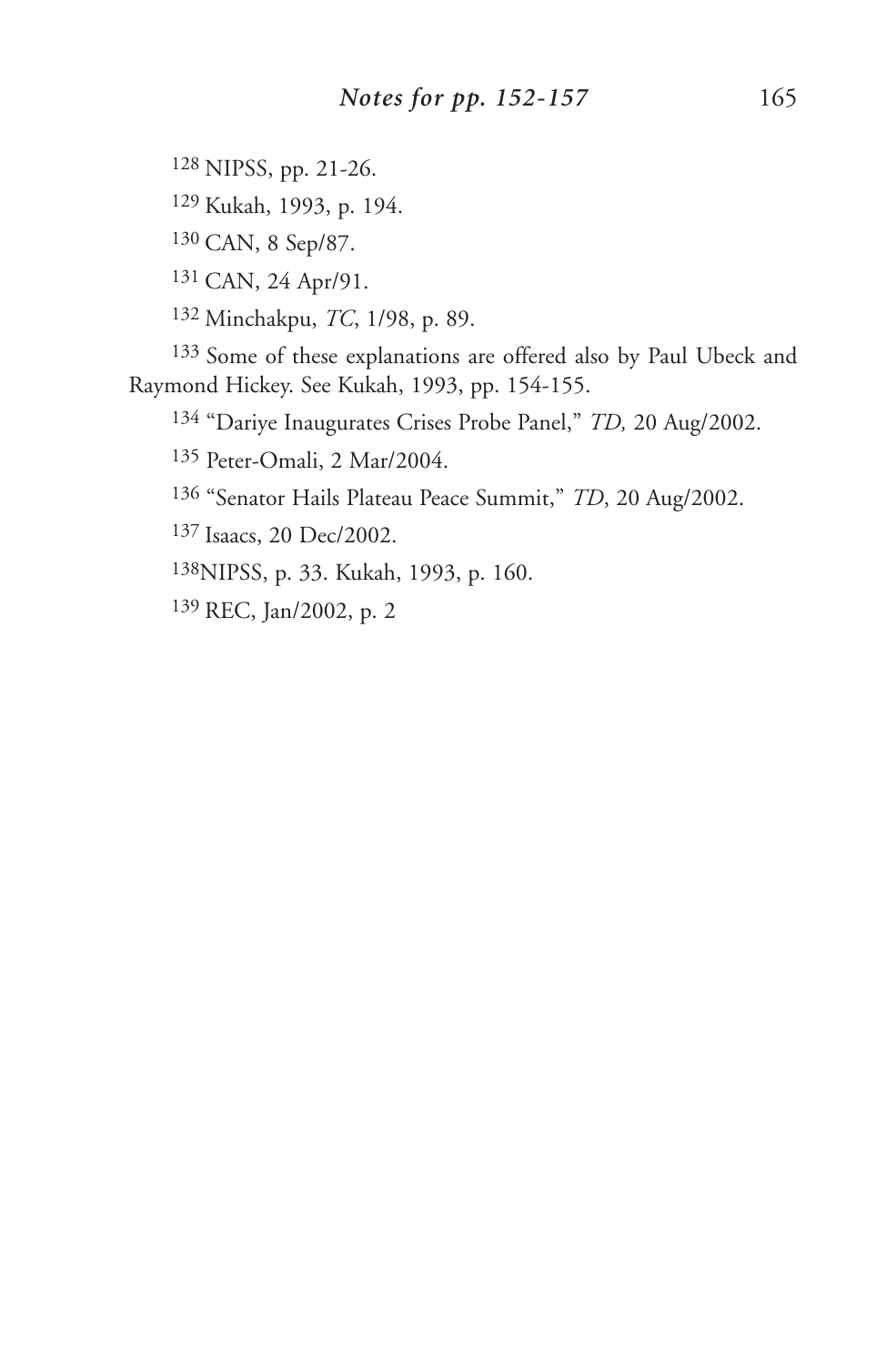[128] NIPSS, pp. 21-26.

[129] Kukah, 1993, p. 194.

[130] CAN, 8 Sep/87.

[131] CAN, 24 Apr/91.

[132] Minchakpu, *TC*, 1/98, p. 89.

[133] Some of these explanations are offered also by Paul Ubeck and Raymond Hickey. See Kukah, 1993, pp. 154-155.

[134] "Dariye Inaugurates Crises Probe Panel," *TD,* 20 Aug/2002.

[135] Peter-Omali, 2 Mar/2004.

[136] "Senator Hails Plateau Peace Summit," *TD*, 20 Aug/2002.

[137] Isaacs, 20 Dec/2002.

[138] NIPSS, p. 33. Kukah, 1993, p. 160.

[139] REC, Jan/2002, p. 2